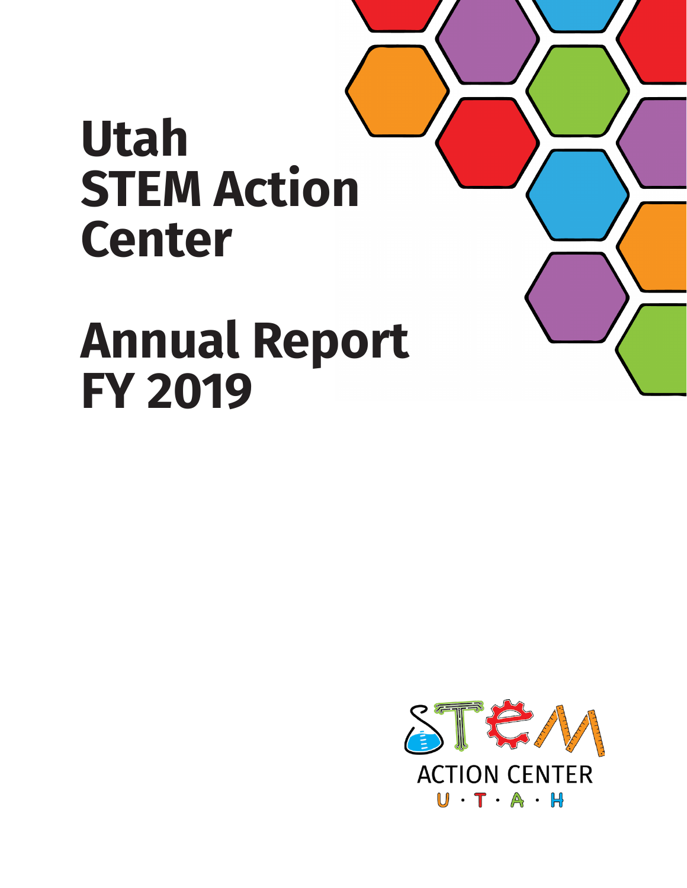# Utah STEM Action Center

# Annual Report FY 2019

STEM ACTION CENTER U · T · A · H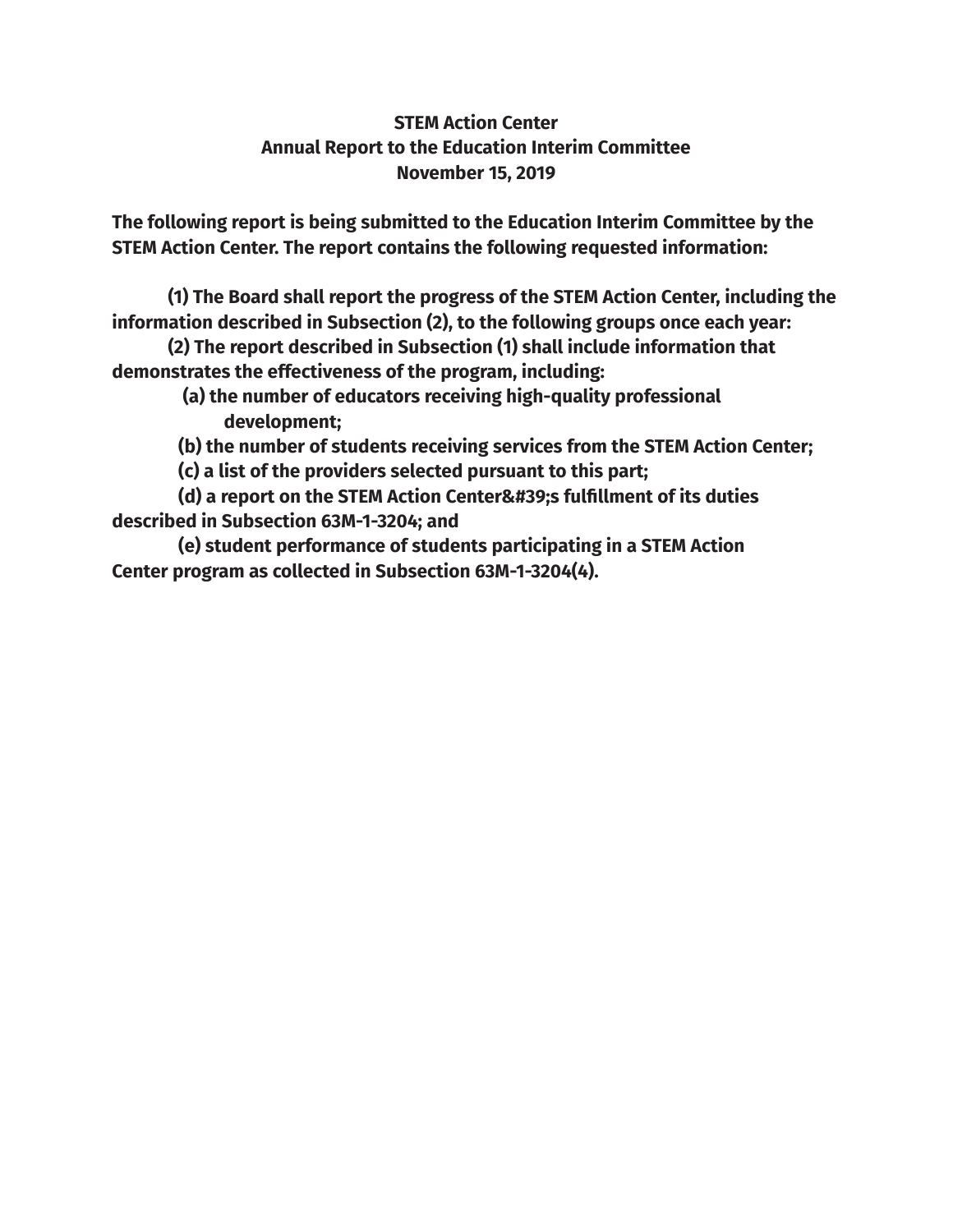**STEM Action Center**
**Annual Report to the Education Interim Committee**
**November 15, 2019**

**The following report is being submitted to the Education Interim Committee by the STEM Action Center. The report contains the following requested information:**

**(1) The Board shall report the progress of the STEM Action Center, including the information described in Subsection (2), to the following groups once each year:**

**(2) The report described in Subsection (1) shall include information that demonstrates the effectiveness of the program, including:**

**(a) the number of educators receiving high-quality professional development;**

**(b) the number of students receiving services from the STEM Action Center;**

**(c) a list of the providers selected pursuant to this part;**

**(d) a report on the STEM Action Center&#39;s fulfillment of its duties described in Subsection 63M-1-3204; and**

**(e) student performance of students participating in a STEM Action Center program as collected in Subsection 63M-1-3204(4).**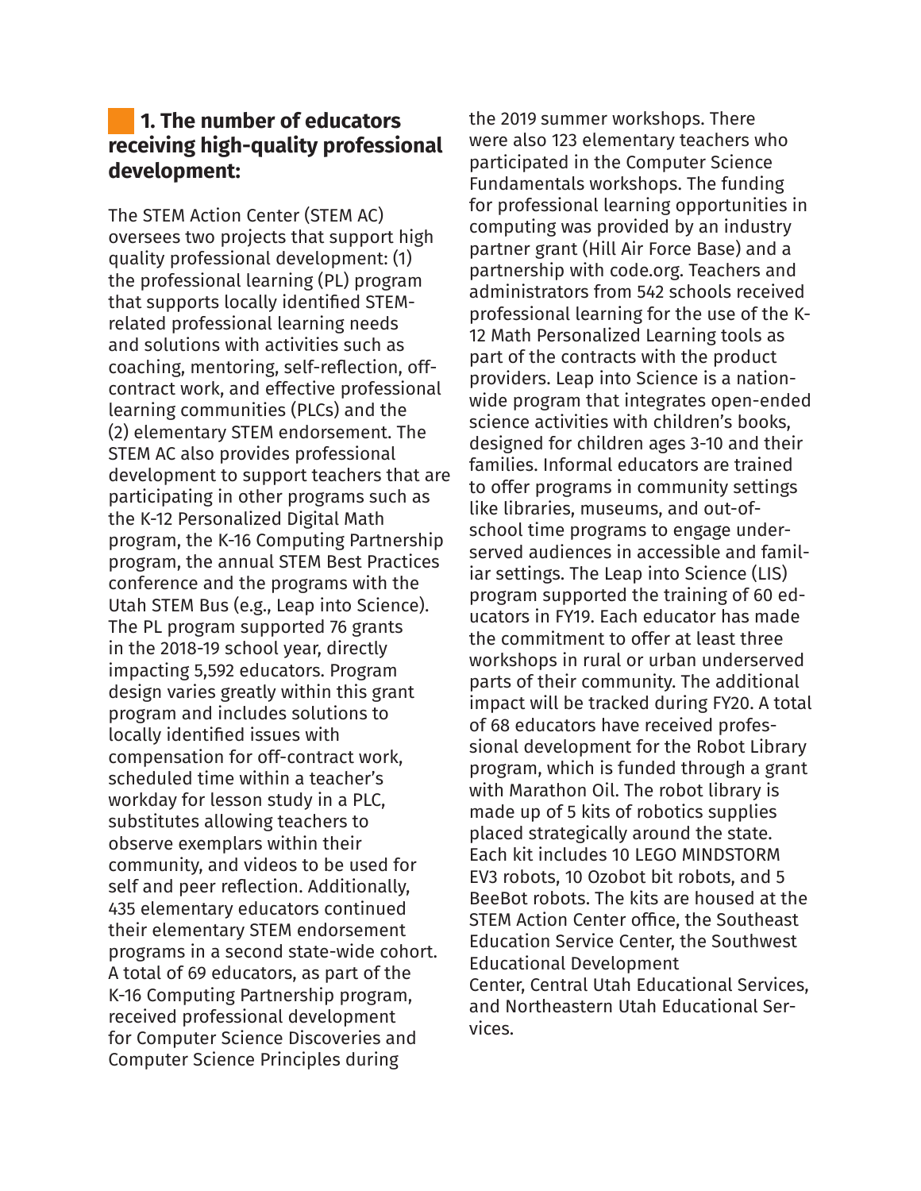## 1. The number of educators receiving high-quality professional development:

The STEM Action Center (STEM AC) oversees two projects that support high quality professional development: (1) the professional learning (PL) program that supports locally identified STEM-related professional learning needs and solutions with activities such as coaching, mentoring, self-reflection, off-contract work, and effective professional learning communities (PLCs) and the (2) elementary STEM endorsement. The STEM AC also provides professional development to support teachers that are participating in other programs such as the K-12 Personalized Digital Math program, the K-16 Computing Partnership program, the annual STEM Best Practices conference and the programs with the Utah STEM Bus (e.g., Leap into Science). The PL program supported 76 grants in the 2018-19 school year, directly impacting 5,592 educators. Program design varies greatly within this grant program and includes solutions to locally identified issues with compensation for off-contract work, scheduled time within a teacher's workday for lesson study in a PLC, substitutes allowing teachers to observe exemplars within their community, and videos to be used for self and peer reflection. Additionally, 435 elementary educators continued their elementary STEM endorsement programs in a second state-wide cohort. A total of 69 educators, as part of the K-16 Computing Partnership program, received professional development for Computer Science Discoveries and Computer Science Principles during the 2019 summer workshops. There were also 123 elementary teachers who participated in the Computer Science Fundamentals workshops. The funding for professional learning opportunities in computing was provided by an industry partner grant (Hill Air Force Base) and a partnership with code.org. Teachers and administrators from 542 schools received professional learning for the use of the K-12 Math Personalized Learning tools as part of the contracts with the product providers. Leap into Science is a nation-wide program that integrates open-ended science activities with children's books, designed for children ages 3-10 and their families. Informal educators are trained to offer programs in community settings like libraries, museums, and out-of-school time programs to engage under-served audiences in accessible and familiar settings. The Leap into Science (LIS) program supported the training of 60 educators in FY19. Each educator has made the commitment to offer at least three workshops in rural or urban underserved parts of their community. The additional impact will be tracked during FY20. A total of 68 educators have received professional development for the Robot Library program, which is funded through a grant with Marathon Oil. The robot library is made up of 5 kits of robotics supplies placed strategically around the state. Each kit includes 10 LEGO MINDSTORM EV3 robots, 10 Ozobot bit robots, and 5 BeeBot robots. The kits are housed at the STEM Action Center office, the Southeast Education Service Center, the Southwest Educational Development Center, Central Utah Educational Services, and Northeastern Utah Educational Services.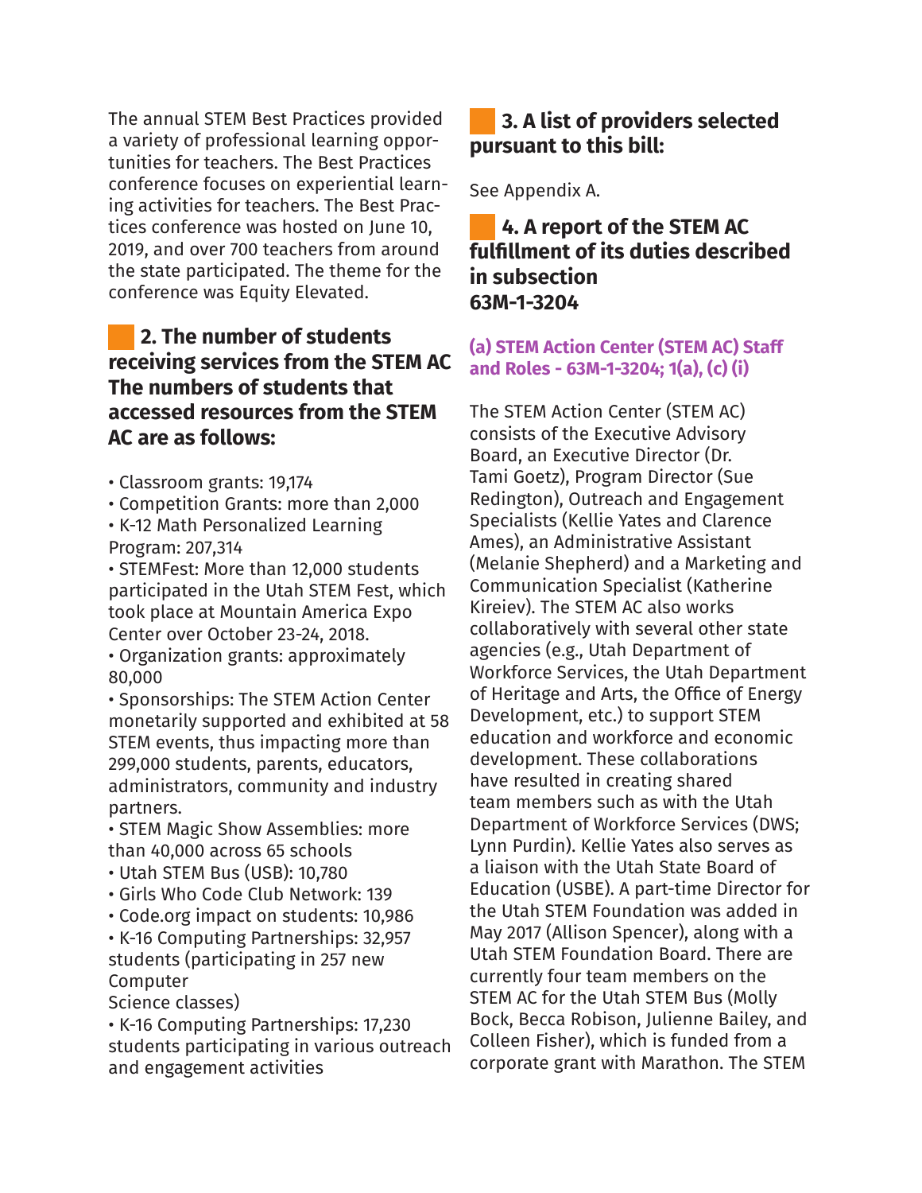The annual STEM Best Practices provided a variety of professional learning opportunities for teachers. The Best Practices conference focuses on experiential learning activities for teachers. The Best Practices conference was hosted on June 10, 2019, and over 700 teachers from around the state participated. The theme for the conference was Equity Elevated.

## 2. The number of students receiving services from the STEM AC The numbers of students that accessed resources from the STEM AC are as follows:

- Classroom grants: 19,174
- Competition Grants: more than 2,000
- K-12 Math Personalized Learning Program: 207,314
- STEMFest: More than 12,000 students participated in the Utah STEM Fest, which took place at Mountain America Expo Center over October 23-24, 2018.
- Organization grants: approximately 80,000
- Sponsorships: The STEM Action Center monetarily supported and exhibited at 58 STEM events, thus impacting more than 299,000 students, parents, educators, administrators, community and industry partners.
- STEM Magic Show Assemblies: more than 40,000 across 65 schools
- Utah STEM Bus (USB): 10,780
- Girls Who Code Club Network: 139
- Code.org impact on students: 10,986
- K-16 Computing Partnerships: 32,957 students (participating in 257 new Computer Science classes)
- K-16 Computing Partnerships: 17,230 students participating in various outreach and engagement activities

## 3. A list of providers selected pursuant to this bill:

See Appendix A.

## 4. A report of the STEM AC fulfillment of its duties described in subsection 63M-1-3204

### (a) STEM Action Center (STEM AC) Staff and Roles - 63M-1-3204; 1(a), (c) (i)

The STEM Action Center (STEM AC) consists of the Executive Advisory Board, an Executive Director (Dr. Tami Goetz), Program Director (Sue Redington), Outreach and Engagement Specialists (Kellie Yates and Clarence Ames), an Administrative Assistant (Melanie Shepherd) and a Marketing and Communication Specialist (Katherine Kireiev). The STEM AC also works collaboratively with several other state agencies (e.g., Utah Department of Workforce Services, the Utah Department of Heritage and Arts, the Office of Energy Development, etc.) to support STEM education and workforce and economic development. These collaborations have resulted in creating shared team members such as with the Utah Department of Workforce Services (DWS; Lynn Purdin). Kellie Yates also serves as a liaison with the Utah State Board of Education (USBE). A part-time Director for the Utah STEM Foundation was added in May 2017 (Allison Spencer), along with a Utah STEM Foundation Board. There are currently four team members on the STEM AC for the Utah STEM Bus (Molly Bock, Becca Robison, Julienne Bailey, and Colleen Fisher), which is funded from a corporate grant with Marathon. The STEM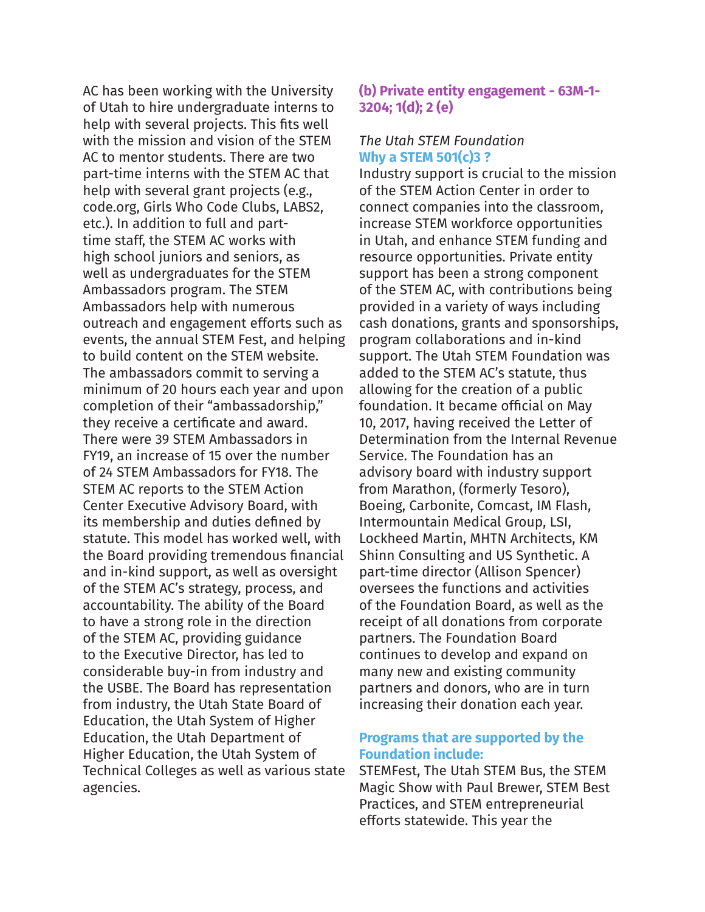AC has been working with the University of Utah to hire undergraduate interns to help with several projects. This fits well with the mission and vision of the STEM AC to mentor students. There are two part-time interns with the STEM AC that help with several grant projects (e.g., code.org, Girls Who Code Clubs, LABS2, etc.). In addition to full and part-time staff, the STEM AC works with high school juniors and seniors, as well as undergraduates for the STEM Ambassadors program. The STEM Ambassadors help with numerous outreach and engagement efforts such as events, the annual STEM Fest, and helping to build content on the STEM website. The ambassadors commit to serving a minimum of 20 hours each year and upon completion of their "ambassadorship," they receive a certificate and award. There were 39 STEM Ambassadors in FY19, an increase of 15 over the number of 24 STEM Ambassadors for FY18. The STEM AC reports to the STEM Action Center Executive Advisory Board, with its membership and duties defined by statute. This model has worked well, with the Board providing tremendous financial and in-kind support, as well as oversight of the STEM AC's strategy, process, and accountability. The ability of the Board to have a strong role in the direction of the STEM AC, providing guidance to the Executive Director, has led to considerable buy-in from industry and the USBE. The Board has representation from industry, the Utah State Board of Education, the Utah System of Higher Education, the Utah Department of Higher Education, the Utah System of Technical Colleges as well as various state agencies.

### (b) Private entity engagement - 63M-1-3204; 1(d); 2 (e)

*The Utah STEM Foundation*

**Why a STEM 501(c)3 ?**

Industry support is crucial to the mission of the STEM Action Center in order to connect companies into the classroom, increase STEM workforce opportunities in Utah, and enhance STEM funding and resource opportunities. Private entity support has been a strong component of the STEM AC, with contributions being provided in a variety of ways including cash donations, grants and sponsorships, program collaborations and in-kind support. The Utah STEM Foundation was added to the STEM AC's statute, thus allowing for the creation of a public foundation. It became official on May 10, 2017, having received the Letter of Determination from the Internal Revenue Service. The Foundation has an advisory board with industry support from Marathon, (formerly Tesoro), Boeing, Carbonite, Comcast, IM Flash, Intermountain Medical Group, LSI, Lockheed Martin, MHTN Architects, KM Shinn Consulting and US Synthetic. A part-time director (Allison Spencer) oversees the functions and activities of the Foundation Board, as well as the receipt of all donations from corporate partners. The Foundation Board continues to develop and expand on many new and existing community partners and donors, who are in turn increasing their donation each year.

**Programs that are supported by the Foundation include:**

STEMFest, The Utah STEM Bus, the STEM Magic Show with Paul Brewer, STEM Best Practices, and STEM entrepreneurial efforts statewide. This year the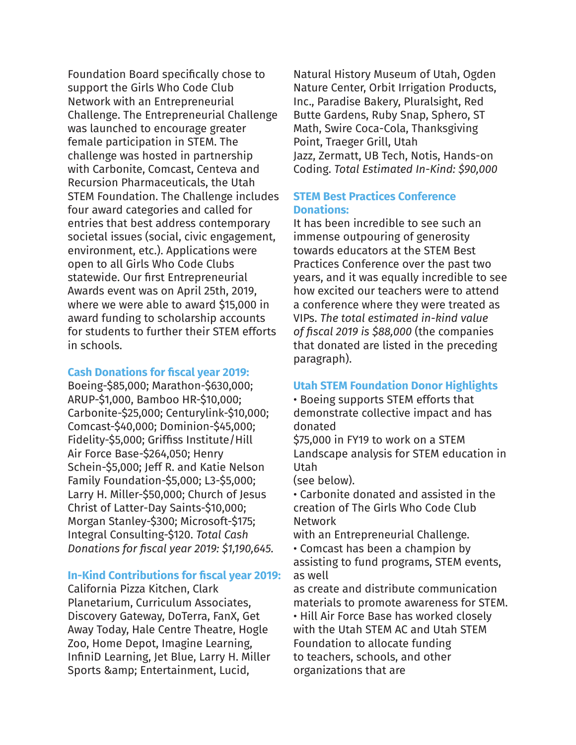Foundation Board specifically chose to support the Girls Who Code Club Network with an Entrepreneurial Challenge. The Entrepreneurial Challenge was launched to encourage greater female participation in STEM. The challenge was hosted in partnership with Carbonite, Comcast, Centeva and Recursion Pharmaceuticals, the Utah STEM Foundation. The Challenge includes four award categories and called for entries that best address contemporary societal issues (social, civic engagement, environment, etc.). Applications were open to all Girls Who Code Clubs statewide. Our first Entrepreneurial Awards event was on April 25th, 2019, where we were able to award $15,000 in award funding to scholarship accounts for students to further their STEM efforts in schools.

### Cash Donations for fiscal year 2019:

Boeing-$85,000; Marathon-$630,000; ARUP-$1,000, Bamboo HR-$10,000; Carbonite-$25,000; Centurylink-$10,000; Comcast-$40,000; Dominion-$45,000; Fidelity-$5,000; Griffiss Institute/Hill Air Force Base-$264,050; Henry Schein-$5,000; Jeff R. and Katie Nelson Family Foundation-$5,000; L3-$5,000; Larry H. Miller-$50,000; Church of Jesus Christ of Latter-Day Saints-$10,000; Morgan Stanley-$300; Microsoft-$175; Integral Consulting-$120. *Total Cash Donations for fiscal year 2019: $1,190,645.*

### In-Kind Contributions for fiscal year 2019:

California Pizza Kitchen, Clark Planetarium, Curriculum Associates, Discovery Gateway, DoTerra, FanX, Get Away Today, Hale Centre Theatre, Hogle Zoo, Home Depot, Imagine Learning, InfiniD Learning, Jet Blue, Larry H. Miller Sports &amp; Entertainment, Lucid, Natural History Museum of Utah, Ogden Nature Center, Orbit Irrigation Products, Inc., Paradise Bakery, Pluralsight, Red Butte Gardens, Ruby Snap, Sphero, ST Math, Swire Coca-Cola, Thanksgiving Point, Traeger Grill, Utah Jazz, Zermatt, UB Tech, Notis, Hands-on Coding. *Total Estimated In-Kind: $90,000*

### STEM Best Practices Conference Donations:

It has been incredible to see such an immense outpouring of generosity towards educators at the STEM Best Practices Conference over the past two years, and it was equally incredible to see how excited our teachers were to attend a conference where they were treated as VIPs. *The total estimated in-kind value of fiscal 2019 is $88,000* (the companies that donated are listed in the preceding paragraph).

### Utah STEM Foundation Donor Highlights

- Boeing supports STEM efforts that demonstrate collective impact and has donated $75,000 in FY19 to work on a STEM Landscape analysis for STEM education in Utah (see below).
- Carbonite donated and assisted in the creation of The Girls Who Code Club Network with an Entrepreneurial Challenge.
- Comcast has been a champion by assisting to fund programs, STEM events, as well as create and distribute communication materials to promote awareness for STEM.
- Hill Air Force Base has worked closely with the Utah STEM AC and Utah STEM Foundation to allocate funding to teachers, schools, and other organizations that are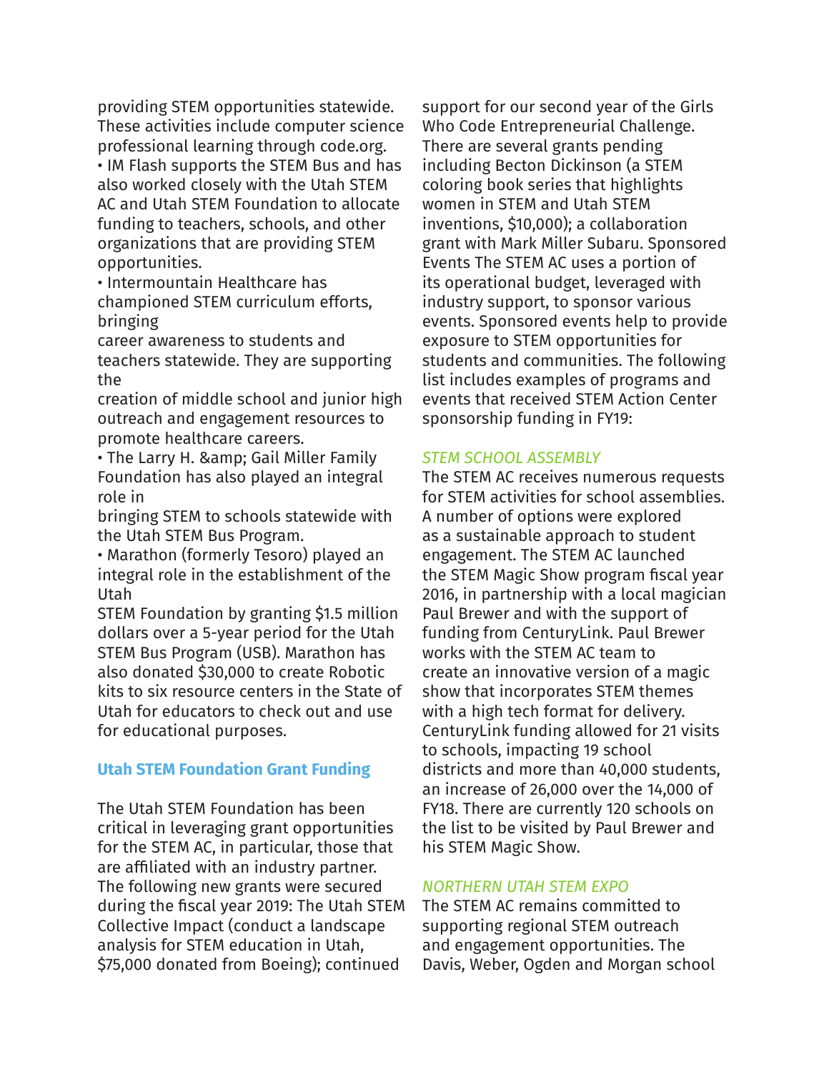providing STEM opportunities statewide. These activities include computer science professional learning through code.org.

- IM Flash supports the STEM Bus and has also worked closely with the Utah STEM AC and Utah STEM Foundation to allocate funding to teachers, schools, and other organizations that are providing STEM opportunities.
- Intermountain Healthcare has championed STEM curriculum efforts, bringing career awareness to students and teachers statewide. They are supporting the creation of middle school and junior high outreach and engagement resources to promote healthcare careers.
- The Larry H. &amp; Gail Miller Family Foundation has also played an integral role in bringing STEM to schools statewide with the Utah STEM Bus Program.
- Marathon (formerly Tesoro) played an integral role in the establishment of the Utah STEM Foundation by granting $1.5 million dollars over a 5-year period for the Utah STEM Bus Program (USB). Marathon has also donated $30,000 to create Robotic kits to six resource centers in the State of Utah for educators to check out and use for educational purposes.

## Utah STEM Foundation Grant Funding

The Utah STEM Foundation has been critical in leveraging grant opportunities for the STEM AC, in particular, those that are affiliated with an industry partner. The following new grants were secured during the fiscal year 2019: The Utah STEM Collective Impact (conduct a landscape analysis for STEM education in Utah, $75,000 donated from Boeing); continued support for our second year of the Girls Who Code Entrepreneurial Challenge. There are several grants pending including Becton Dickinson (a STEM coloring book series that highlights women in STEM and Utah STEM inventions, $10,000); a collaboration grant with Mark Miller Subaru. Sponsored Events The STEM AC uses a portion of its operational budget, leveraged with industry support, to sponsor various events. Sponsored events help to provide exposure to STEM opportunities for students and communities. The following list includes examples of programs and events that received STEM Action Center sponsorship funding in FY19:

### *STEM SCHOOL ASSEMBLY*

The STEM AC receives numerous requests for STEM activities for school assemblies. A number of options were explored as a sustainable approach to student engagement. The STEM AC launched the STEM Magic Show program fiscal year 2016, in partnership with a local magician Paul Brewer and with the support of funding from CenturyLink. Paul Brewer works with the STEM AC team to create an innovative version of a magic show that incorporates STEM themes with a high tech format for delivery. CenturyLink funding allowed for 21 visits to schools, impacting 19 school districts and more than 40,000 students, an increase of 26,000 over the 14,000 of FY18. There are currently 120 schools on the list to be visited by Paul Brewer and his STEM Magic Show.

### *NORTHERN UTAH STEM EXPO*

The STEM AC remains committed to supporting regional STEM outreach and engagement opportunities. The Davis, Weber, Ogden and Morgan school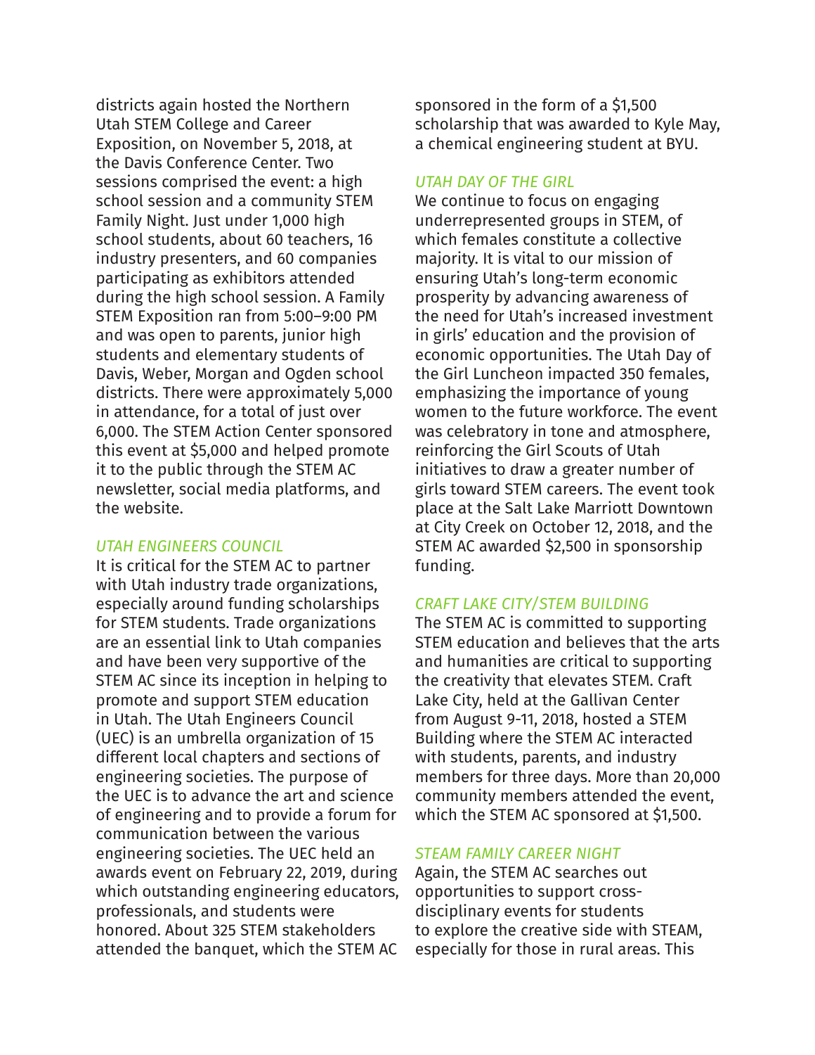districts again hosted the Northern Utah STEM College and Career Exposition, on November 5, 2018, at the Davis Conference Center. Two sessions comprised the event: a high school session and a community STEM Family Night. Just under 1,000 high school students, about 60 teachers, 16 industry presenters, and 60 companies participating as exhibitors attended during the high school session. A Family STEM Exposition ran from 5:00–9:00 PM and was open to parents, junior high students and elementary students of Davis, Weber, Morgan and Ogden school districts. There were approximately 5,000 in attendance, for a total of just over 6,000. The STEM Action Center sponsored this event at $5,000 and helped promote it to the public through the STEM AC newsletter, social media platforms, and the website.

### *UTAH ENGINEERS COUNCIL*

It is critical for the STEM AC to partner with Utah industry trade organizations, especially around funding scholarships for STEM students. Trade organizations are an essential link to Utah companies and have been very supportive of the STEM AC since its inception in helping to promote and support STEM education in Utah. The Utah Engineers Council (UEC) is an umbrella organization of 15 different local chapters and sections of engineering societies. The purpose of the UEC is to advance the art and science of engineering and to provide a forum for communication between the various engineering societies. The UEC held an awards event on February 22, 2019, during which outstanding engineering educators, professionals, and students were honored. About 325 STEM stakeholders attended the banquet, which the STEM AC sponsored in the form of a $1,500 scholarship that was awarded to Kyle May, a chemical engineering student at BYU.

### *UTAH DAY OF THE GIRL*

We continue to focus on engaging underrepresented groups in STEM, of which females constitute a collective majority. It is vital to our mission of ensuring Utah's long-term economic prosperity by advancing awareness of the need for Utah's increased investment in girls' education and the provision of economic opportunities. The Utah Day of the Girl Luncheon impacted 350 females, emphasizing the importance of young women to the future workforce. The event was celebratory in tone and atmosphere, reinforcing the Girl Scouts of Utah initiatives to draw a greater number of girls toward STEM careers. The event took place at the Salt Lake Marriott Downtown at City Creek on October 12, 2018, and the STEM AC awarded $2,500 in sponsorship funding.

### *CRAFT LAKE CITY/STEM BUILDING*

The STEM AC is committed to supporting STEM education and believes that the arts and humanities are critical to supporting the creativity that elevates STEM. Craft Lake City, held at the Gallivan Center from August 9-11, 2018, hosted a STEM Building where the STEM AC interacted with students, parents, and industry members for three days. More than 20,000 community members attended the event, which the STEM AC sponsored at $1,500.

### *STEAM FAMILY CAREER NIGHT*

Again, the STEM AC searches out opportunities to support cross-disciplinary events for students to explore the creative side with STEAM, especially for those in rural areas. This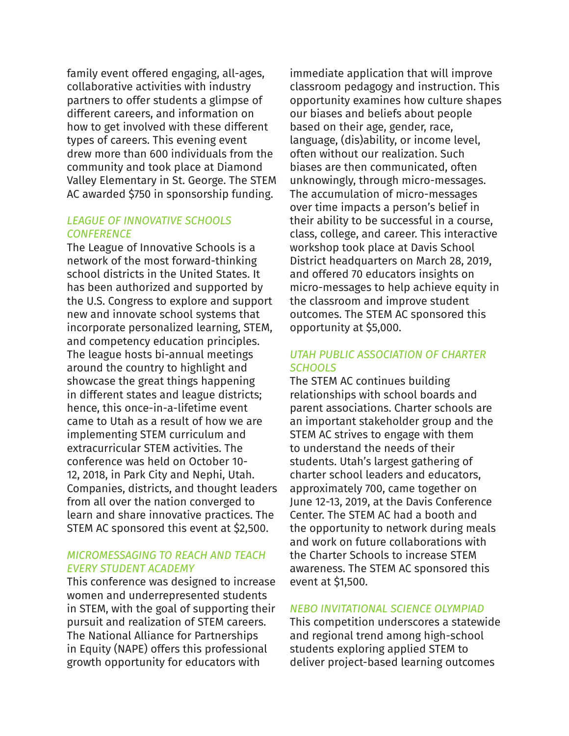family event offered engaging, all-ages, collaborative activities with industry partners to offer students a glimpse of different careers, and information on how to get involved with these different types of careers. This evening event drew more than 600 individuals from the community and took place at Diamond Valley Elementary in St. George. The STEM AC awarded $750 in sponsorship funding.

### *LEAGUE OF INNOVATIVE SCHOOLS CONFERENCE*

The League of Innovative Schools is a network of the most forward-thinking school districts in the United States. It has been authorized and supported by the U.S. Congress to explore and support new and innovate school systems that incorporate personalized learning, STEM, and competency education principles. The league hosts bi-annual meetings around the country to highlight and showcase the great things happening in different states and league districts; hence, this once-in-a-lifetime event came to Utah as a result of how we are implementing STEM curriculum and extracurricular STEM activities. The conference was held on October 10-12, 2018, in Park City and Nephi, Utah. Companies, districts, and thought leaders from all over the nation converged to learn and share innovative practices. The STEM AC sponsored this event at $2,500.

### *MICROMESSAGING TO REACH AND TEACH EVERY STUDENT ACADEMY*

This conference was designed to increase women and underrepresented students in STEM, with the goal of supporting their pursuit and realization of STEM careers. The National Alliance for Partnerships in Equity (NAPE) offers this professional growth opportunity for educators with immediate application that will improve classroom pedagogy and instruction. This opportunity examines how culture shapes our biases and beliefs about people based on their age, gender, race, language, (dis)ability, or income level, often without our realization. Such biases are then communicated, often unknowingly, through micro-messages. The accumulation of micro-messages over time impacts a person's belief in their ability to be successful in a course, class, college, and career. This interactive workshop took place at Davis School District headquarters on March 28, 2019, and offered 70 educators insights on micro-messages to help achieve equity in the classroom and improve student outcomes. The STEM AC sponsored this opportunity at $5,000.

### *UTAH PUBLIC ASSOCIATION OF CHARTER SCHOOLS*

The STEM AC continues building relationships with school boards and parent associations. Charter schools are an important stakeholder group and the STEM AC strives to engage with them to understand the needs of their students. Utah's largest gathering of charter school leaders and educators, approximately 700, came together on June 12-13, 2019, at the Davis Conference Center. The STEM AC had a booth and the opportunity to network during meals and work on future collaborations with the Charter Schools to increase STEM awareness. The STEM AC sponsored this event at $1,500.

### *NEBO INVITATIONAL SCIENCE OLYMPIAD*

This competition underscores a statewide and regional trend among high-school students exploring applied STEM to deliver project-based learning outcomes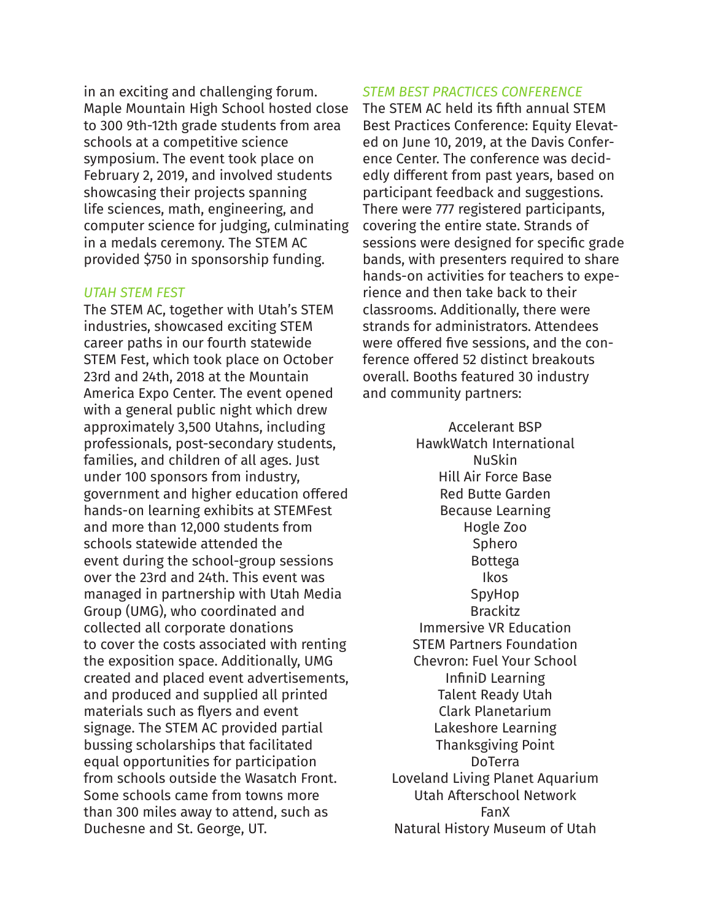in an exciting and challenging forum. Maple Mountain High School hosted close to 300 9th-12th grade students from area schools at a competitive science symposium. The event took place on February 2, 2019, and involved students showcasing their projects spanning life sciences, math, engineering, and computer science for judging, culminating in a medals ceremony. The STEM AC provided $750 in sponsorship funding.

### *UTAH STEM FEST*

The STEM AC, together with Utah's STEM industries, showcased exciting STEM career paths in our fourth statewide STEM Fest, which took place on October 23rd and 24th, 2018 at the Mountain America Expo Center. The event opened with a general public night which drew approximately 3,500 Utahns, including professionals, post-secondary students, families, and children of all ages. Just under 100 sponsors from industry, government and higher education offered hands-on learning exhibits at STEMFest and more than 12,000 students from schools statewide attended the event during the school-group sessions over the 23rd and 24th. This event was managed in partnership with Utah Media Group (UMG), who coordinated and collected all corporate donations to cover the costs associated with renting the exposition space. Additionally, UMG created and placed event advertisements, and produced and supplied all printed materials such as flyers and event signage. The STEM AC provided partial bussing scholarships that facilitated equal opportunities for participation from schools outside the Wasatch Front. Some schools came from towns more than 300 miles away to attend, such as Duchesne and St. George, UT.

### *STEM BEST PRACTICES CONFERENCE*

The STEM AC held its fifth annual STEM Best Practices Conference: Equity Elevated on June 10, 2019, at the Davis Conference Center. The conference was decidedly different from past years, based on participant feedback and suggestions. There were 777 registered participants, covering the entire state. Strands of sessions were designed for specific grade bands, with presenters required to share hands-on activities for teachers to experience and then take back to their classrooms. Additionally, there were strands for administrators. Attendees were offered five sessions, and the conference offered 52 distinct breakouts overall. Booths featured 30 industry and community partners:

Accelerant BSP
HawkWatch International
NuSkin
Hill Air Force Base
Red Butte Garden
Because Learning
Hogle Zoo
Sphero
Bottega
Ikos
SpyHop
Brackitz
Immersive VR Education
STEM Partners Foundation
Chevron: Fuel Your School
InfiniD Learning
Talent Ready Utah
Clark Planetarium
Lakeshore Learning
Thanksgiving Point
DoTerra
Loveland Living Planet Aquarium
Utah Afterschool Network
FanX
Natural History Museum of Utah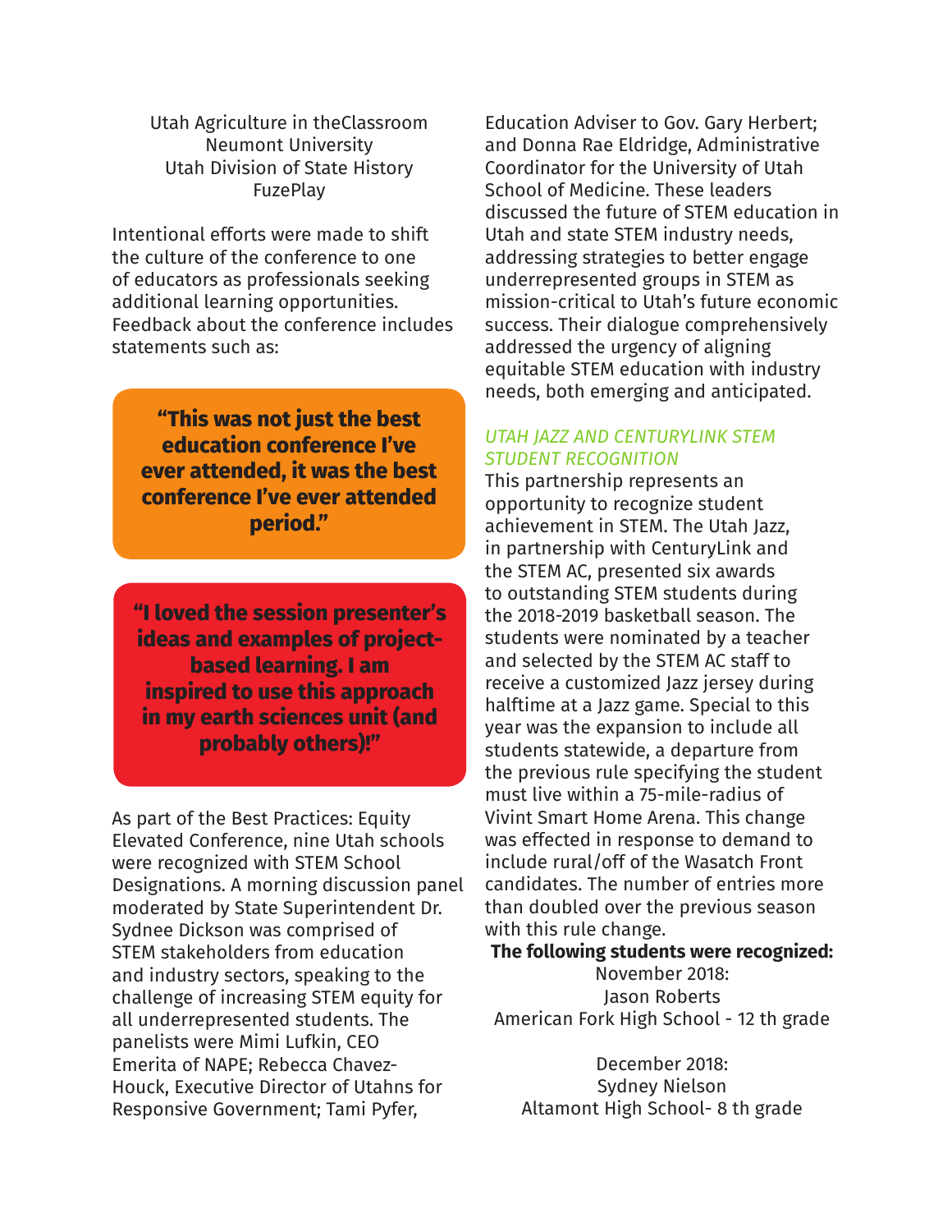Utah Agriculture in theClassroom
Neumont University
Utah Division of State History
FuzePlay

Intentional efforts were made to shift the culture of the conference to one of educators as professionals seeking additional learning opportunities. Feedback about the conference includes statements such as:

**"This was not just the best education conference I've ever attended, it was the best conference I've ever attended period."**

**"I loved the session presenter's ideas and examples of project-based learning. I am inspired to use this approach in my earth sciences unit (and probably others)!"**

As part of the Best Practices: Equity Elevated Conference, nine Utah schools were recognized with STEM School Designations. A morning discussion panel moderated by State Superintendent Dr. Sydnee Dickson was comprised of STEM stakeholders from education and industry sectors, speaking to the challenge of increasing STEM equity for all underrepresented students. The panelists were Mimi Lufkin, CEO Emerita of NAPE; Rebecca Chavez-Houck, Executive Director of Utahns for Responsive Government; Tami Pyfer, Education Adviser to Gov. Gary Herbert; and Donna Rae Eldridge, Administrative Coordinator for the University of Utah School of Medicine. These leaders discussed the future of STEM education in Utah and state STEM industry needs, addressing strategies to better engage underrepresented groups in STEM as mission-critical to Utah's future economic success. Their dialogue comprehensively addressed the urgency of aligning equitable STEM education with industry needs, both emerging and anticipated.

### *UTAH JAZZ AND CENTURYLINK STEM STUDENT RECOGNITION*

This partnership represents an opportunity to recognize student achievement in STEM. The Utah Jazz, in partnership with CenturyLink and the STEM AC, presented six awards to outstanding STEM students during the 2018-2019 basketball season. The students were nominated by a teacher and selected by the STEM AC staff to receive a customized Jazz jersey during halftime at a Jazz game. Special to this year was the expansion to include all students statewide, a departure from the previous rule specifying the student must live within a 75-mile-radius of Vivint Smart Home Arena. This change was effected in response to demand to include rural/off of the Wasatch Front candidates. The number of entries more than doubled over the previous season with this rule change.

**The following students were recognized:**

November 2018:
Jason Roberts
American Fork High School - 12 th grade

December 2018:
Sydney Nielson
Altamont High School- 8 th grade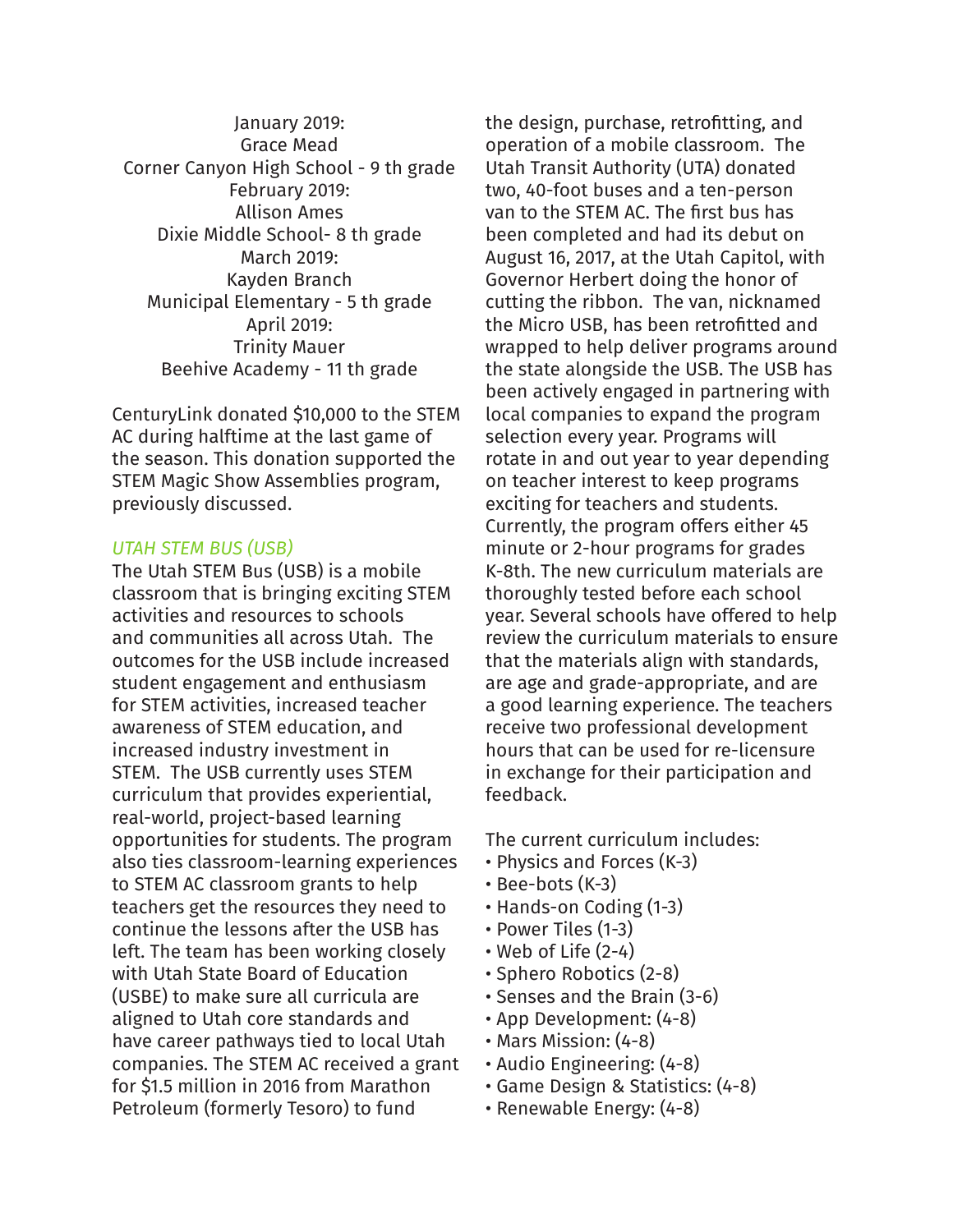January 2019:
Grace Mead
Corner Canyon High School - 9 th grade
February 2019:
Allison Ames
Dixie Middle School- 8 th grade
March 2019:
Kayden Branch
Municipal Elementary - 5 th grade
April 2019:
Trinity Mauer
Beehive Academy - 11 th grade

CenturyLink donated $10,000 to the STEM AC during halftime at the last game of the season. This donation supported the STEM Magic Show Assemblies program, previously discussed.

### *UTAH STEM BUS (USB)*

The Utah STEM Bus (USB) is a mobile classroom that is bringing exciting STEM activities and resources to schools and communities all across Utah. The outcomes for the USB include increased student engagement and enthusiasm for STEM activities, increased teacher awareness of STEM education, and increased industry investment in STEM. The USB currently uses STEM curriculum that provides experiential, real-world, project-based learning opportunities for students. The program also ties classroom-learning experiences to STEM AC classroom grants to help teachers get the resources they need to continue the lessons after the USB has left. The team has been working closely with Utah State Board of Education (USBE) to make sure all curricula are aligned to Utah core standards and have career pathways tied to local Utah companies. The STEM AC received a grant for $1.5 million in 2016 from Marathon Petroleum (formerly Tesoro) to fund the design, purchase, retrofitting, and operation of a mobile classroom. The Utah Transit Authority (UTA) donated two, 40-foot buses and a ten-person van to the STEM AC. The first bus has been completed and had its debut on August 16, 2017, at the Utah Capitol, with Governor Herbert doing the honor of cutting the ribbon. The van, nicknamed the Micro USB, has been retrofitted and wrapped to help deliver programs around the state alongside the USB. The USB has been actively engaged in partnering with local companies to expand the program selection every year. Programs will rotate in and out year to year depending on teacher interest to keep programs exciting for teachers and students. Currently, the program offers either 45 minute or 2-hour programs for grades K-8th. The new curriculum materials are thoroughly tested before each school year. Several schools have offered to help review the curriculum materials to ensure that the materials align with standards, are age and grade-appropriate, and are a good learning experience. The teachers receive two professional development hours that can be used for re-licensure in exchange for their participation and feedback.

The current curriculum includes:

- Physics and Forces (K-3)
- Bee-bots (K-3)
- Hands-on Coding (1-3)
- Power Tiles (1-3)
- Web of Life (2-4)
- Sphero Robotics (2-8)
- Senses and the Brain (3-6)
- App Development: (4-8)
- Mars Mission: (4-8)
- Audio Engineering: (4-8)
- Game Design & Statistics: (4-8)
- Renewable Energy: (4-8)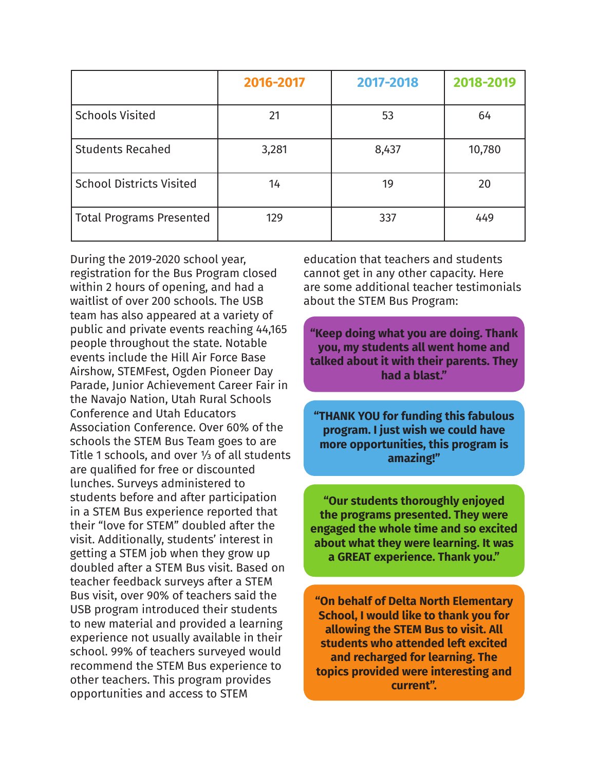| | 2016-2017 | 2017-2018 | 2018-2019 |
|---|---|---|---|
| Schools Visited | 21 | 53 | 64 |
| Students Recahed | 3,281 | 8,437 | 10,780 |
| School Districts Visited | 14 | 19 | 20 |
| Total Programs Presented | 129 | 337 | 449 |

During the 2019-2020 school year, registration for the Bus Program closed within 2 hours of opening, and had a waitlist of over 200 schools. The USB team has also appeared at a variety of public and private events reaching 44,165 people throughout the state. Notable events include the Hill Air Force Base Airshow, STEMFest, Ogden Pioneer Day Parade, Junior Achievement Career Fair in the Navajo Nation, Utah Rural Schools Conference and Utah Educators Association Conference. Over 60% of the schools the STEM Bus Team goes to are Title 1 schools, and over ⅓ of all students are qualified for free or discounted lunches. Surveys administered to students before and after participation in a STEM Bus experience reported that their "love for STEM" doubled after the visit. Additionally, students' interest in getting a STEM job when they grow up doubled after a STEM Bus visit. Based on teacher feedback surveys after a STEM Bus visit, over 90% of teachers said the USB program introduced their students to new material and provided a learning experience not usually available in their school. 99% of teachers surveyed would recommend the STEM Bus experience to other teachers. This program provides opportunities and access to STEM education that teachers and students cannot get in any other capacity. Here are some additional teacher testimonials about the STEM Bus Program:

**"Keep doing what you are doing. Thank you, my students all went home and talked about it with their parents. They had a blast."**

**"THANK YOU for funding this fabulous program. I just wish we could have more opportunities, this program is amazing!"**

**"Our students thoroughly enjoyed the programs presented. They were engaged the whole time and so excited about what they were learning. It was a GREAT experience. Thank you."**

**"On behalf of Delta North Elementary School, I would like to thank you for allowing the STEM Bus to visit. All students who attended left excited and recharged for learning. The topics provided were interesting and current".**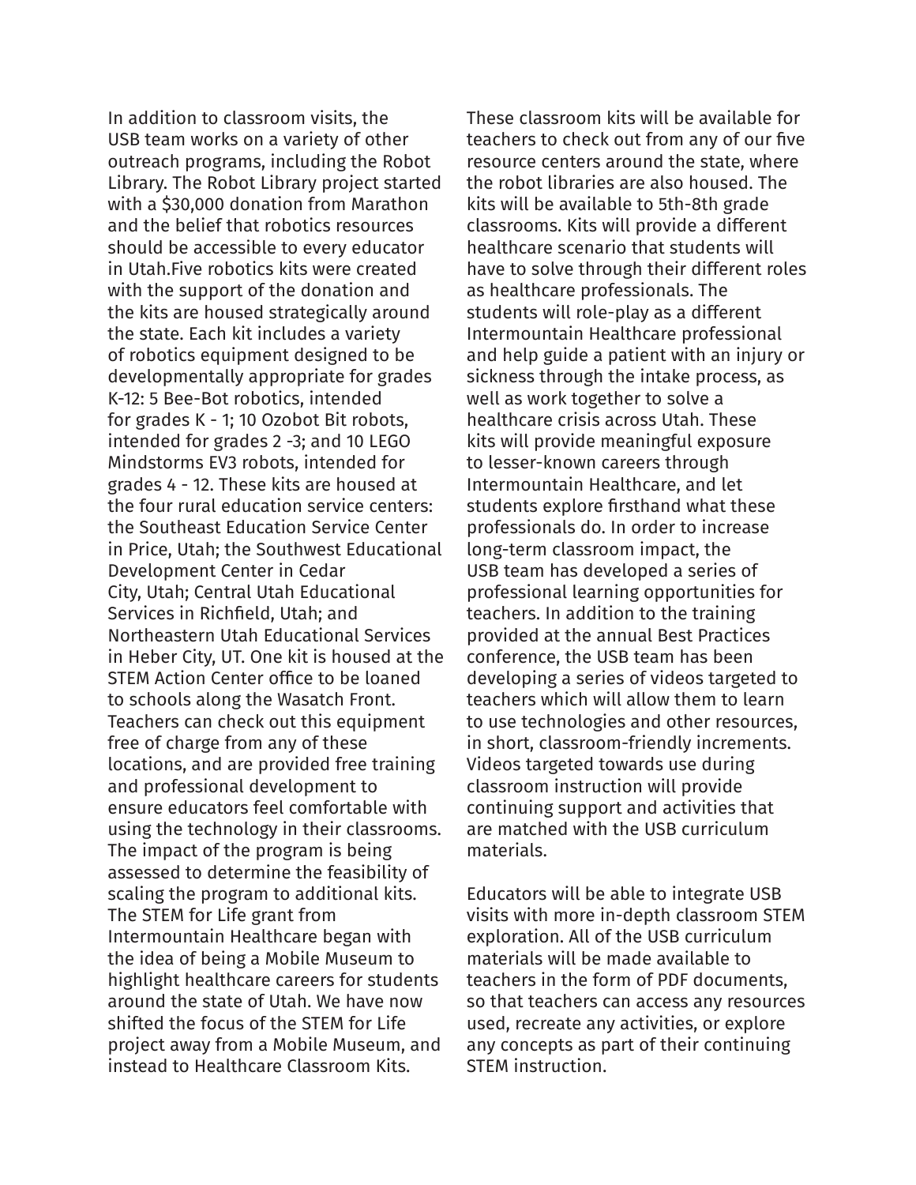In addition to classroom visits, the USB team works on a variety of other outreach programs, including the Robot Library. The Robot Library project started with a $30,000 donation from Marathon and the belief that robotics resources should be accessible to every educator in Utah.Five robotics kits were created with the support of the donation and the kits are housed strategically around the state. Each kit includes a variety of robotics equipment designed to be developmentally appropriate for grades K-12: 5 Bee-Bot robotics, intended for grades K - 1; 10 Ozobot Bit robots, intended for grades 2 -3; and 10 LEGO Mindstorms EV3 robots, intended for grades 4 - 12. These kits are housed at the four rural education service centers: the Southeast Education Service Center in Price, Utah; the Southwest Educational Development Center in Cedar City, Utah; Central Utah Educational Services in Richfield, Utah; and Northeastern Utah Educational Services in Heber City, UT. One kit is housed at the STEM Action Center office to be loaned to schools along the Wasatch Front. Teachers can check out this equipment free of charge from any of these locations, and are provided free training and professional development to ensure educators feel comfortable with using the technology in their classrooms. The impact of the program is being assessed to determine the feasibility of scaling the program to additional kits. The STEM for Life grant from Intermountain Healthcare began with the idea of being a Mobile Museum to highlight healthcare careers for students around the state of Utah. We have now shifted the focus of the STEM for Life project away from a Mobile Museum, and instead to Healthcare Classroom Kits. These classroom kits will be available for teachers to check out from any of our five resource centers around the state, where the robot libraries are also housed. The kits will be available to 5th-8th grade classrooms. Kits will provide a different healthcare scenario that students will have to solve through their different roles as healthcare professionals. The students will role-play as a different Intermountain Healthcare professional and help guide a patient with an injury or sickness through the intake process, as well as work together to solve a healthcare crisis across Utah. These kits will provide meaningful exposure to lesser-known careers through Intermountain Healthcare, and let students explore firsthand what these professionals do. In order to increase long-term classroom impact, the USB team has developed a series of professional learning opportunities for teachers. In addition to the training provided at the annual Best Practices conference, the USB team has been developing a series of videos targeted to teachers which will allow them to learn to use technologies and other resources, in short, classroom-friendly increments. Videos targeted towards use during classroom instruction will provide continuing support and activities that are matched with the USB curriculum materials.

Educators will be able to integrate USB visits with more in-depth classroom STEM exploration. All of the USB curriculum materials will be made available to teachers in the form of PDF documents, so that teachers can access any resources used, recreate any activities, or explore any concepts as part of their continuing STEM instruction.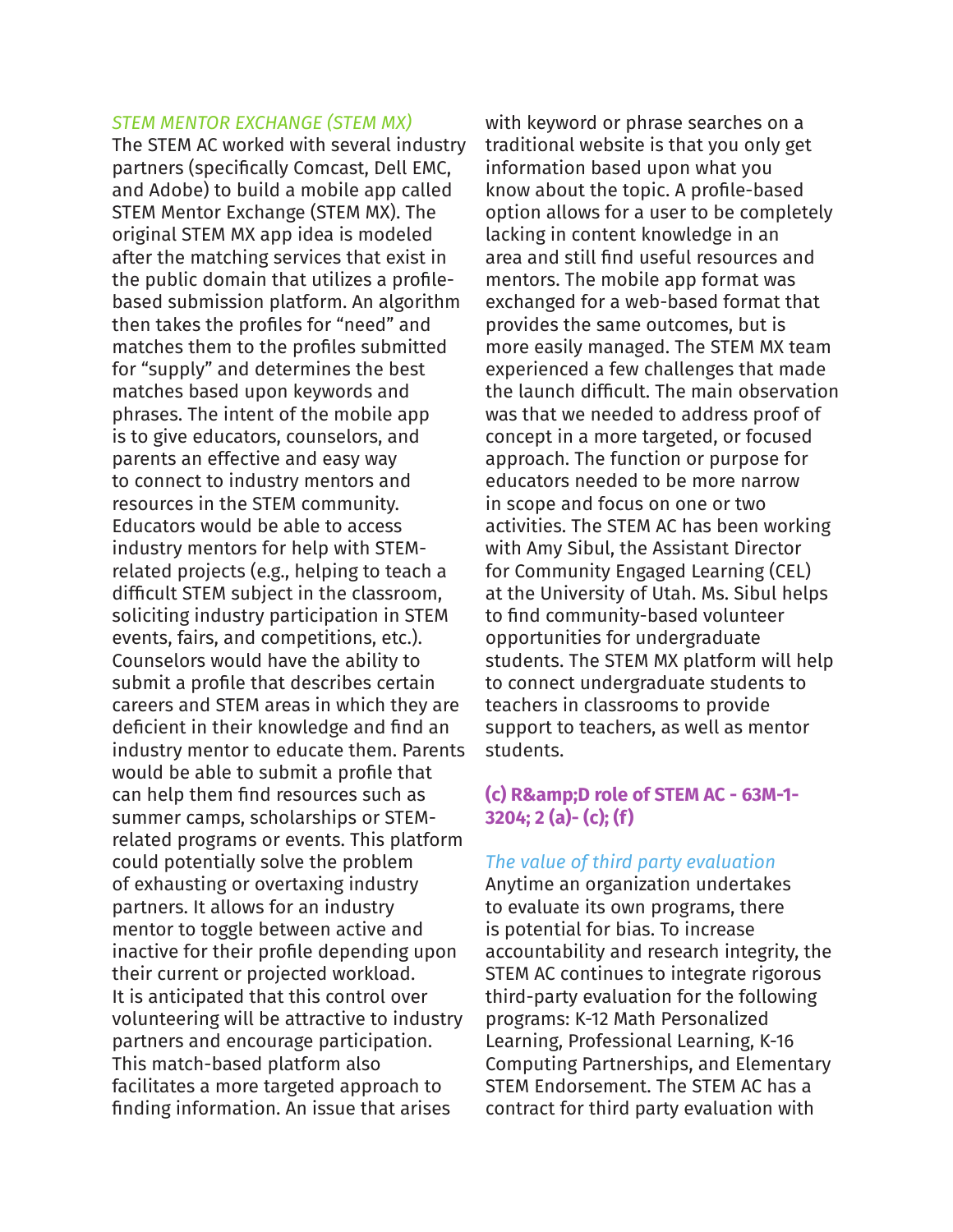*STEM MENTOR EXCHANGE (STEM MX)*

The STEM AC worked with several industry partners (specifically Comcast, Dell EMC, and Adobe) to build a mobile app called STEM Mentor Exchange (STEM MX). The original STEM MX app idea is modeled after the matching services that exist in the public domain that utilizes a profile-based submission platform. An algorithm then takes the profiles for "need" and matches them to the profiles submitted for "supply" and determines the best matches based upon keywords and phrases. The intent of the mobile app is to give educators, counselors, and parents an effective and easy way to connect to industry mentors and resources in the STEM community. Educators would be able to access industry mentors for help with STEM-related projects (e.g., helping to teach a difficult STEM subject in the classroom, soliciting industry participation in STEM events, fairs, and competitions, etc.). Counselors would have the ability to submit a profile that describes certain careers and STEM areas in which they are deficient in their knowledge and find an industry mentor to educate them. Parents would be able to submit a profile that can help them find resources such as summer camps, scholarships or STEM-related programs or events. This platform could potentially solve the problem of exhausting or overtaxing industry partners. It allows for an industry mentor to toggle between active and inactive for their profile depending upon their current or projected workload. It is anticipated that this control over volunteering will be attractive to industry partners and encourage participation. This match-based platform also facilitates a more targeted approach to finding information. An issue that arises with keyword or phrase searches on a traditional website is that you only get information based upon what you know about the topic. A profile-based option allows for a user to be completely lacking in content knowledge in an area and still find useful resources and mentors. The mobile app format was exchanged for a web-based format that provides the same outcomes, but is more easily managed. The STEM MX team experienced a few challenges that made the launch difficult. The main observation was that we needed to address proof of concept in a more targeted, or focused approach. The function or purpose for educators needed to be more narrow in scope and focus on one or two activities. The STEM AC has been working with Amy Sibul, the Assistant Director for Community Engaged Learning (CEL) at the University of Utah. Ms. Sibul helps to find community-based volunteer opportunities for undergraduate students. The STEM MX platform will help to connect undergraduate students to teachers in classrooms to provide support to teachers, as well as mentor students.

### (c) R&amp;D role of STEM AC - 63M-1-3204; 2 (a)- (c); (f)

*The value of third party evaluation*

Anytime an organization undertakes to evaluate its own programs, there is potential for bias. To increase accountability and research integrity, the STEM AC continues to integrate rigorous third-party evaluation for the following programs: K-12 Math Personalized Learning, Professional Learning, K-16 Computing Partnerships, and Elementary STEM Endorsement. The STEM AC has a contract for third party evaluation with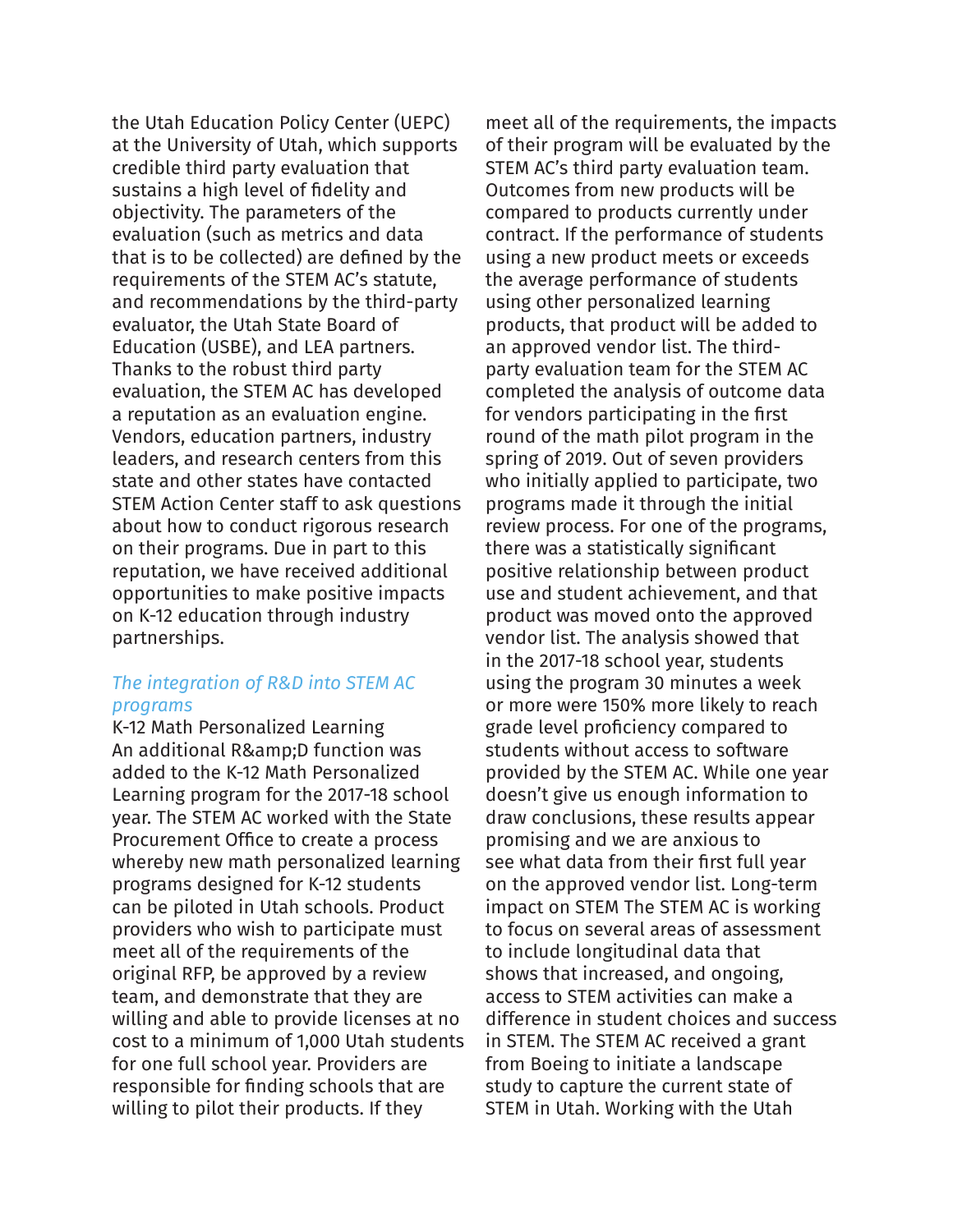the Utah Education Policy Center (UEPC) at the University of Utah, which supports credible third party evaluation that sustains a high level of fidelity and objectivity. The parameters of the evaluation (such as metrics and data that is to be collected) are defined by the requirements of the STEM AC's statute, and recommendations by the third-party evaluator, the Utah State Board of Education (USBE), and LEA partners. Thanks to the robust third party evaluation, the STEM AC has developed a reputation as an evaluation engine. Vendors, education partners, industry leaders, and research centers from this state and other states have contacted STEM Action Center staff to ask questions about how to conduct rigorous research on their programs. Due in part to this reputation, we have received additional opportunities to make positive impacts on K-12 education through industry partnerships.

### *The integration of R&D into STEM AC programs*

K-12 Math Personalized Learning

An additional R&amp;D function was added to the K-12 Math Personalized Learning program for the 2017-18 school year. The STEM AC worked with the State Procurement Office to create a process whereby new math personalized learning programs designed for K-12 students can be piloted in Utah schools. Product providers who wish to participate must meet all of the requirements of the original RFP, be approved by a review team, and demonstrate that they are willing and able to provide licenses at no cost to a minimum of 1,000 Utah students for one full school year. Providers are responsible for finding schools that are willing to pilot their products. If they meet all of the requirements, the impacts of their program will be evaluated by the STEM AC's third party evaluation team. Outcomes from new products will be compared to products currently under contract. If the performance of students using a new product meets or exceeds the average performance of students using other personalized learning products, that product will be added to an approved vendor list. The third-party evaluation team for the STEM AC completed the analysis of outcome data for vendors participating in the first round of the math pilot program in the spring of 2019. Out of seven providers who initially applied to participate, two programs made it through the initial review process. For one of the programs, there was a statistically significant positive relationship between product use and student achievement, and that product was moved onto the approved vendor list. The analysis showed that in the 2017-18 school year, students using the program 30 minutes a week or more were 150% more likely to reach grade level proficiency compared to students without access to software provided by the STEM AC. While one year doesn't give us enough information to draw conclusions, these results appear promising and we are anxious to see what data from their first full year on the approved vendor list. Long-term impact on STEM The STEM AC is working to focus on several areas of assessment to include longitudinal data that shows that increased, and ongoing, access to STEM activities can make a difference in student choices and success in STEM. The STEM AC received a grant from Boeing to initiate a landscape study to capture the current state of STEM in Utah. Working with the Utah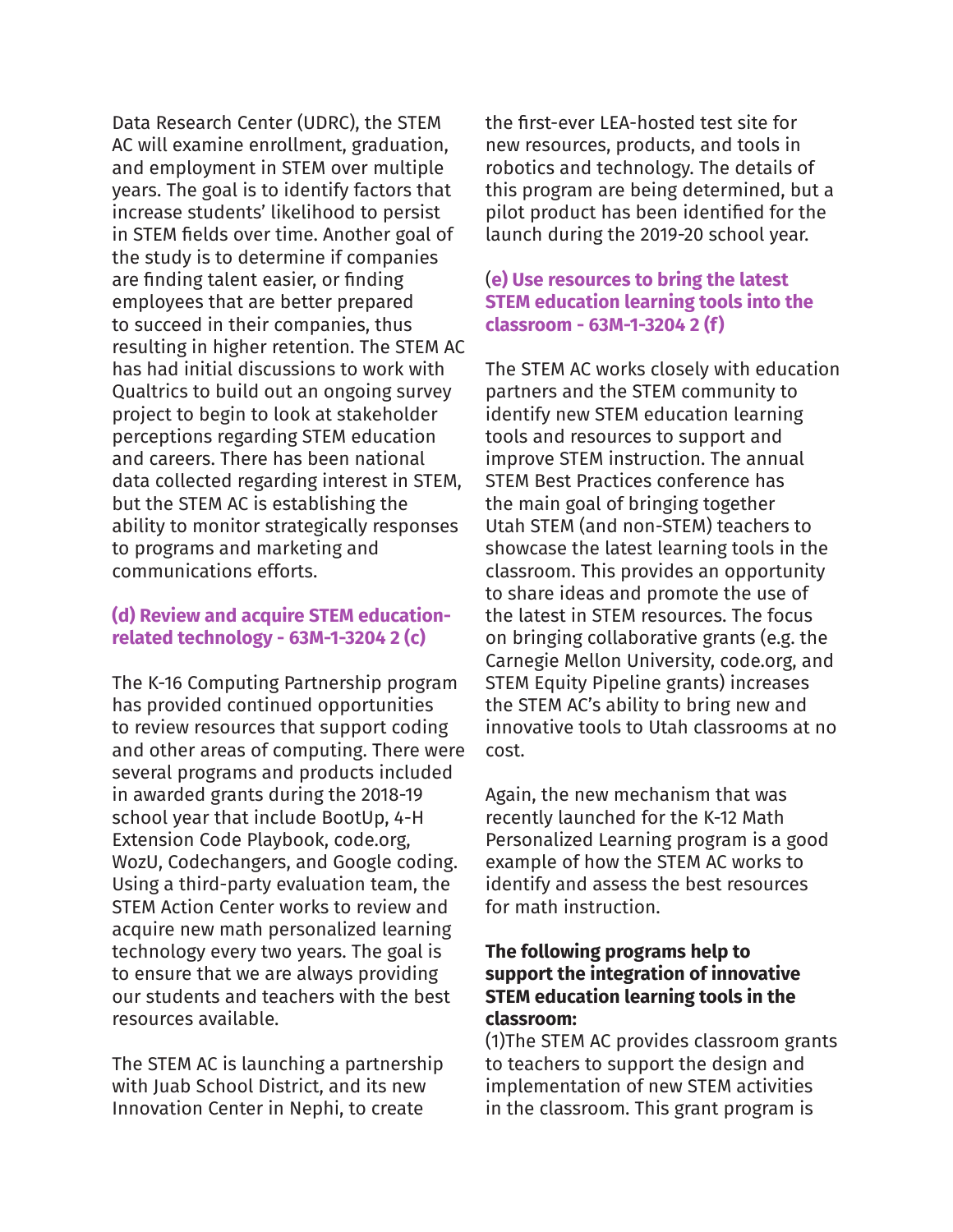Data Research Center (UDRC), the STEM AC will examine enrollment, graduation, and employment in STEM over multiple years. The goal is to identify factors that increase students' likelihood to persist in STEM fields over time. Another goal of the study is to determine if companies are finding talent easier, or finding employees that are better prepared to succeed in their companies, thus resulting in higher retention. The STEM AC has had initial discussions to work with Qualtrics to build out an ongoing survey project to begin to look at stakeholder perceptions regarding STEM education and careers. There has been national data collected regarding interest in STEM, but the STEM AC is establishing the ability to monitor strategically responses to programs and marketing and communications efforts.

### (d) Review and acquire STEM education-related technology - 63M-1-3204 2 (c)

The K-16 Computing Partnership program has provided continued opportunities to review resources that support coding and other areas of computing. There were several programs and products included in awarded grants during the 2018-19 school year that include BootUp, 4-H Extension Code Playbook, code.org, WozU, Codechangers, and Google coding. Using a third-party evaluation team, the STEM Action Center works to review and acquire new math personalized learning technology every two years. The goal is to ensure that we are always providing our students and teachers with the best resources available.

The STEM AC is launching a partnership with Juab School District, and its new Innovation Center in Nephi, to create the first-ever LEA-hosted test site for new resources, products, and tools in robotics and technology. The details of this program are being determined, but a pilot product has been identified for the launch during the 2019-20 school year.

### (e) Use resources to bring the latest STEM education learning tools into the classroom - 63M-1-3204 2 (f)

The STEM AC works closely with education partners and the STEM community to identify new STEM education learning tools and resources to support and improve STEM instruction. The annual STEM Best Practices conference has the main goal of bringing together Utah STEM (and non-STEM) teachers to showcase the latest learning tools in the classroom. This provides an opportunity to share ideas and promote the use of the latest in STEM resources. The focus on bringing collaborative grants (e.g. the Carnegie Mellon University, code.org, and STEM Equity Pipeline grants) increases the STEM AC's ability to bring new and innovative tools to Utah classrooms at no cost.

Again, the new mechanism that was recently launched for the K-12 Math Personalized Learning program is a good example of how the STEM AC works to identify and assess the best resources for math instruction.

**The following programs help to support the integration of innovative STEM education learning tools in the classroom:**

(1)The STEM AC provides classroom grants to teachers to support the design and implementation of new STEM activities in the classroom. This grant program is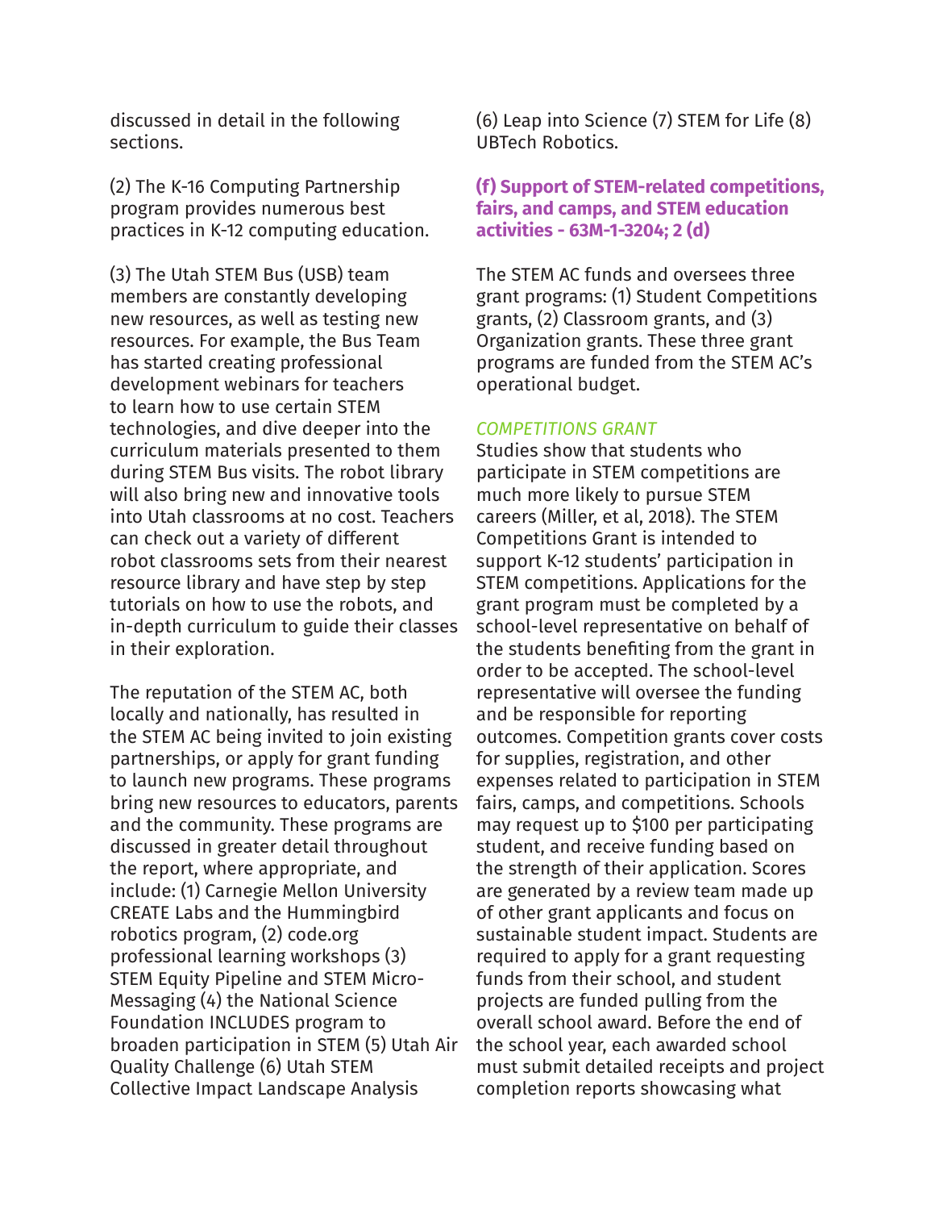discussed in detail in the following sections.

(2) The K-16 Computing Partnership program provides numerous best practices in K-12 computing education.

(3) The Utah STEM Bus (USB) team members are constantly developing new resources, as well as testing new resources. For example, the Bus Team has started creating professional development webinars for teachers to learn how to use certain STEM technologies, and dive deeper into the curriculum materials presented to them during STEM Bus visits. The robot library will also bring new and innovative tools into Utah classrooms at no cost. Teachers can check out a variety of different robot classrooms sets from their nearest resource library and have step by step tutorials on how to use the robots, and in-depth curriculum to guide their classes in their exploration.

The reputation of the STEM AC, both locally and nationally, has resulted in the STEM AC being invited to join existing partnerships, or apply for grant funding to launch new programs. These programs bring new resources to educators, parents and the community. These programs are discussed in greater detail throughout the report, where appropriate, and include: (1) Carnegie Mellon University CREATE Labs and the Hummingbird robotics program, (2) code.org professional learning workshops (3) STEM Equity Pipeline and STEM Micro-Messaging (4) the National Science Foundation INCLUDES program to broaden participation in STEM (5) Utah Air Quality Challenge (6) Utah STEM Collective Impact Landscape Analysis (6) Leap into Science (7) STEM for Life (8) UBTech Robotics.

### (f) Support of STEM-related competitions, fairs, and camps, and STEM education activities - 63M-1-3204; 2 (d)

The STEM AC funds and oversees three grant programs: (1) Student Competitions grants, (2) Classroom grants, and (3) Organization grants. These three grant programs are funded from the STEM AC's operational budget.

*COMPETITIONS GRANT*

Studies show that students who participate in STEM competitions are much more likely to pursue STEM careers (Miller, et al, 2018). The STEM Competitions Grant is intended to support K-12 students' participation in STEM competitions. Applications for the grant program must be completed by a school-level representative on behalf of the students benefiting from the grant in order to be accepted. The school-level representative will oversee the funding and be responsible for reporting outcomes. Competition grants cover costs for supplies, registration, and other expenses related to participation in STEM fairs, camps, and competitions. Schools may request up to $100 per participating student, and receive funding based on the strength of their application. Scores are generated by a review team made up of other grant applicants and focus on sustainable student impact. Students are required to apply for a grant requesting funds from their school, and student projects are funded pulling from the overall school award. Before the end of the school year, each awarded school must submit detailed receipts and project completion reports showcasing what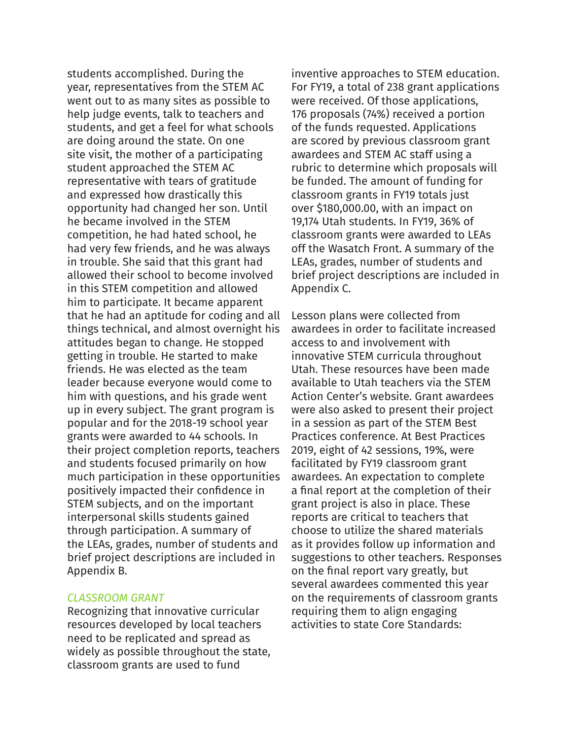students accomplished. During the year, representatives from the STEM AC went out to as many sites as possible to help judge events, talk to teachers and students, and get a feel for what schools are doing around the state. On one site visit, the mother of a participating student approached the STEM AC representative with tears of gratitude and expressed how drastically this opportunity had changed her son. Until he became involved in the STEM competition, he had hated school, he had very few friends, and he was always in trouble. She said that this grant had allowed their school to become involved in this STEM competition and allowed him to participate. It became apparent that he had an aptitude for coding and all things technical, and almost overnight his attitudes began to change. He stopped getting in trouble. He started to make friends. He was elected as the team leader because everyone would come to him with questions, and his grade went up in every subject. The grant program is popular and for the 2018-19 school year grants were awarded to 44 schools. In their project completion reports, teachers and students focused primarily on how much participation in these opportunities positively impacted their confidence in STEM subjects, and on the important interpersonal skills students gained through participation. A summary of the LEAs, grades, number of students and brief project descriptions are included in Appendix B.

### *CLASSROOM GRANT*

Recognizing that innovative curricular resources developed by local teachers need to be replicated and spread as widely as possible throughout the state, classroom grants are used to fund inventive approaches to STEM education. For FY19, a total of 238 grant applications were received. Of those applications, 176 proposals (74%) received a portion of the funds requested. Applications are scored by previous classroom grant awardees and STEM AC staff using a rubric to determine which proposals will be funded. The amount of funding for classroom grants in FY19 totals just over $180,000.00, with an impact on 19,174 Utah students. In FY19, 36% of classroom grants were awarded to LEAs off the Wasatch Front. A summary of the LEAs, grades, number of students and brief project descriptions are included in Appendix C.

Lesson plans were collected from awardees in order to facilitate increased access to and involvement with innovative STEM curricula throughout Utah. These resources have been made available to Utah teachers via the STEM Action Center's website. Grant awardees were also asked to present their project in a session as part of the STEM Best Practices conference. At Best Practices 2019, eight of 42 sessions, 19%, were facilitated by FY19 classroom grant awardees. An expectation to complete a final report at the completion of their grant project is also in place. These reports are critical to teachers that choose to utilize the shared materials as it provides follow up information and suggestions to other teachers. Responses on the final report vary greatly, but several awardees commented this year on the requirements of classroom grants requiring them to align engaging activities to state Core Standards: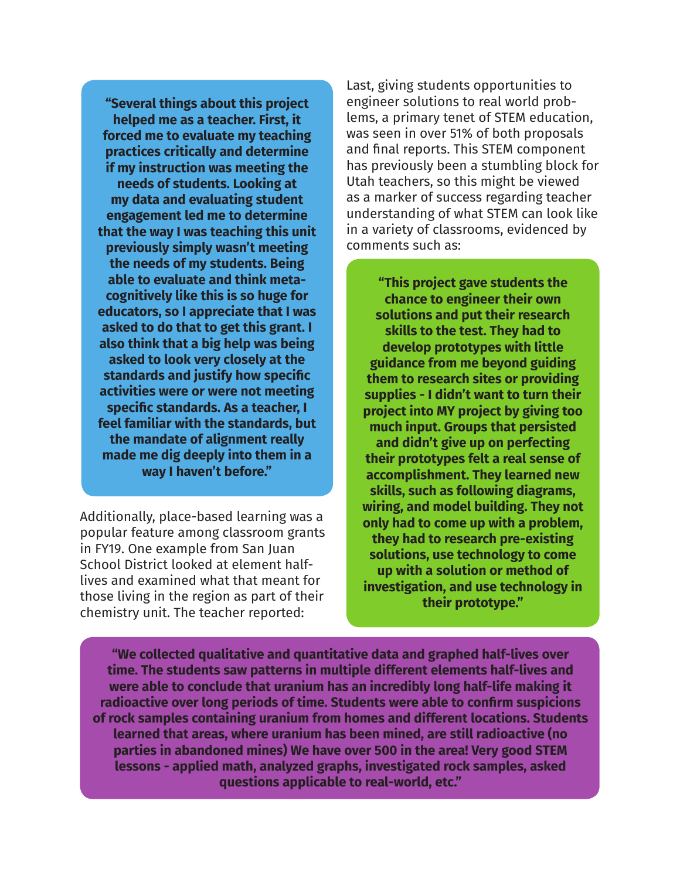**"Several things about this project helped me as a teacher. First, it forced me to evaluate my teaching practices critically and determine if my instruction was meeting the needs of students. Looking at my data and evaluating student engagement led me to determine that the way I was teaching this unit previously simply wasn't meeting the needs of my students. Being able to evaluate and think meta-cognitively like this is so huge for educators, so I appreciate that I was asked to do that to get this grant. I also think that a big help was being asked to look very closely at the standards and justify how specific activities were or were not meeting specific standards. As a teacher, I feel familiar with the standards, but the mandate of alignment really made me dig deeply into them in a way I haven't before."**

Additionally, place-based learning was a popular feature among classroom grants in FY19. One example from San Juan School District looked at element half-lives and examined what that meant for those living in the region as part of their chemistry unit. The teacher reported:

**"We collected qualitative and quantitative data and graphed half-lives over time. The students saw patterns in multiple different elements half-lives and were able to conclude that uranium has an incredibly long half-life making it radioactive over long periods of time. Students were able to confirm suspicions of rock samples containing uranium from homes and different locations. Students learned that areas, where uranium has been mined, are still radioactive (no parties in abandoned mines) We have over 500 in the area! Very good STEM lessons - applied math, analyzed graphs, investigated rock samples, asked questions applicable to real-world, etc."**

Last, giving students opportunities to engineer solutions to real world problems, a primary tenet of STEM education, was seen in over 51% of both proposals and final reports. This STEM component has previously been a stumbling block for Utah teachers, so this might be viewed as a marker of success regarding teacher understanding of what STEM can look like in a variety of classrooms, evidenced by comments such as:

**"This project gave students the chance to engineer their own solutions and put their research skills to the test. They had to develop prototypes with little guidance from me beyond guiding them to research sites or providing supplies - I didn't want to turn their project into MY project by giving too much input. Groups that persisted and didn't give up on perfecting their prototypes felt a real sense of accomplishment. They learned new skills, such as following diagrams, wiring, and model building. They not only had to come up with a problem, they had to research pre-existing solutions, use technology to come up with a solution or method of investigation, and use technology in their prototype."**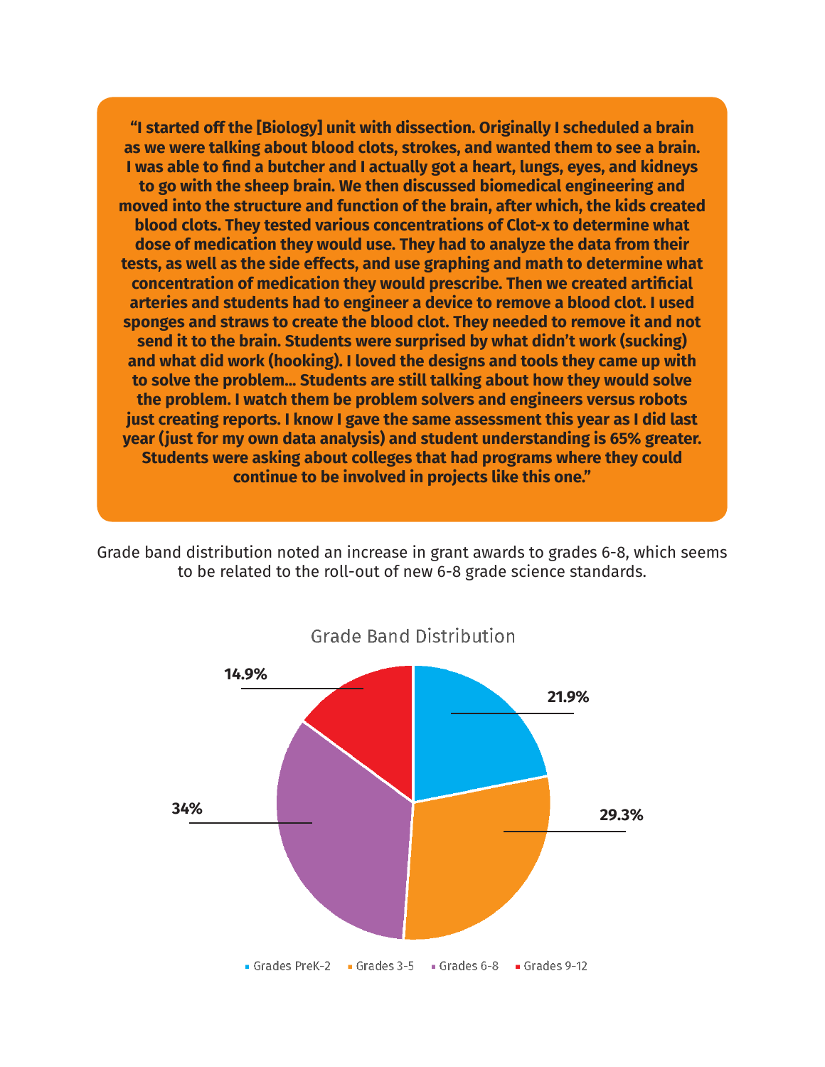**"I started off the [Biology] unit with dissection. Originally I scheduled a brain as we were talking about blood clots, strokes, and wanted them to see a brain. I was able to find a butcher and I actually got a heart, lungs, eyes, and kidneys to go with the sheep brain. We then discussed biomedical engineering and moved into the structure and function of the brain, after which, the kids created blood clots. They tested various concentrations of Clot-x to determine what dose of medication they would use. They had to analyze the data from their tests, as well as the side effects, and use graphing and math to determine what concentration of medication they would prescribe. Then we created artificial arteries and students had to engineer a device to remove a blood clot. I used sponges and straws to create the blood clot. They needed to remove it and not send it to the brain. Students were surprised by what didn't work (sucking) and what did work (hooking). I loved the designs and tools they came up with to solve the problem… Students are still talking about how they would solve the problem. I watch them be problem solvers and engineers versus robots just creating reports. I know I gave the same assessment this year as I did last year (just for my own data analysis) and student understanding is 65% greater. Students were asking about colleges that had programs where they could continue to be involved in projects like this one."**

Grade band distribution noted an increase in grant awards to grades 6-8, which seems to be related to the roll-out of new 6-8 grade science standards.

Grade Band Distribution

| Grade Band | Percentage |
| --- | --- |
| Grades PreK-2 | 21.9% |
| Grades 3-5 | 29.3% |
| Grades 6-8 | 34% |
| Grades 9-12 | 14.9% |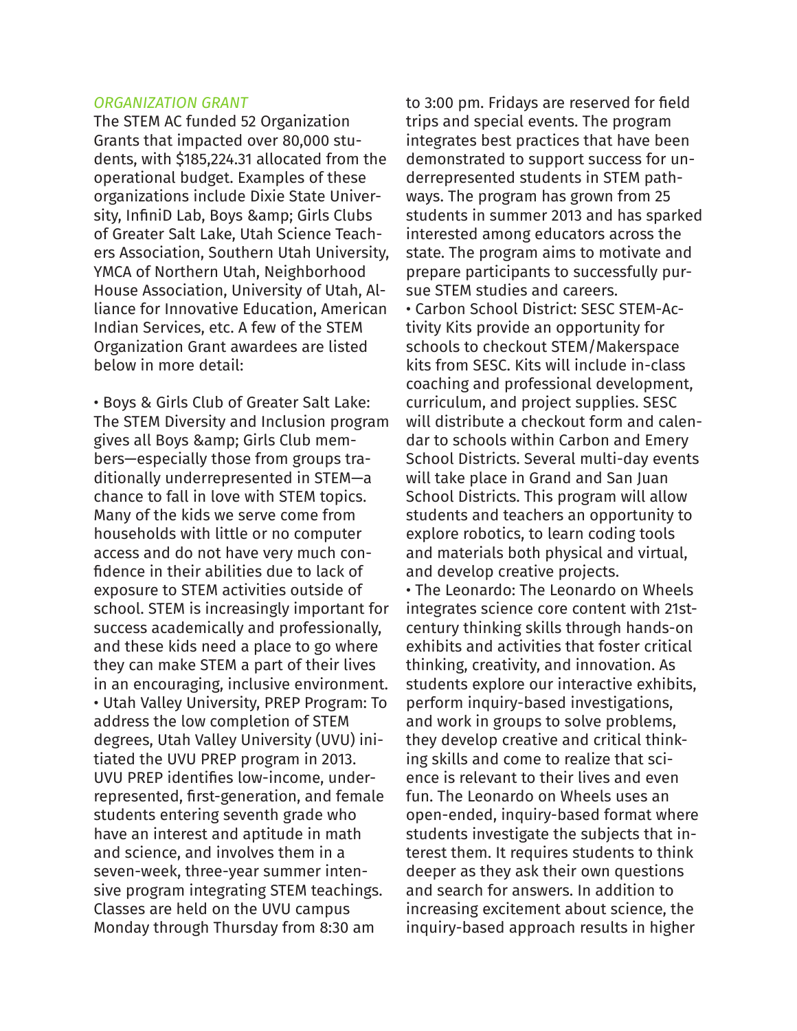*ORGANIZATION GRANT*

The STEM AC funded 52 Organization Grants that impacted over 80,000 students, with $185,224.31 allocated from the operational budget. Examples of these organizations include Dixie State University, InfiniD Lab, Boys &amp; Girls Clubs of Greater Salt Lake, Utah Science Teachers Association, Southern Utah University, YMCA of Northern Utah, Neighborhood House Association, University of Utah, Alliance for Innovative Education, American Indian Services, etc. A few of the STEM Organization Grant awardees are listed below in more detail:

• Boys & Girls Club of Greater Salt Lake: The STEM Diversity and Inclusion program gives all Boys &amp; Girls Club members—especially those from groups traditionally underrepresented in STEM—a chance to fall in love with STEM topics. Many of the kids we serve come from households with little or no computer access and do not have very much confidence in their abilities due to lack of exposure to STEM activities outside of school. STEM is increasingly important for success academically and professionally, and these kids need a place to go where they can make STEM a part of their lives in an encouraging, inclusive environment.

• Utah Valley University, PREP Program: To address the low completion of STEM degrees, Utah Valley University (UVU) initiated the UVU PREP program in 2013. UVU PREP identifies low-income, underrepresented, first-generation, and female students entering seventh grade who have an interest and aptitude in math and science, and involves them in a seven-week, three-year summer intensive program integrating STEM teachings. Classes are held on the UVU campus Monday through Thursday from 8:30 am to 3:00 pm. Fridays are reserved for field trips and special events. The program integrates best practices that have been demonstrated to support success for underrepresented students in STEM pathways. The program has grown from 25 students in summer 2013 and has sparked interested among educators across the state. The program aims to motivate and prepare participants to successfully pursue STEM studies and careers.

• Carbon School District: SESC STEM-Activity Kits provide an opportunity for schools to checkout STEM/Makerspace kits from SESC. Kits will include in-class coaching and professional development, curriculum, and project supplies. SESC will distribute a checkout form and calendar to schools within Carbon and Emery School Districts. Several multi-day events will take place in Grand and San Juan School Districts. This program will allow students and teachers an opportunity to explore robotics, to learn coding tools and materials both physical and virtual, and develop creative projects.

• The Leonardo: The Leonardo on Wheels integrates science core content with 21st-century thinking skills through hands-on exhibits and activities that foster critical thinking, creativity, and innovation. As students explore our interactive exhibits, perform inquiry-based investigations, and work in groups to solve problems, they develop creative and critical thinking skills and come to realize that science is relevant to their lives and even fun. The Leonardo on Wheels uses an open-ended, inquiry-based format where students investigate the subjects that interest them. It requires students to think deeper as they ask their own questions and search for answers. In addition to increasing excitement about science, the inquiry-based approach results in higher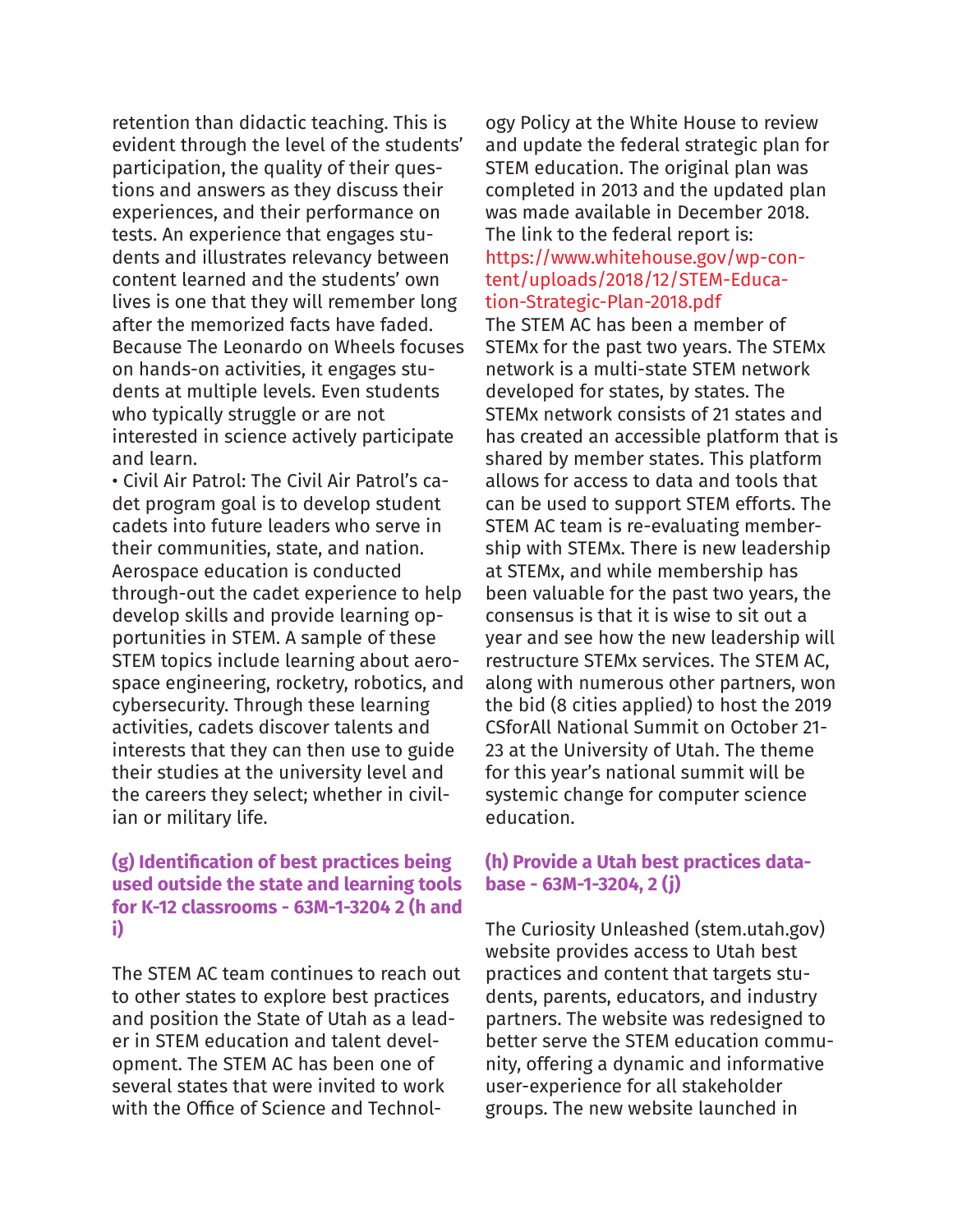retention than didactic teaching. This is evident through the level of the students' participation, the quality of their questions and answers as they discuss their experiences, and their performance on tests. An experience that engages students and illustrates relevancy between content learned and the students' own lives is one that they will remember long after the memorized facts have faded. Because The Leonardo on Wheels focuses on hands-on activities, it engages students at multiple levels. Even students who typically struggle or are not interested in science actively participate and learn.

- Civil Air Patrol: The Civil Air Patrol's cadet program goal is to develop student cadets into future leaders who serve in their communities, state, and nation. Aerospace education is conducted through-out the cadet experience to help develop skills and provide learning opportunities in STEM. A sample of these STEM topics include learning about aerospace engineering, rocketry, robotics, and cybersecurity. Through these learning activities, cadets discover talents and interests that they can then use to guide their studies at the university level and the careers they select; whether in civilian or military life.

### (g) Identification of best practices being used outside the state and learning tools for K-12 classrooms - 63M-1-3204 2 (h and i)

The STEM AC team continues to reach out to other states to explore best practices and position the State of Utah as a leader in STEM education and talent development. The STEM AC has been one of several states that were invited to work with the Office of Science and Technology Policy at the White House to review and update the federal strategic plan for STEM education. The original plan was completed in 2013 and the updated plan was made available in December 2018. The link to the federal report is: https://www.whitehouse.gov/wp-content/uploads/2018/12/STEM-Education-Strategic-Plan-2018.pdf

The STEM AC has been a member of STEMx for the past two years. The STEMx network is a multi-state STEM network developed for states, by states. The STEMx network consists of 21 states and has created an accessible platform that is shared by member states. This platform allows for access to data and tools that can be used to support STEM efforts. The STEM AC team is re-evaluating membership with STEMx. There is new leadership at STEMx, and while membership has been valuable for the past two years, the consensus is that it is wise to sit out a year and see how the new leadership will restructure STEMx services. The STEM AC, along with numerous other partners, won the bid (8 cities applied) to host the 2019 CSforAll National Summit on October 21-23 at the University of Utah. The theme for this year's national summit will be systemic change for computer science education.

### (h) Provide a Utah best practices database - 63M-1-3204, 2 (j)

The Curiosity Unleashed (stem.utah.gov) website provides access to Utah best practices and content that targets students, parents, educators, and industry partners. The website was redesigned to better serve the STEM education community, offering a dynamic and informative user-experience for all stakeholder groups. The new website launched in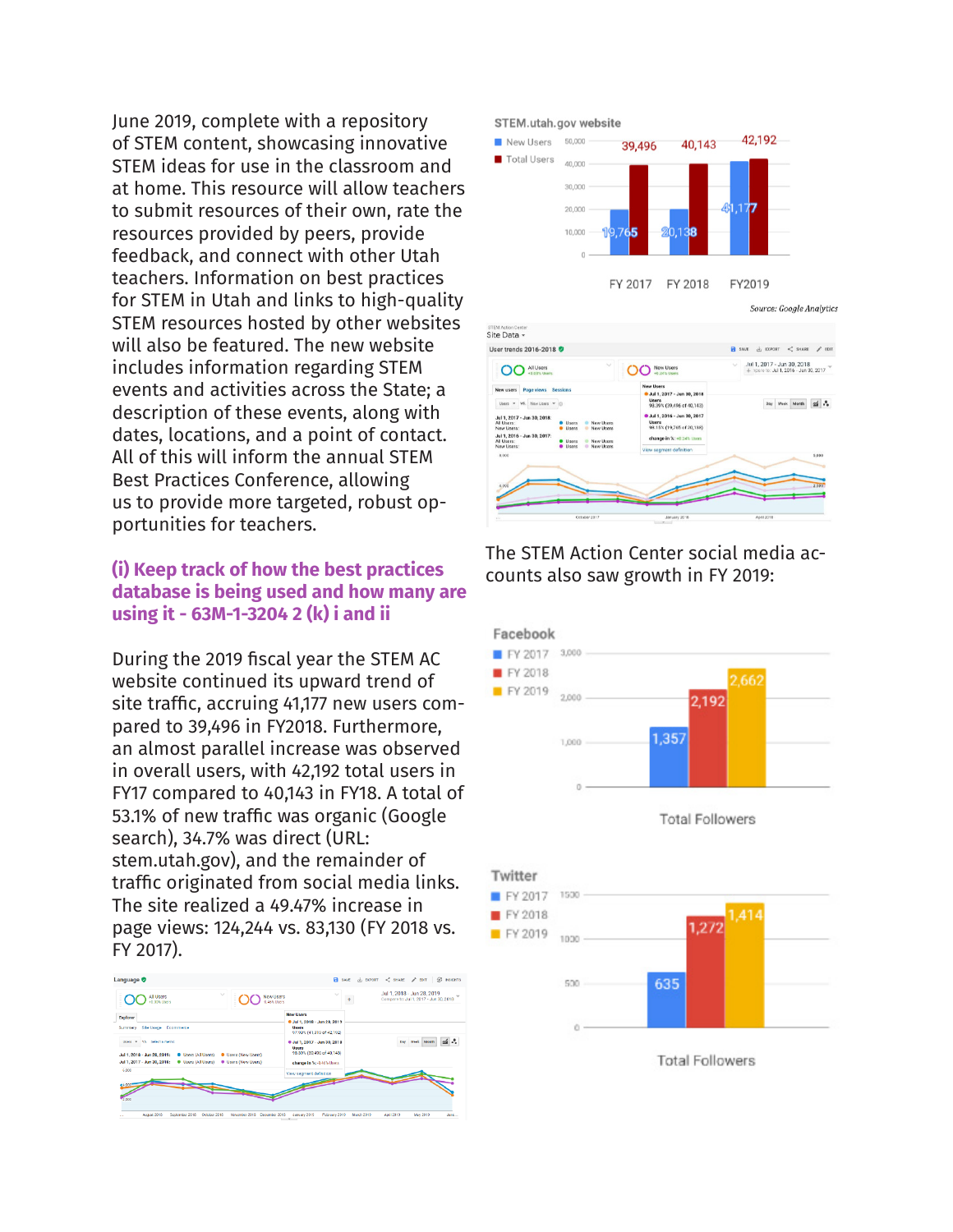June 2019, complete with a repository of STEM content, showcasing innovative STEM ideas for use in the classroom and at home. This resource will allow teachers to submit resources of their own, rate the resources provided by peers, provide feedback, and connect with other Utah teachers. Information on best practices for STEM in Utah and links to high-quality STEM resources hosted by other websites will also be featured. The new website includes information regarding STEM events and activities across the State; a description of these events, along with dates, locations, and a point of contact. All of this will inform the annual STEM Best Practices Conference, allowing us to provide more targeted, robust opportunities for teachers.

### (i) Keep track of how the best practices database is being used and how many are using it - 63M-1-3204 2 (k) i and ii

During the 2019 fiscal year the STEM AC website continued its upward trend of site traffic, accruing 41,177 new users compared to 39,496 in FY2018. Furthermore, an almost parallel increase was observed in overall users, with 42,192 total users in FY17 compared to 40,143 in FY18. A total of 53.1% of new traffic was organic (Google search), 34.7% was direct (URL: stem.utah.gov), and the remainder of traffic originated from social media links. The site realized a 49.47% increase in page views: 124,244 vs. 83,130 (FY 2018 vs. FY 2017).

**STEM.utah.gov website**

| | New Users | Total Users |
|---|---|---|
| FY 2017 | 19,765 | 39,496 |
| FY 2018 | 20,138 | 40,143 |
| FY2019 | 41,177 | 42,192 |

*Source: Google Analytics*

The STEM Action Center social media accounts also saw growth in FY 2019:

**Facebook** — Total Followers

| FY 2017 | FY 2018 | FY 2019 |
|---|---|---|
| 1,357 | 2,192 | 2,662 |

**Twitter** — Total Followers

| FY 2017 | FY 2018 | FY 2019 |
|---|---|---|
| 635 | 1,272 | 1,414 |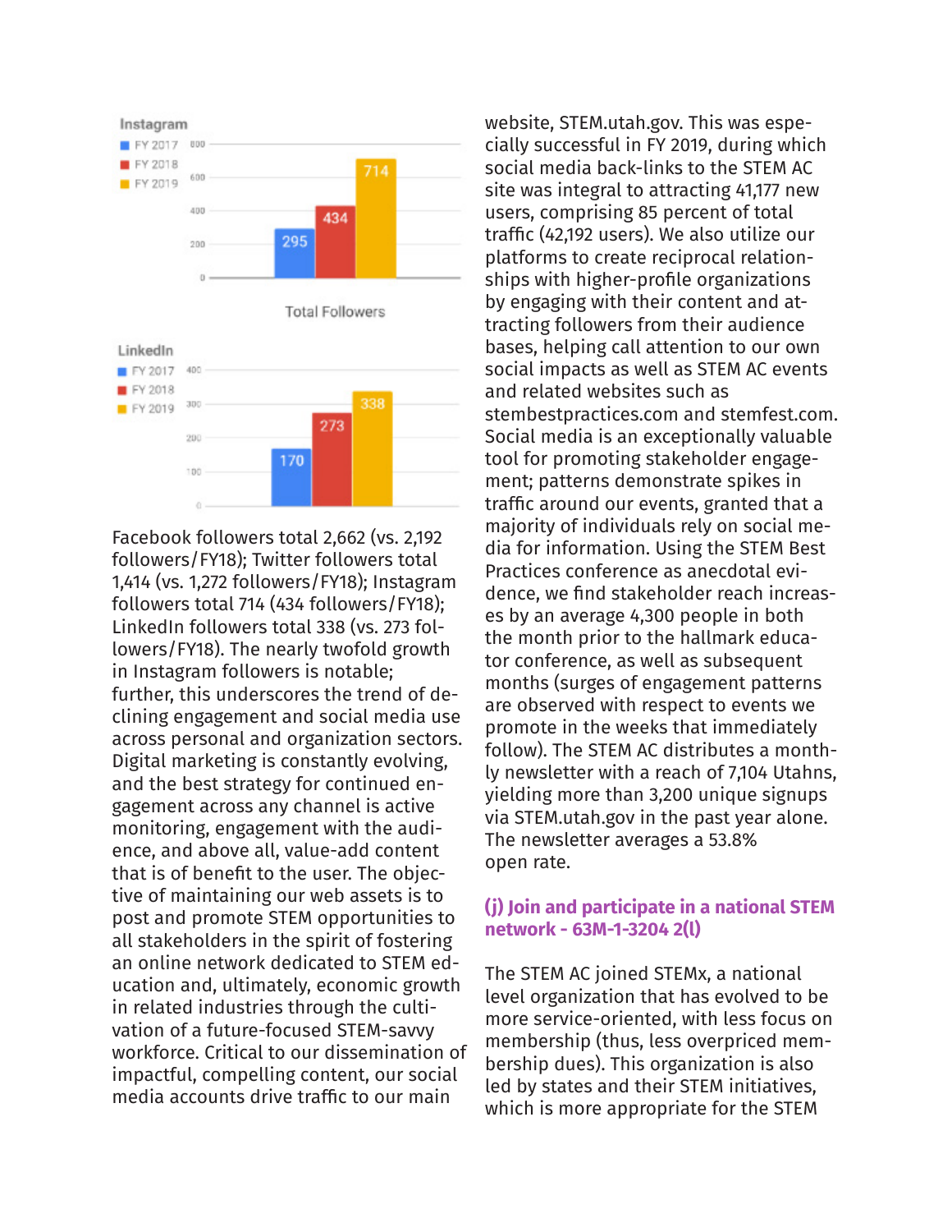**Instagram**

| | Total Followers |
|---|---|
| FY 2017 | 295 |
| FY 2018 | 434 |
| FY 2019 | 714 |

Total Followers

**LinkedIn**

| | Total Followers |
|---|---|
| FY 2017 | 170 |
| FY 2018 | 273 |
| FY 2019 | 338 |

Facebook followers total 2,662 (vs. 2,192 followers/FY18); Twitter followers total 1,414 (vs. 1,272 followers/FY18); Instagram followers total 714 (434 followers/FY18); LinkedIn followers total 338 (vs. 273 followers/FY18). The nearly twofold growth in Instagram followers is notable; further, this underscores the trend of declining engagement and social media use across personal and organization sectors. Digital marketing is constantly evolving, and the best strategy for continued engagement across any channel is active monitoring, engagement with the audience, and above all, value-add content that is of benefit to the user. The objective of maintaining our web assets is to post and promote STEM opportunities to all stakeholders in the spirit of fostering an online network dedicated to STEM education and, ultimately, economic growth in related industries through the cultivation of a future-focused STEM-savvy workforce. Critical to our dissemination of impactful, compelling content, our social media accounts drive traffic to our main website, STEM.utah.gov. This was especially successful in FY 2019, during which social media back-links to the STEM AC site was integral to attracting 41,177 new users, comprising 85 percent of total traffic (42,192 users). We also utilize our platforms to create reciprocal relationships with higher-profile organizations by engaging with their content and attracting followers from their audience bases, helping call attention to our own social impacts as well as STEM AC events and related websites such as stembestpractices.com and stemfest.com. Social media is an exceptionally valuable tool for promoting stakeholder engagement; patterns demonstrate spikes in traffic around our events, granted that a majority of individuals rely on social media for information. Using the STEM Best Practices conference as anecdotal evidence, we find stakeholder reach increases by an average 4,300 people in both the month prior to the hallmark educator conference, as well as subsequent months (surges of engagement patterns are observed with respect to events we promote in the weeks that immediately follow). The STEM AC distributes a monthly newsletter with a reach of 7,104 Utahns, yielding more than 3,200 unique signups via STEM.utah.gov in the past year alone. The newsletter averages a 53.8% open rate.

## (j) Join and participate in a national STEM network - 63M-1-3204 2(l)

The STEM AC joined STEMx, a national level organization that has evolved to be more service-oriented, with less focus on membership (thus, less overpriced membership dues). This organization is also led by states and their STEM initiatives, which is more appropriate for the STEM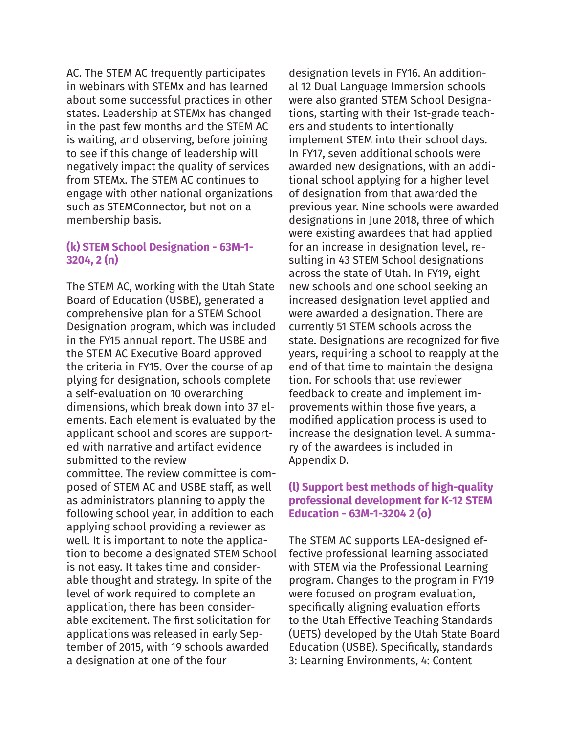AC. The STEM AC frequently participates in webinars with STEMx and has learned about some successful practices in other states. Leadership at STEMx has changed in the past few months and the STEM AC is waiting, and observing, before joining to see if this change of leadership will negatively impact the quality of services from STEMx. The STEM AC continues to engage with other national organizations such as STEMConnector, but not on a membership basis.

### (k) STEM School Designation - 63M-1-3204, 2 (n)

The STEM AC, working with the Utah State Board of Education (USBE), generated a comprehensive plan for a STEM School Designation program, which was included in the FY15 annual report. The USBE and the STEM AC Executive Board approved the criteria in FY15. Over the course of applying for designation, schools complete a self-evaluation on 10 overarching dimensions, which break down into 37 elements. Each element is evaluated by the applicant school and scores are supported with narrative and artifact evidence submitted to the review committee. The review committee is composed of STEM AC and USBE staff, as well as administrators planning to apply the following school year, in addition to each applying school providing a reviewer as well. It is important to note the application to become a designated STEM School is not easy. It takes time and considerable thought and strategy. In spite of the level of work required to complete an application, there has been considerable excitement. The first solicitation for applications was released in early September of 2015, with 19 schools awarded a designation at one of the four designation levels in FY16. An additional 12 Dual Language Immersion schools were also granted STEM School Designations, starting with their 1st-grade teachers and students to intentionally implement STEM into their school days. In FY17, seven additional schools were awarded new designations, with an additional school applying for a higher level of designation from that awarded the previous year. Nine schools were awarded designations in June 2018, three of which were existing awardees that had applied for an increase in designation level, resulting in 43 STEM School designations across the state of Utah. In FY19, eight new schools and one school seeking an increased designation level applied and were awarded a designation. There are currently 51 STEM schools across the state. Designations are recognized for five years, requiring a school to reapply at the end of that time to maintain the designation. For schools that use reviewer feedback to create and implement improvements within those five years, a modified application process is used to increase the designation level. A summary of the awardees is included in Appendix D.

### (l) Support best methods of high-quality professional development for K-12 STEM Education - 63M-1-3204 2 (o)

The STEM AC supports LEA-designed effective professional learning associated with STEM via the Professional Learning program. Changes to the program in FY19 were focused on program evaluation, specifically aligning evaluation efforts to the Utah Effective Teaching Standards (UETS) developed by the Utah State Board Education (USBE). Specifically, standards 3: Learning Environments, 4: Content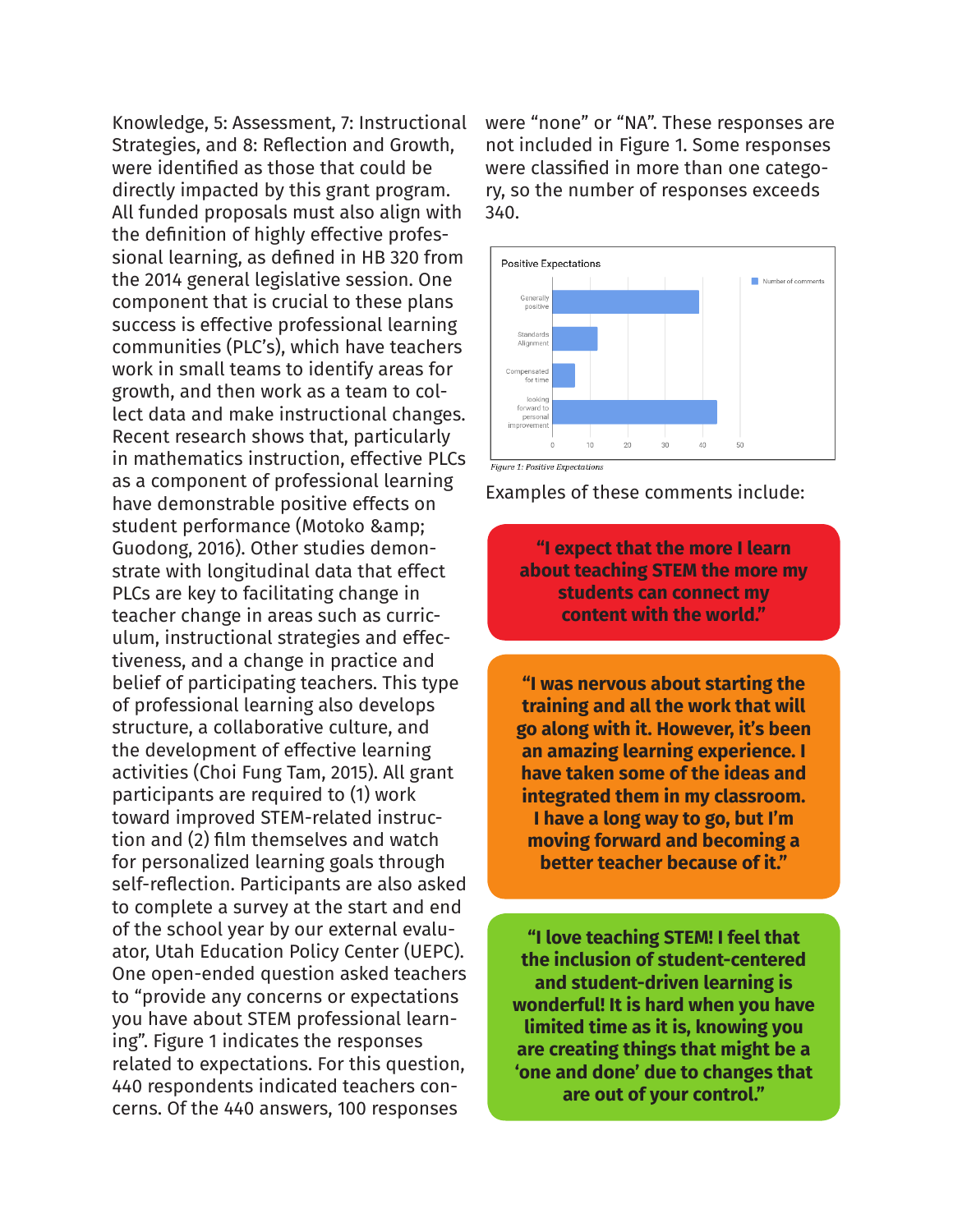Knowledge, 5: Assessment, 7: Instructional Strategies, and 8: Reflection and Growth, were identified as those that could be directly impacted by this grant program. All funded proposals must also align with the definition of highly effective professional learning, as defined in HB 320 from the 2014 general legislative session. One component that is crucial to these plans success is effective professional learning communities (PLC's), which have teachers work in small teams to identify areas for growth, and then work as a team to collect data and make instructional changes. Recent research shows that, particularly in mathematics instruction, effective PLCs as a component of professional learning have demonstrable positive effects on student performance (Motoko &amp; Guodong, 2016). Other studies demonstrate with longitudinal data that effect PLCs are key to facilitating change in teacher change in areas such as curriculum, instructional strategies and effectiveness, and a change in practice and belief of participating teachers. This type of professional learning also develops structure, a collaborative culture, and the development of effective learning activities (Choi Fung Tam, 2015). All grant participants are required to (1) work toward improved STEM-related instruction and (2) film themselves and watch for personalized learning goals through self-reflection. Participants are also asked to complete a survey at the start and end of the school year by our external evaluator, Utah Education Policy Center (UEPC). One open-ended question asked teachers to "provide any concerns or expectations you have about STEM professional learning". Figure 1 indicates the responses related to expectations. For this question, 440 respondents indicated teachers concerns. Of the 440 answers, 100 responses were "none" or "NA". These responses are not included in Figure 1. Some responses were classified in more than one category, so the number of responses exceeds 340.

Positive Expectations

| Category | Number of comments (approx.) |
| --- | --- |
| Generally positive | 39 |
| Standards Alignment | 12 |
| Compensated for time | 6 |
| looking forward to personal improvement | 44 |

*Figure 1: Positive Expectations*

Examples of these comments include:

**"I expect that the more I learn about teaching STEM the more my students can connect my content with the world."**

**"I was nervous about starting the training and all the work that will go along with it. However, it's been an amazing learning experience. I have taken some of the ideas and integrated them in my classroom. I have a long way to go, but I'm moving forward and becoming a better teacher because of it."**

**"I love teaching STEM! I feel that the inclusion of student-centered and student-driven learning is wonderful! It is hard when you have limited time as it is, knowing you are creating things that might be a 'one and done' due to changes that are out of your control."**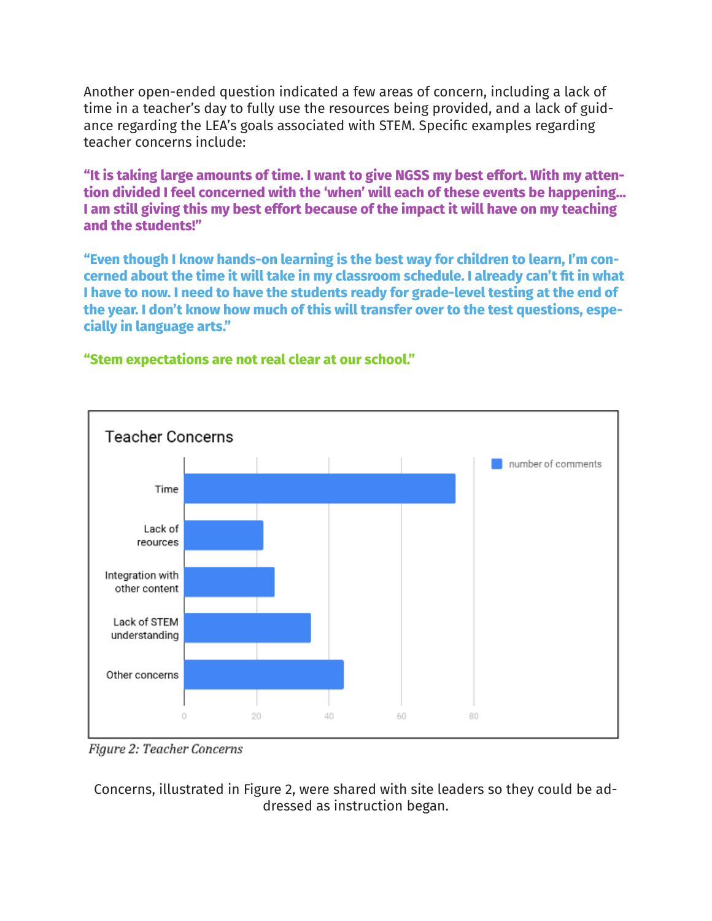Another open-ended question indicated a few areas of concern, including a lack of time in a teacher's day to fully use the resources being provided, and a lack of guidance regarding the LEA's goals associated with STEM. Specific examples regarding teacher concerns include:

**"It is taking large amounts of time. I want to give NGSS my best effort. With my attention divided I feel concerned with the 'when' will each of these events be happening... I am still giving this my best effort because of the impact it will have on my teaching and the students!"**

**"Even though I know hands-on learning is the best way for children to learn, I'm concerned about the time it will take in my classroom schedule. I already can't fit in what I have to now. I need to have the students ready for grade-level testing at the end of the year. I don't know how much of this will transfer over to the test questions, especially in language arts."**

**"Stem expectations are not real clear at our school."**

Teacher Concerns

| Concern | number of comments |
| --- | --- |
| Time | ~75 |
| Lack of reources | ~22 |
| Integration with other content | ~25 |
| Lack of STEM understanding | ~35 |
| Other concerns | ~44 |

*Figure 2: Teacher Concerns*

Concerns, illustrated in Figure 2, were shared with site leaders so they could be addressed as instruction began.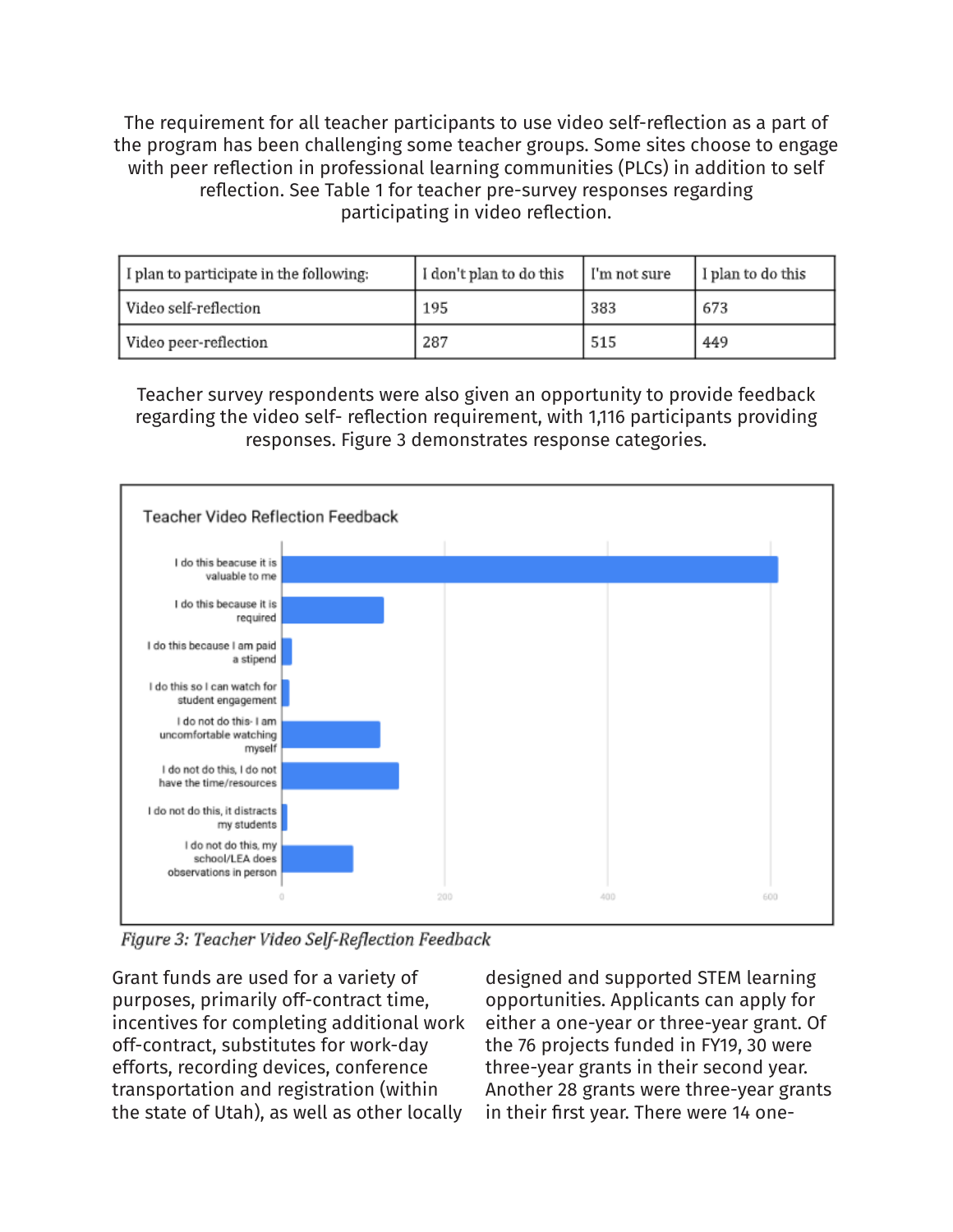The requirement for all teacher participants to use video self-reflection as a part of the program has been challenging some teacher groups. Some sites choose to engage with peer reflection in professional learning communities (PLCs) in addition to self reflection. See Table 1 for teacher pre-survey responses regarding participating in video reflection.

| I plan to participate in the following: | I don't plan to do this | I'm not sure | I plan to do this |
| --- | --- | --- | --- |
| Video self-reflection | 195 | 383 | 673 |
| Video peer-reflection | 287 | 515 | 449 |

Teacher survey respondents were also given an opportunity to provide feedback regarding the video self- reflection requirement, with 1,116 participants providing responses. Figure 3 demonstrates response categories.

Teacher Video Reflection Feedback

- I do this beacuse it is valuable to me
- I do this because it is required
- I do this because I am paid a stipend
- I do this so I can watch for student engagement
- I do not do this- I am uncomfortable watching myself
- I do not do this, I do not have the time/resources
- I do not do this, it distracts my students
- I do not do this, my school/LEA does observations in person

*Figure 3: Teacher Video Self-Reflection Feedback*

Grant funds are used for a variety of purposes, primarily off-contract time, incentives for completing additional work off-contract, substitutes for work-day efforts, recording devices, conference transportation and registration (within the state of Utah), as well as other locally designed and supported STEM learning opportunities. Applicants can apply for either a one-year or three-year grant. Of the 76 projects funded in FY19, 30 were three-year grants in their second year. Another 28 grants were three-year grants in their first year. There were 14 one-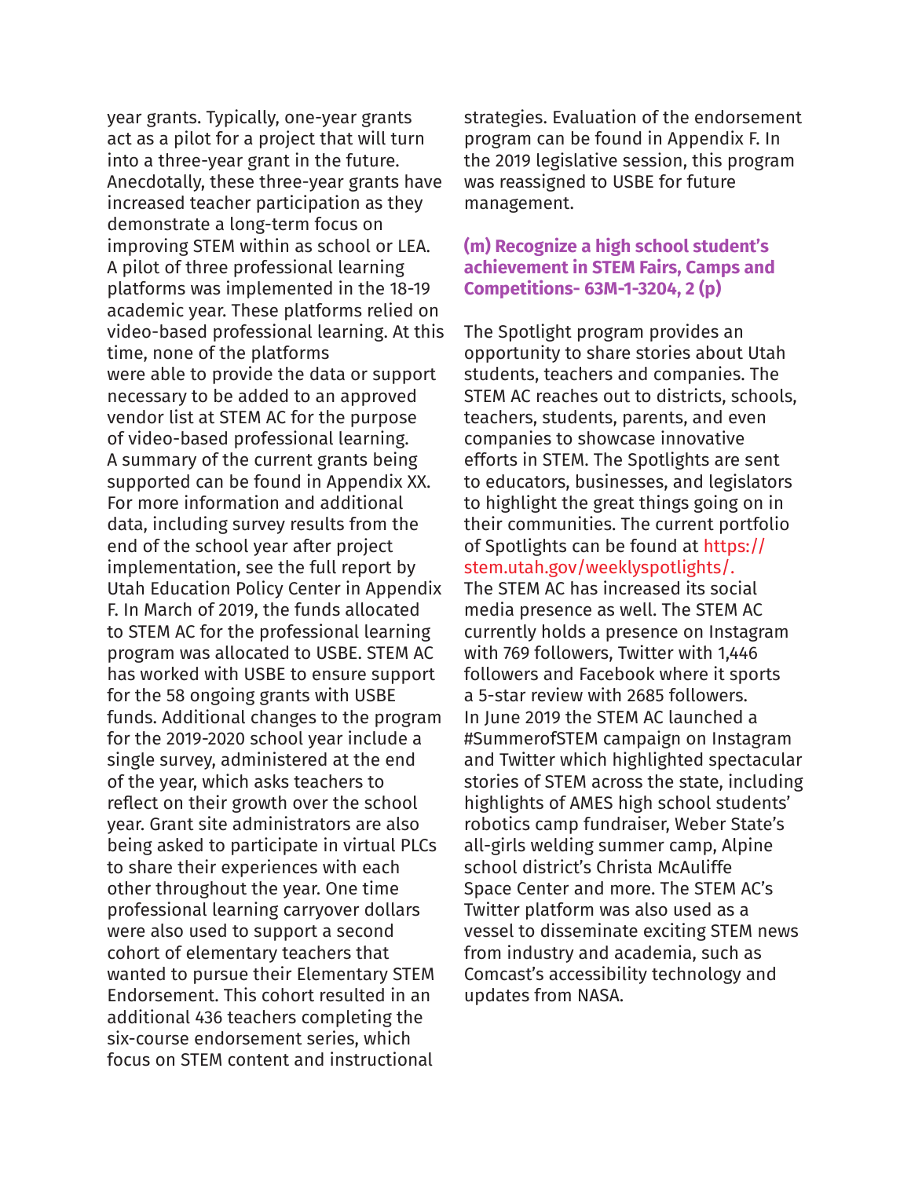year grants. Typically, one-year grants act as a pilot for a project that will turn into a three-year grant in the future. Anecdotally, these three-year grants have increased teacher participation as they demonstrate a long-term focus on improving STEM within as school or LEA. A pilot of three professional learning platforms was implemented in the 18-19 academic year. These platforms relied on video-based professional learning. At this time, none of the platforms were able to provide the data or support necessary to be added to an approved vendor list at STEM AC for the purpose of video-based professional learning. A summary of the current grants being supported can be found in Appendix XX. For more information and additional data, including survey results from the end of the school year after project implementation, see the full report by Utah Education Policy Center in Appendix F. In March of 2019, the funds allocated to STEM AC for the professional learning program was allocated to USBE. STEM AC has worked with USBE to ensure support for the 58 ongoing grants with USBE funds. Additional changes to the program for the 2019-2020 school year include a single survey, administered at the end of the year, which asks teachers to reflect on their growth over the school year. Grant site administrators are also being asked to participate in virtual PLCs to share their experiences with each other throughout the year. One time professional learning carryover dollars were also used to support a second cohort of elementary teachers that wanted to pursue their Elementary STEM Endorsement. This cohort resulted in an additional 436 teachers completing the six-course endorsement series, which focus on STEM content and instructional strategies. Evaluation of the endorsement program can be found in Appendix F. In the 2019 legislative session, this program was reassigned to USBE for future management.

### (m) Recognize a high school student's achievement in STEM Fairs, Camps and Competitions- 63M-1-3204, 2 (p)

The Spotlight program provides an opportunity to share stories about Utah students, teachers and companies. The STEM AC reaches out to districts, schools, teachers, students, parents, and even companies to showcase innovative efforts in STEM. The Spotlights are sent to educators, businesses, and legislators to highlight the great things going on in their communities. The current portfolio of Spotlights can be found at https://stem.utah.gov/weeklyspotlights/. The STEM AC has increased its social media presence as well. The STEM AC currently holds a presence on Instagram with 769 followers, Twitter with 1,446 followers and Facebook where it sports a 5-star review with 2685 followers. In June 2019 the STEM AC launched a #SummerofSTEM campaign on Instagram and Twitter which highlighted spectacular stories of STEM across the state, including highlights of AMES high school students' robotics camp fundraiser, Weber State's all-girls welding summer camp, Alpine school district's Christa McAuliffe Space Center and more. The STEM AC's Twitter platform was also used as a vessel to disseminate exciting STEM news from industry and academia, such as Comcast's accessibility technology and updates from NASA.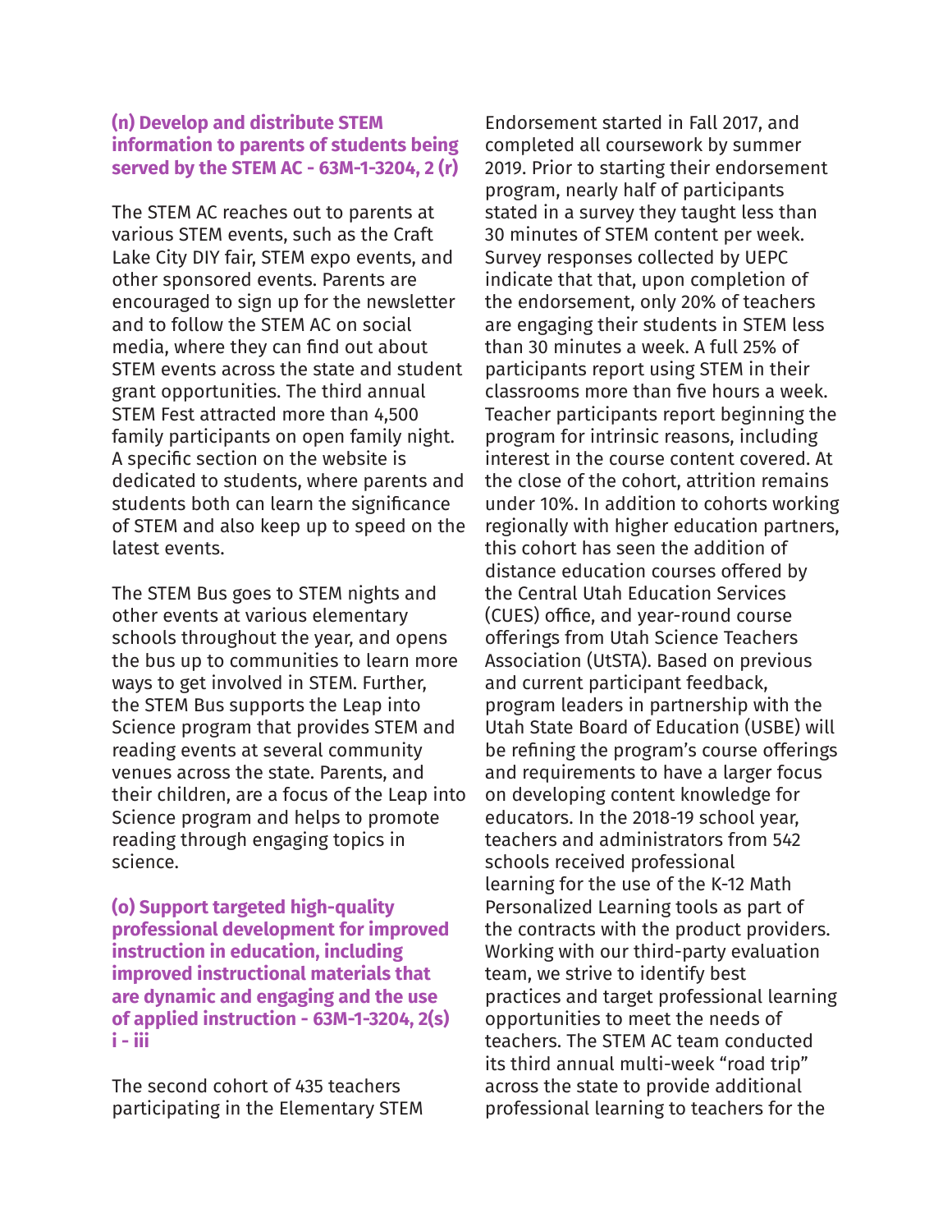### (n) Develop and distribute STEM information to parents of students being served by the STEM AC - 63M-1-3204, 2 (r)

The STEM AC reaches out to parents at various STEM events, such as the Craft Lake City DIY fair, STEM expo events, and other sponsored events. Parents are encouraged to sign up for the newsletter and to follow the STEM AC on social media, where they can find out about STEM events across the state and student grant opportunities. The third annual STEM Fest attracted more than 4,500 family participants on open family night. A specific section on the website is dedicated to students, where parents and students both can learn the significance of STEM and also keep up to speed on the latest events.

The STEM Bus goes to STEM nights and other events at various elementary schools throughout the year, and opens the bus up to communities to learn more ways to get involved in STEM. Further, the STEM Bus supports the Leap into Science program that provides STEM and reading events at several community venues across the state. Parents, and their children, are a focus of the Leap into Science program and helps to promote reading through engaging topics in science.

### (o) Support targeted high-quality professional development for improved instruction in education, including improved instructional materials that are dynamic and engaging and the use of applied instruction - 63M-1-3204, 2(s) i - iii

The second cohort of 435 teachers participating in the Elementary STEM Endorsement started in Fall 2017, and completed all coursework by summer 2019. Prior to starting their endorsement program, nearly half of participants stated in a survey they taught less than 30 minutes of STEM content per week. Survey responses collected by UEPC indicate that that, upon completion of the endorsement, only 20% of teachers are engaging their students in STEM less than 30 minutes a week. A full 25% of participants report using STEM in their classrooms more than five hours a week. Teacher participants report beginning the program for intrinsic reasons, including interest in the course content covered. At the close of the cohort, attrition remains under 10%. In addition to cohorts working regionally with higher education partners, this cohort has seen the addition of distance education courses offered by the Central Utah Education Services (CUES) office, and year-round course offerings from Utah Science Teachers Association (UtSTA). Based on previous and current participant feedback, program leaders in partnership with the Utah State Board of Education (USBE) will be refining the program's course offerings and requirements to have a larger focus on developing content knowledge for educators. In the 2018-19 school year, teachers and administrators from 542 schools received professional learning for the use of the K-12 Math Personalized Learning tools as part of the contracts with the product providers. Working with our third-party evaluation team, we strive to identify best practices and target professional learning opportunities to meet the needs of teachers. The STEM AC team conducted its third annual multi-week "road trip" across the state to provide additional professional learning to teachers for the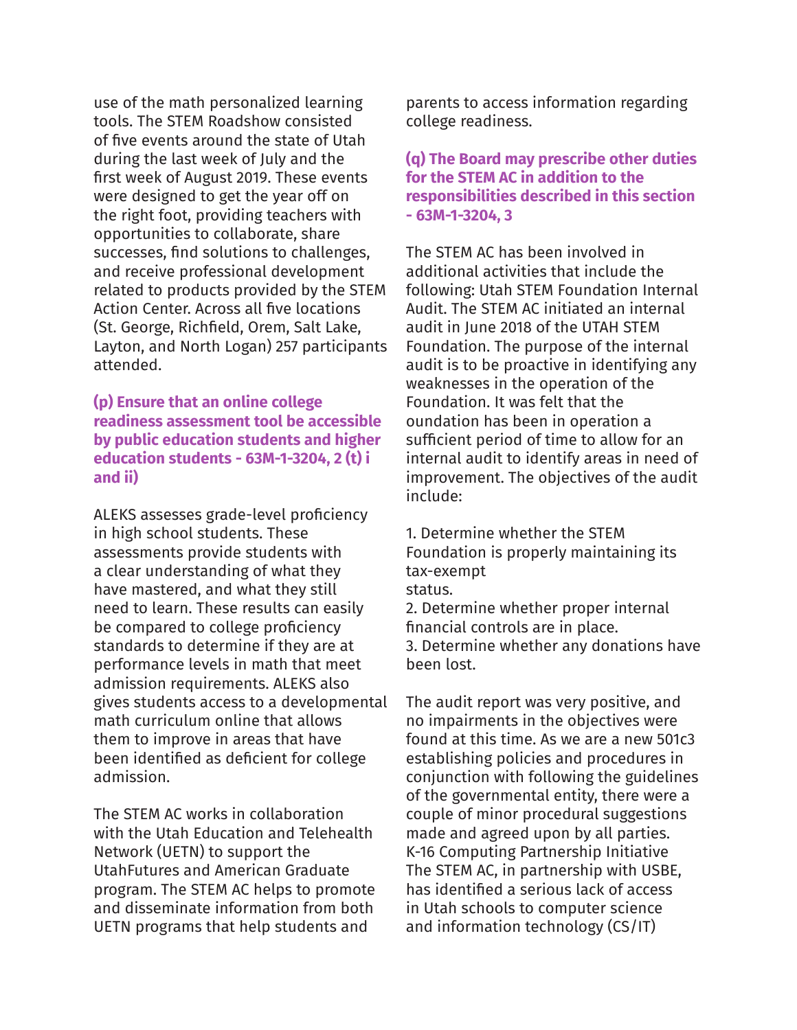use of the math personalized learning tools. The STEM Roadshow consisted of five events around the state of Utah during the last week of July and the first week of August 2019. These events were designed to get the year off on the right foot, providing teachers with opportunities to collaborate, share successes, find solutions to challenges, and receive professional development related to products provided by the STEM Action Center. Across all five locations (St. George, Richfield, Orem, Salt Lake, Layton, and North Logan) 257 participants attended.

### (p) Ensure that an online college readiness assessment tool be accessible by public education students and higher education students - 63M-1-3204, 2 (t) i and ii)

ALEKS assesses grade-level proficiency in high school students. These assessments provide students with a clear understanding of what they have mastered, and what they still need to learn. These results can easily be compared to college proficiency standards to determine if they are at performance levels in math that meet admission requirements. ALEKS also gives students access to a developmental math curriculum online that allows them to improve in areas that have been identified as deficient for college admission.

The STEM AC works in collaboration with the Utah Education and Telehealth Network (UETN) to support the UtahFutures and American Graduate program. The STEM AC helps to promote and disseminate information from both UETN programs that help students and parents to access information regarding college readiness.

### (q) The Board may prescribe other duties for the STEM AC in addition to the responsibilities described in this section - 63M-1-3204, 3

The STEM AC has been involved in additional activities that include the following: Utah STEM Foundation Internal Audit. The STEM AC initiated an internal audit in June 2018 of the UTAH STEM Foundation. The purpose of the internal audit is to be proactive in identifying any weaknesses in the operation of the Foundation. It was felt that the oundation has been in operation a sufficient period of time to allow for an internal audit to identify areas in need of improvement. The objectives of the audit include:

1. Determine whether the STEM Foundation is properly maintaining its tax-exempt status.
2. Determine whether proper internal financial controls are in place.
3. Determine whether any donations have been lost.

The audit report was very positive, and no impairments in the objectives were found at this time. As we are a new 501c3 establishing policies and procedures in conjunction with following the guidelines of the governmental entity, there were a couple of minor procedural suggestions made and agreed upon by all parties. K-16 Computing Partnership Initiative The STEM AC, in partnership with USBE, has identified a serious lack of access in Utah schools to computer science and information technology (CS/IT)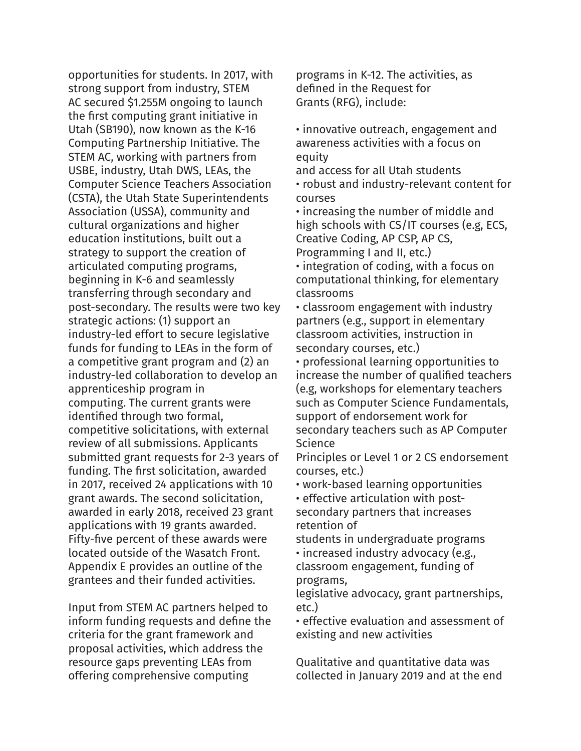opportunities for students. In 2017, with strong support from industry, STEM AC secured $1.255M ongoing to launch the first computing grant initiative in Utah (SB190), now known as the K-16 Computing Partnership Initiative. The STEM AC, working with partners from USBE, industry, Utah DWS, LEAs, the Computer Science Teachers Association (CSTA), the Utah State Superintendents Association (USSA), community and cultural organizations and higher education institutions, built out a strategy to support the creation of articulated computing programs, beginning in K-6 and seamlessly transferring through secondary and post-secondary. The results were two key strategic actions: (1) support an industry-led effort to secure legislative funds for funding to LEAs in the form of a competitive grant program and (2) an industry-led collaboration to develop an apprenticeship program in computing. The current grants were identified through two formal, competitive solicitations, with external review of all submissions. Applicants submitted grant requests for 2-3 years of funding. The first solicitation, awarded in 2017, received 24 applications with 10 grant awards. The second solicitation, awarded in early 2018, received 23 grant applications with 19 grants awarded. Fifty-five percent of these awards were located outside of the Wasatch Front. Appendix E provides an outline of the grantees and their funded activities.

Input from STEM AC partners helped to inform funding requests and define the criteria for the grant framework and proposal activities, which address the resource gaps preventing LEAs from offering comprehensive computing programs in K-12. The activities, as defined in the Request for Grants (RFG), include:

- innovative outreach, engagement and awareness activities with a focus on equity and access for all Utah students
- robust and industry-relevant content for courses
- increasing the number of middle and high schools with CS/IT courses (e.g, ECS, Creative Coding, AP CSP, AP CS, Programming I and II, etc.)
- integration of coding, with a focus on computational thinking, for elementary classrooms
- classroom engagement with industry partners (e.g., support in elementary classroom activities, instruction in secondary courses, etc.)
- professional learning opportunities to increase the number of qualified teachers (e.g, workshops for elementary teachers such as Computer Science Fundamentals, support of endorsement work for secondary teachers such as AP Computer Science Principles or Level 1 or 2 CS endorsement courses, etc.)
- work-based learning opportunities
- effective articulation with post-secondary partners that increases retention of students in undergraduate programs
- increased industry advocacy (e.g., classroom engagement, funding of programs, legislative advocacy, grant partnerships, etc.)
- effective evaluation and assessment of existing and new activities

Qualitative and quantitative data was collected in January 2019 and at the end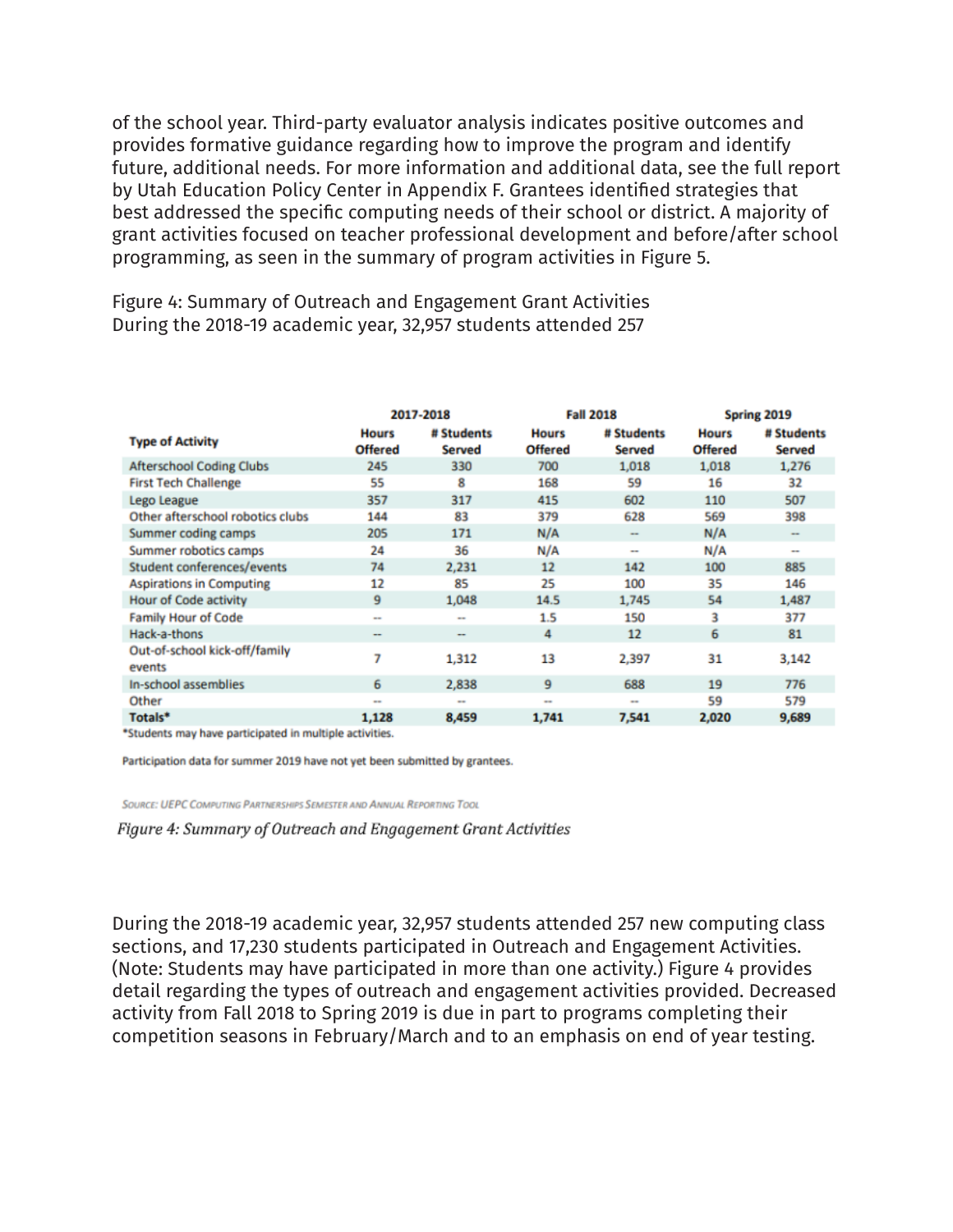of the school year. Third-party evaluator analysis indicates positive outcomes and provides formative guidance regarding how to improve the program and identify future, additional needs. For more information and additional data, see the full report by Utah Education Policy Center in Appendix F. Grantees identified strategies that best addressed the specific computing needs of their school or district. A majority of grant activities focused on teacher professional development and before/after school programming, as seen in the summary of program activities in Figure 5.

Figure 4: Summary of Outreach and Engagement Grant Activities
During the 2018-19 academic year, 32,957 students attended 257

| Type of Activity | 2017-2018 | | Fall 2018 | | Spring 2019 | |
|---|---|---|---|---|---|---|
| | Hours Offered | # Students Served | Hours Offered | # Students Served | Hours Offered | # Students Served |
| Afterschool Coding Clubs | 245 | 330 | 700 | 1,018 | 1,018 | 1,276 |
| First Tech Challenge | 55 | 8 | 168 | 59 | 16 | 32 |
| Lego League | 357 | 317 | 415 | 602 | 110 | 507 |
| Other afterschool robotics clubs | 144 | 83 | 379 | 628 | 569 | 398 |
| Summer coding camps | 205 | 171 | N/A | -- | N/A | -- |
| Summer robotics camps | 24 | 36 | N/A | -- | N/A | -- |
| Student conferences/events | 74 | 2,231 | 12 | 142 | 100 | 885 |
| Aspirations in Computing | 12 | 85 | 25 | 100 | 35 | 146 |
| Hour of Code activity | 9 | 1,048 | 14.5 | 1,745 | 54 | 1,487 |
| Family Hour of Code | -- | -- | 1.5 | 150 | 3 | 377 |
| Hack-a-thons | -- | -- | 4 | 12 | 6 | 81 |
| Out-of-school kick-off/family events | 7 | 1,312 | 13 | 2,397 | 31 | 3,142 |
| In-school assemblies | 6 | 2,838 | 9 | 688 | 19 | 776 |
| Other | -- | -- | -- | -- | 59 | 579 |
| **Totals*** | **1,128** | **8,459** | **1,741** | **7,541** | **2,020** | **9,689** |

*Students may have participated in multiple activities.

Participation data for summer 2019 have not yet been submitted by grantees.

Source: UEPC Computing Partnerships Semester and Annual Reporting Tool

*Figure 4: Summary of Outreach and Engagement Grant Activities*

During the 2018-19 academic year, 32,957 students attended 257 new computing class sections, and 17,230 students participated in Outreach and Engagement Activities. (Note: Students may have participated in more than one activity.) Figure 4 provides detail regarding the types of outreach and engagement activities provided. Decreased activity from Fall 2018 to Spring 2019 is due in part to programs completing their competition seasons in February/March and to an emphasis on end of year testing.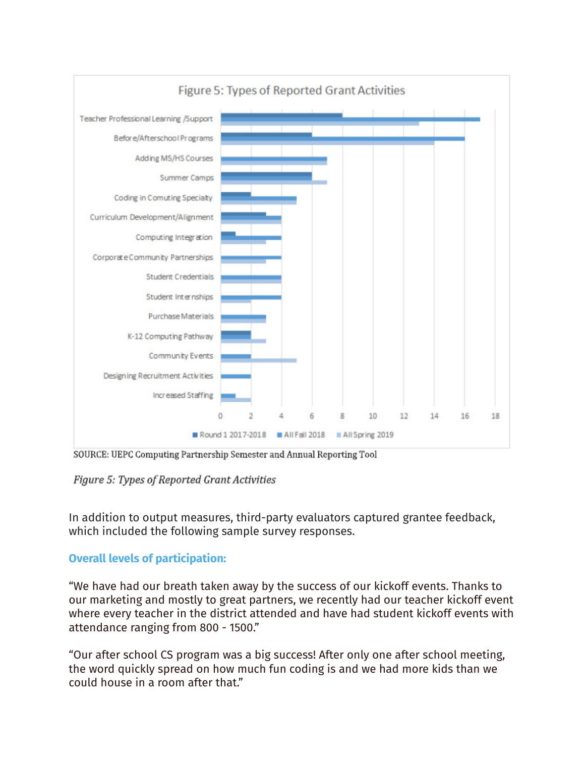SOURCE: UEPC Computing Partnership Semester and Annual Reporting Tool

*Figure 5: Types of Reported Grant Activities*

In addition to output measures, third-party evaluators captured grantee feedback, which included the following sample survey responses.

### Overall levels of participation:

“We have had our breath taken away by the success of our kickoff events. Thanks to our marketing and mostly to great partners, we recently had our teacher kickoff event where every teacher in the district attended and have had student kickoff events with attendance ranging from 800 - 1500.”

“Our after school CS program was a big success! After only one after school meeting, the word quickly spread on how much fun coding is and we had more kids than we could house in a room after that.”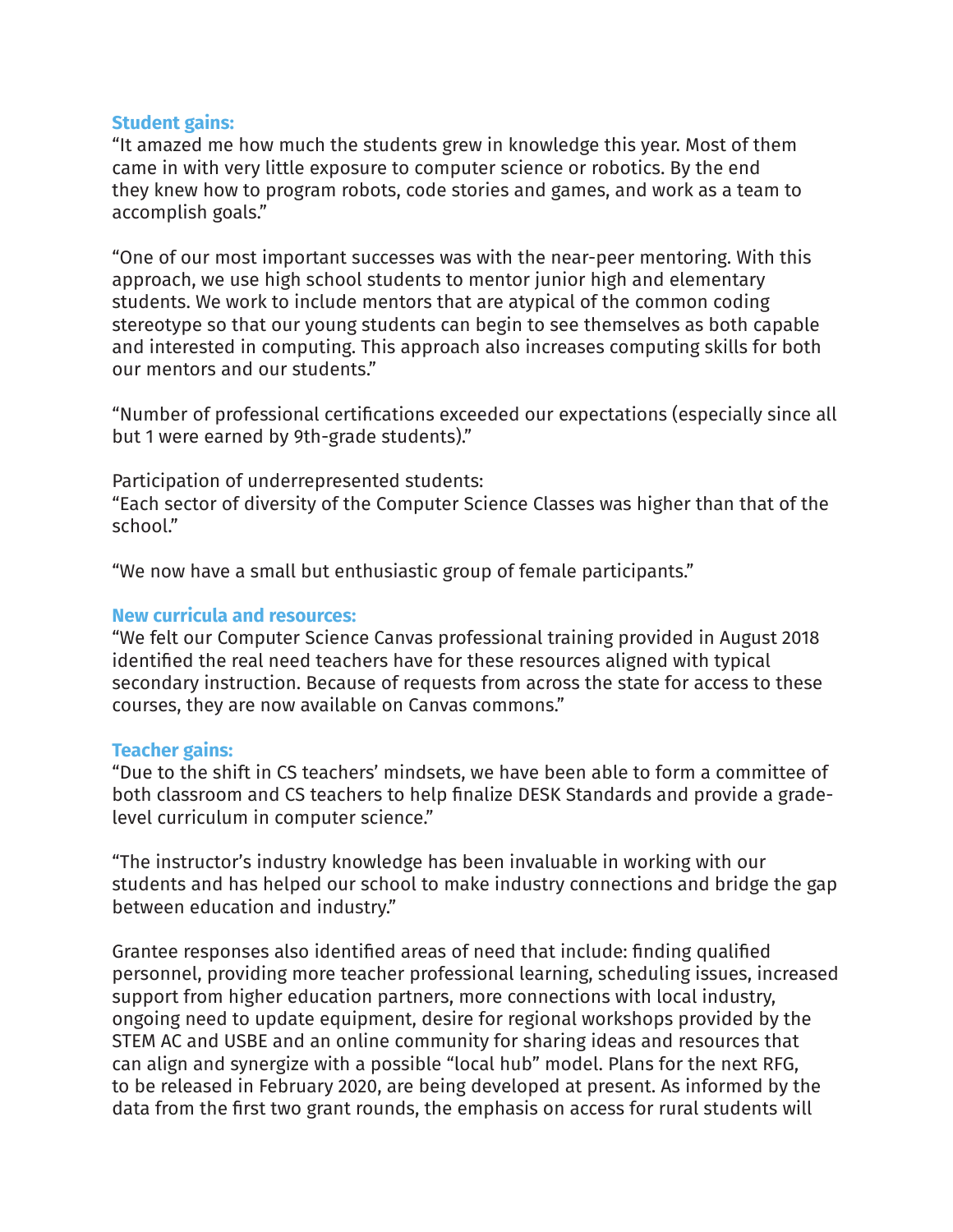**Student gains:**

"It amazed me how much the students grew in knowledge this year. Most of them came in with very little exposure to computer science or robotics. By the end they knew how to program robots, code stories and games, and work as a team to accomplish goals."

"One of our most important successes was with the near-peer mentoring. With this approach, we use high school students to mentor junior high and elementary students. We work to include mentors that are atypical of the common coding stereotype so that our young students can begin to see themselves as both capable and interested in computing. This approach also increases computing skills for both our mentors and our students."

"Number of professional certifications exceeded our expectations (especially since all but 1 were earned by 9th-grade students)."

Participation of underrepresented students:
"Each sector of diversity of the Computer Science Classes was higher than that of the school."

"We now have a small but enthusiastic group of female participants."

**New curricula and resources:**

"We felt our Computer Science Canvas professional training provided in August 2018 identified the real need teachers have for these resources aligned with typical secondary instruction. Because of requests from across the state for access to these courses, they are now available on Canvas commons."

**Teacher gains:**

"Due to the shift in CS teachers' mindsets, we have been able to form a committee of both classroom and CS teachers to help finalize DESK Standards and provide a grade-level curriculum in computer science."

"The instructor's industry knowledge has been invaluable in working with our students and has helped our school to make industry connections and bridge the gap between education and industry."

Grantee responses also identified areas of need that include: finding qualified personnel, providing more teacher professional learning, scheduling issues, increased support from higher education partners, more connections with local industry, ongoing need to update equipment, desire for regional workshops provided by the STEM AC and USBE and an online community for sharing ideas and resources that can align and synergize with a possible "local hub" model. Plans for the next RFG, to be released in February 2020, are being developed at present. As informed by the data from the first two grant rounds, the emphasis on access for rural students will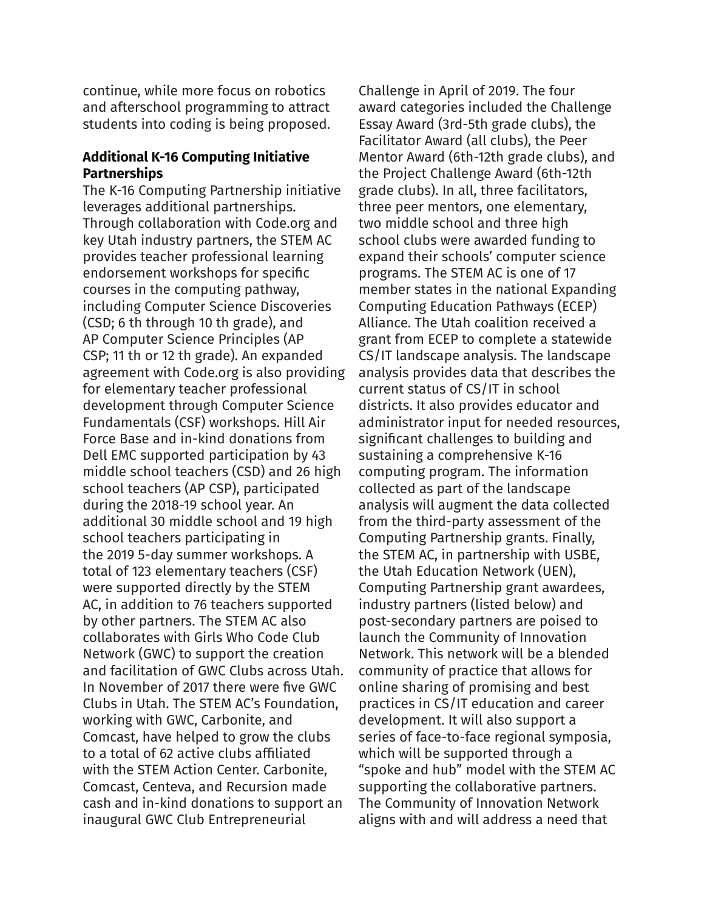continue, while more focus on robotics and afterschool programming to attract students into coding is being proposed.

**Additional K-16 Computing Initiative Partnerships**

The K-16 Computing Partnership initiative leverages additional partnerships. Through collaboration with Code.org and key Utah industry partners, the STEM AC provides teacher professional learning endorsement workshops for specific courses in the computing pathway, including Computer Science Discoveries (CSD; 6 th through 10 th grade), and AP Computer Science Principles (AP CSP; 11 th or 12 th grade). An expanded agreement with Code.org is also providing for elementary teacher professional development through Computer Science Fundamentals (CSF) workshops. Hill Air Force Base and in-kind donations from Dell EMC supported participation by 43 middle school teachers (CSD) and 26 high school teachers (AP CSP), participated during the 2018-19 school year. An additional 30 middle school and 19 high school teachers participating in the 2019 5-day summer workshops. A total of 123 elementary teachers (CSF) were supported directly by the STEM AC, in addition to 76 teachers supported by other partners. The STEM AC also collaborates with Girls Who Code Club Network (GWC) to support the creation and facilitation of GWC Clubs across Utah. In November of 2017 there were five GWC Clubs in Utah. The STEM AC's Foundation, working with GWC, Carbonite, and Comcast, have helped to grow the clubs to a total of 62 active clubs affiliated with the STEM Action Center. Carbonite, Comcast, Centeva, and Recursion made cash and in-kind donations to support an inaugural GWC Club Entrepreneurial Challenge in April of 2019. The four award categories included the Challenge Essay Award (3rd-5th grade clubs), the Facilitator Award (all clubs), the Peer Mentor Award (6th-12th grade clubs), and the Project Challenge Award (6th-12th grade clubs). In all, three facilitators, three peer mentors, one elementary, two middle school and three high school clubs were awarded funding to expand their schools' computer science programs. The STEM AC is one of 17 member states in the national Expanding Computing Education Pathways (ECEP) Alliance. The Utah coalition received a grant from ECEP to complete a statewide CS/IT landscape analysis. The landscape analysis provides data that describes the current status of CS/IT in school districts. It also provides educator and administrator input for needed resources, significant challenges to building and sustaining a comprehensive K-16 computing program. The information collected as part of the landscape analysis will augment the data collected from the third-party assessment of the Computing Partnership grants. Finally, the STEM AC, in partnership with USBE, the Utah Education Network (UEN), Computing Partnership grant awardees, industry partners (listed below) and post-secondary partners are poised to launch the Community of Innovation Network. This network will be a blended community of practice that allows for online sharing of promising and best practices in CS/IT education and career development. It will also support a series of face-to-face regional symposia, which will be supported through a "spoke and hub" model with the STEM AC supporting the collaborative partners. The Community of Innovation Network aligns with and will address a need that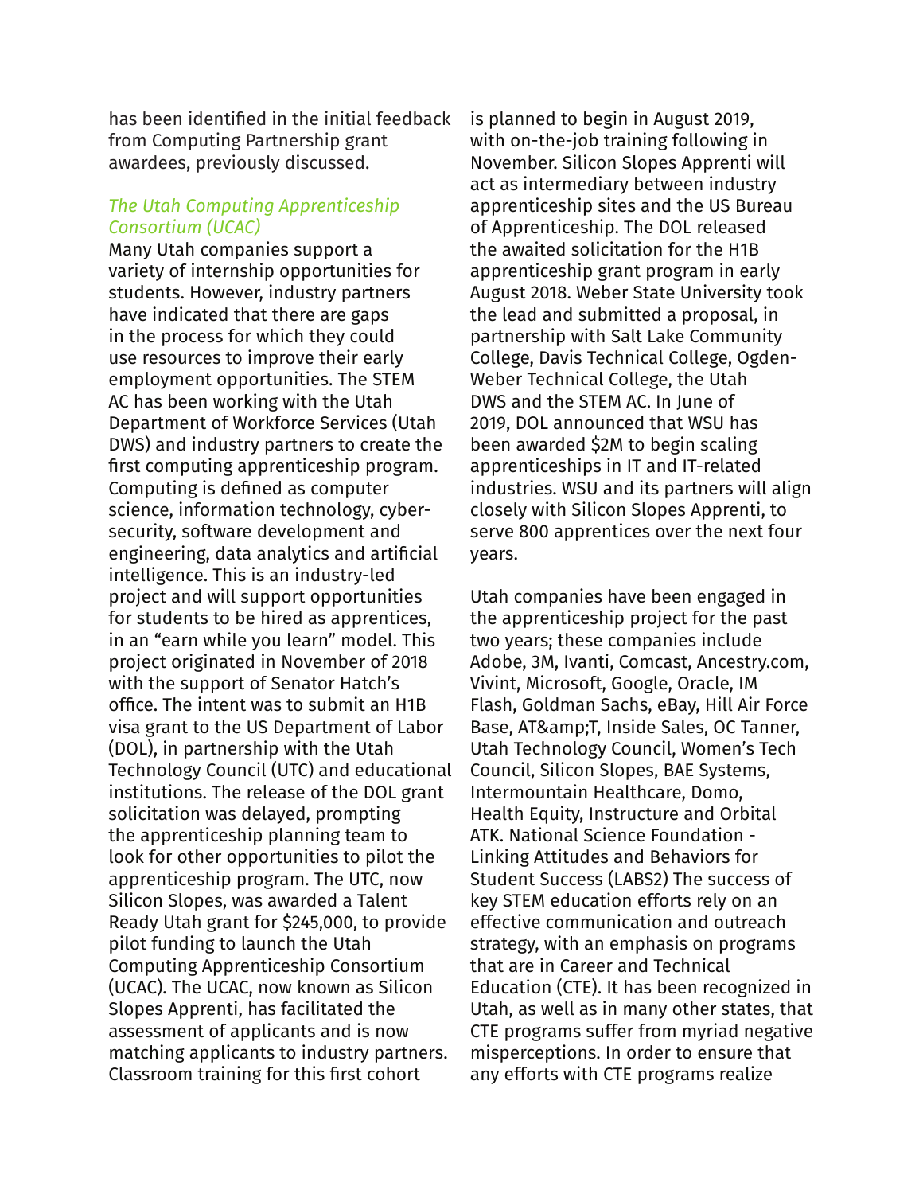has been identified in the initial feedback from Computing Partnership grant awardees, previously discussed.

### *The Utah Computing Apprenticeship Consortium (UCAC)*

Many Utah companies support a variety of internship opportunities for students. However, industry partners have indicated that there are gaps in the process for which they could use resources to improve their early employment opportunities. The STEM AC has been working with the Utah Department of Workforce Services (Utah DWS) and industry partners to create the first computing apprenticeship program. Computing is defined as computer science, information technology, cyber-security, software development and engineering, data analytics and artificial intelligence. This is an industry-led project and will support opportunities for students to be hired as apprentices, in an "earn while you learn" model. This project originated in November of 2018 with the support of Senator Hatch's office. The intent was to submit an H1B visa grant to the US Department of Labor (DOL), in partnership with the Utah Technology Council (UTC) and educational institutions. The release of the DOL grant solicitation was delayed, prompting the apprenticeship planning team to look for other opportunities to pilot the apprenticeship program. The UTC, now Silicon Slopes, was awarded a Talent Ready Utah grant for $245,000, to provide pilot funding to launch the Utah Computing Apprenticeship Consortium (UCAC). The UCAC, now known as Silicon Slopes Apprenti, has facilitated the assessment of applicants and is now matching applicants to industry partners. Classroom training for this first cohort is planned to begin in August 2019, with on-the-job training following in November. Silicon Slopes Apprenti will act as intermediary between industry apprenticeship sites and the US Bureau of Apprenticeship. The DOL released the awaited solicitation for the H1B apprenticeship grant program in early August 2018. Weber State University took the lead and submitted a proposal, in partnership with Salt Lake Community College, Davis Technical College, Ogden-Weber Technical College, the Utah DWS and the STEM AC. In June of 2019, DOL announced that WSU has been awarded $2M to begin scaling apprenticeships in IT and IT-related industries. WSU and its partners will align closely with Silicon Slopes Apprenti, to serve 800 apprentices over the next four years.

Utah companies have been engaged in the apprenticeship project for the past two years; these companies include Adobe, 3M, Ivanti, Comcast, Ancestry.com, Vivint, Microsoft, Google, Oracle, IM Flash, Goldman Sachs, eBay, Hill Air Force Base, AT&amp;T, Inside Sales, OC Tanner, Utah Technology Council, Women's Tech Council, Silicon Slopes, BAE Systems, Intermountain Healthcare, Domo, Health Equity, Instructure and Orbital ATK. National Science Foundation - Linking Attitudes and Behaviors for Student Success (LABS2) The success of key STEM education efforts rely on an effective communication and outreach strategy, with an emphasis on programs that are in Career and Technical Education (CTE). It has been recognized in Utah, as well as in many other states, that CTE programs suffer from myriad negative misperceptions. In order to ensure that any efforts with CTE programs realize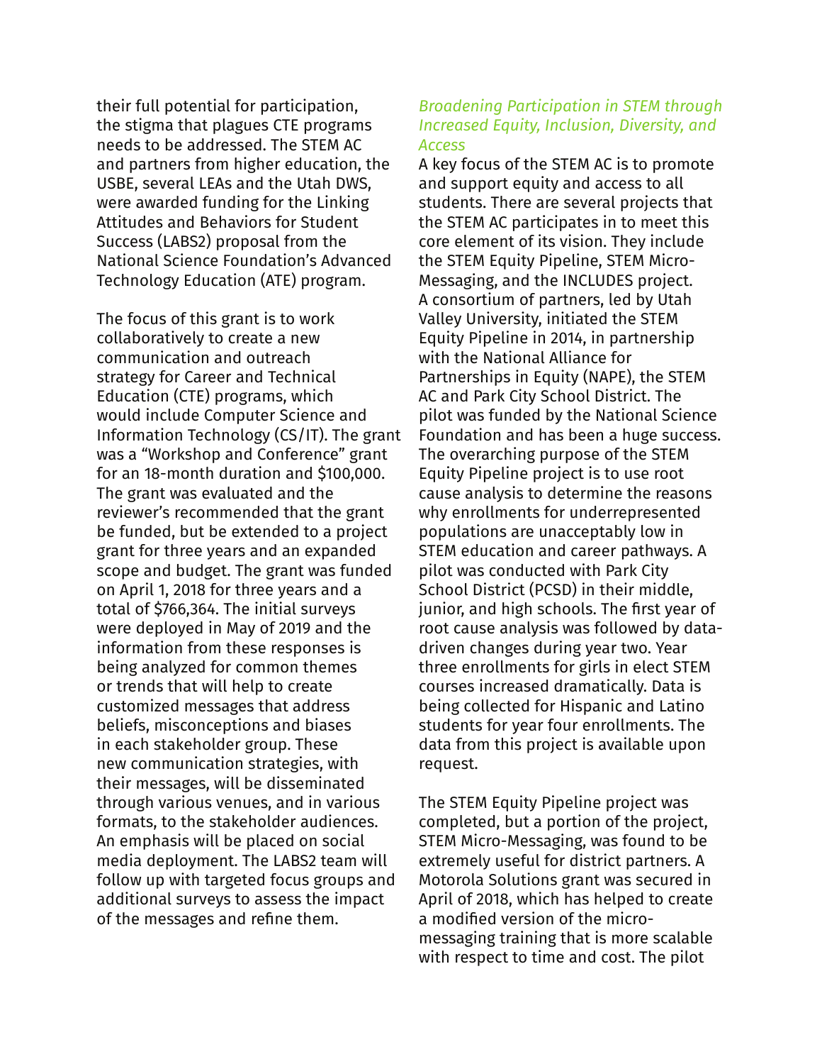their full potential for participation, the stigma that plagues CTE programs needs to be addressed. The STEM AC and partners from higher education, the USBE, several LEAs and the Utah DWS, were awarded funding for the Linking Attitudes and Behaviors for Student Success (LABS2) proposal from the National Science Foundation's Advanced Technology Education (ATE) program.

The focus of this grant is to work collaboratively to create a new communication and outreach strategy for Career and Technical Education (CTE) programs, which would include Computer Science and Information Technology (CS/IT). The grant was a "Workshop and Conference" grant for an 18-month duration and $100,000. The grant was evaluated and the reviewer's recommended that the grant be funded, but be extended to a project grant for three years and an expanded scope and budget. The grant was funded on April 1, 2018 for three years and a total of $766,364. The initial surveys were deployed in May of 2019 and the information from these responses is being analyzed for common themes or trends that will help to create customized messages that address beliefs, misconceptions and biases in each stakeholder group. These new communication strategies, with their messages, will be disseminated through various venues, and in various formats, to the stakeholder audiences. An emphasis will be placed on social media deployment. The LABS2 team will follow up with targeted focus groups and additional surveys to assess the impact of the messages and refine them.

*Broadening Participation in STEM through Increased Equity, Inclusion, Diversity, and Access*

A key focus of the STEM AC is to promote and support equity and access to all students. There are several projects that the STEM AC participates in to meet this core element of its vision. They include the STEM Equity Pipeline, STEM Micro-Messaging, and the INCLUDES project. A consortium of partners, led by Utah Valley University, initiated the STEM Equity Pipeline in 2014, in partnership with the National Alliance for Partnerships in Equity (NAPE), the STEM AC and Park City School District. The pilot was funded by the National Science Foundation and has been a huge success. The overarching purpose of the STEM Equity Pipeline project is to use root cause analysis to determine the reasons why enrollments for underrepresented populations are unacceptably low in STEM education and career pathways. A pilot was conducted with Park City School District (PCSD) in their middle, junior, and high schools. The first year of root cause analysis was followed by data-driven changes during year two. Year three enrollments for girls in elect STEM courses increased dramatically. Data is being collected for Hispanic and Latino students for year four enrollments. The data from this project is available upon request.

The STEM Equity Pipeline project was completed, but a portion of the project, STEM Micro-Messaging, was found to be extremely useful for district partners. A Motorola Solutions grant was secured in April of 2018, which has helped to create a modified version of the micro-messaging training that is more scalable with respect to time and cost. The pilot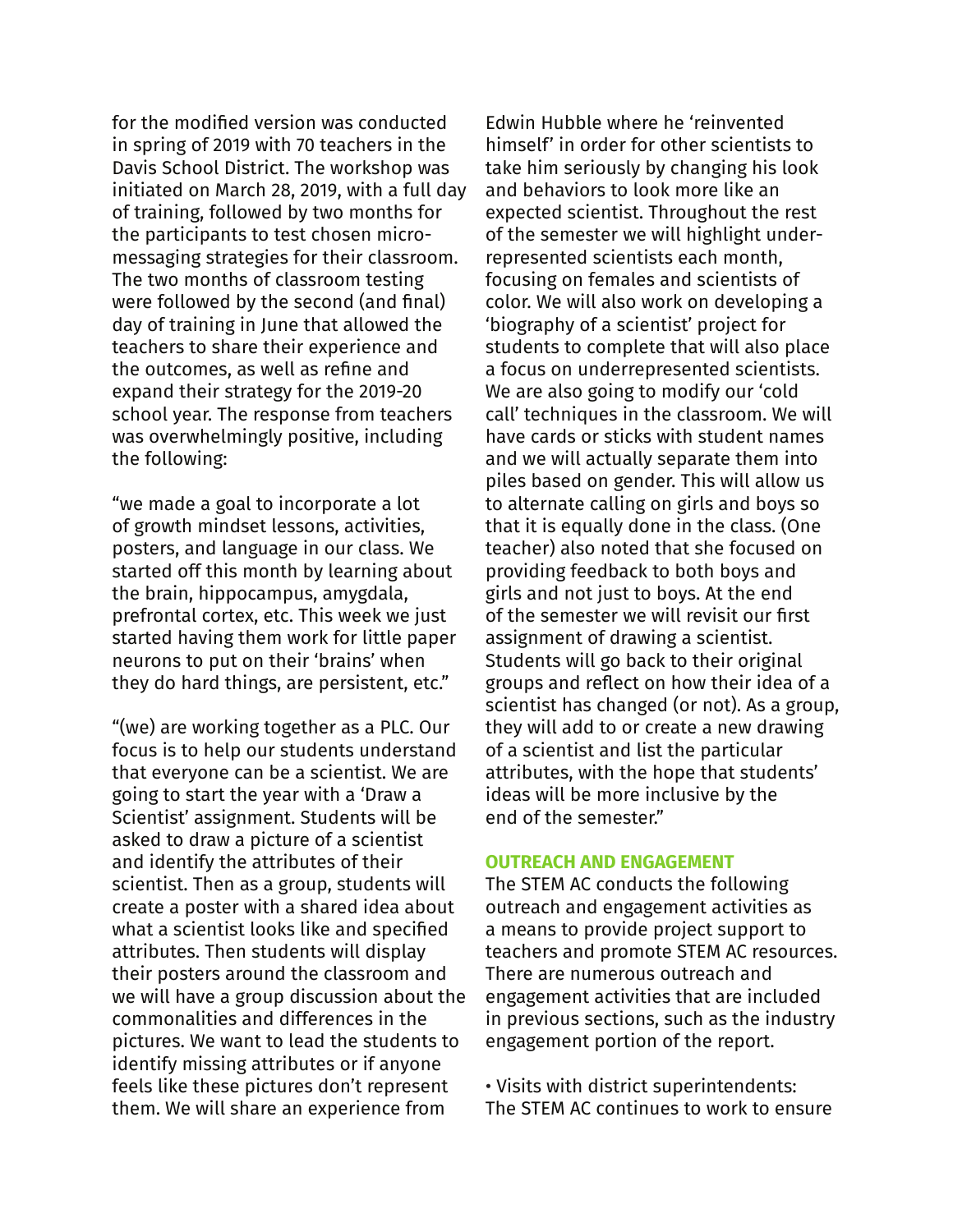for the modified version was conducted in spring of 2019 with 70 teachers in the Davis School District. The workshop was initiated on March 28, 2019, with a full day of training, followed by two months for the participants to test chosen micro-messaging strategies for their classroom. The two months of classroom testing were followed by the second (and final) day of training in June that allowed the teachers to share their experience and the outcomes, as well as refine and expand their strategy for the 2019-20 school year. The response from teachers was overwhelmingly positive, including the following:

"we made a goal to incorporate a lot of growth mindset lessons, activities, posters, and language in our class. We started off this month by learning about the brain, hippocampus, amygdala, prefrontal cortex, etc. This week we just started having them work for little paper neurons to put on their 'brains' when they do hard things, are persistent, etc."

"(we) are working together as a PLC. Our focus is to help our students understand that everyone can be a scientist. We are going to start the year with a 'Draw a Scientist' assignment. Students will be asked to draw a picture of a scientist and identify the attributes of their scientist. Then as a group, students will create a poster with a shared idea about what a scientist looks like and specified attributes. Then students will display their posters around the classroom and we will have a group discussion about the commonalities and differences in the pictures. We want to lead the students to identify missing attributes or if anyone feels like these pictures don't represent them. We will share an experience from Edwin Hubble where he 'reinvented himself' in order for other scientists to take him seriously by changing his look and behaviors to look more like an expected scientist. Throughout the rest of the semester we will highlight under-represented scientists each month, focusing on females and scientists of color. We will also work on developing a 'biography of a scientist' project for students to complete that will also place a focus on underrepresented scientists. We are also going to modify our 'cold call' techniques in the classroom. We will have cards or sticks with student names and we will actually separate them into piles based on gender. This will allow us to alternate calling on girls and boys so that it is equally done in the class. (One teacher) also noted that she focused on providing feedback to both boys and girls and not just to boys. At the end of the semester we will revisit our first assignment of drawing a scientist. Students will go back to their original groups and reflect on how their idea of a scientist has changed (or not). As a group, they will add to or create a new drawing of a scientist and list the particular attributes, with the hope that students' ideas will be more inclusive by the end of the semester."

### OUTREACH AND ENGAGEMENT

The STEM AC conducts the following outreach and engagement activities as a means to provide project support to teachers and promote STEM AC resources. There are numerous outreach and engagement activities that are included in previous sections, such as the industry engagement portion of the report.

- Visits with district superintendents: The STEM AC continues to work to ensure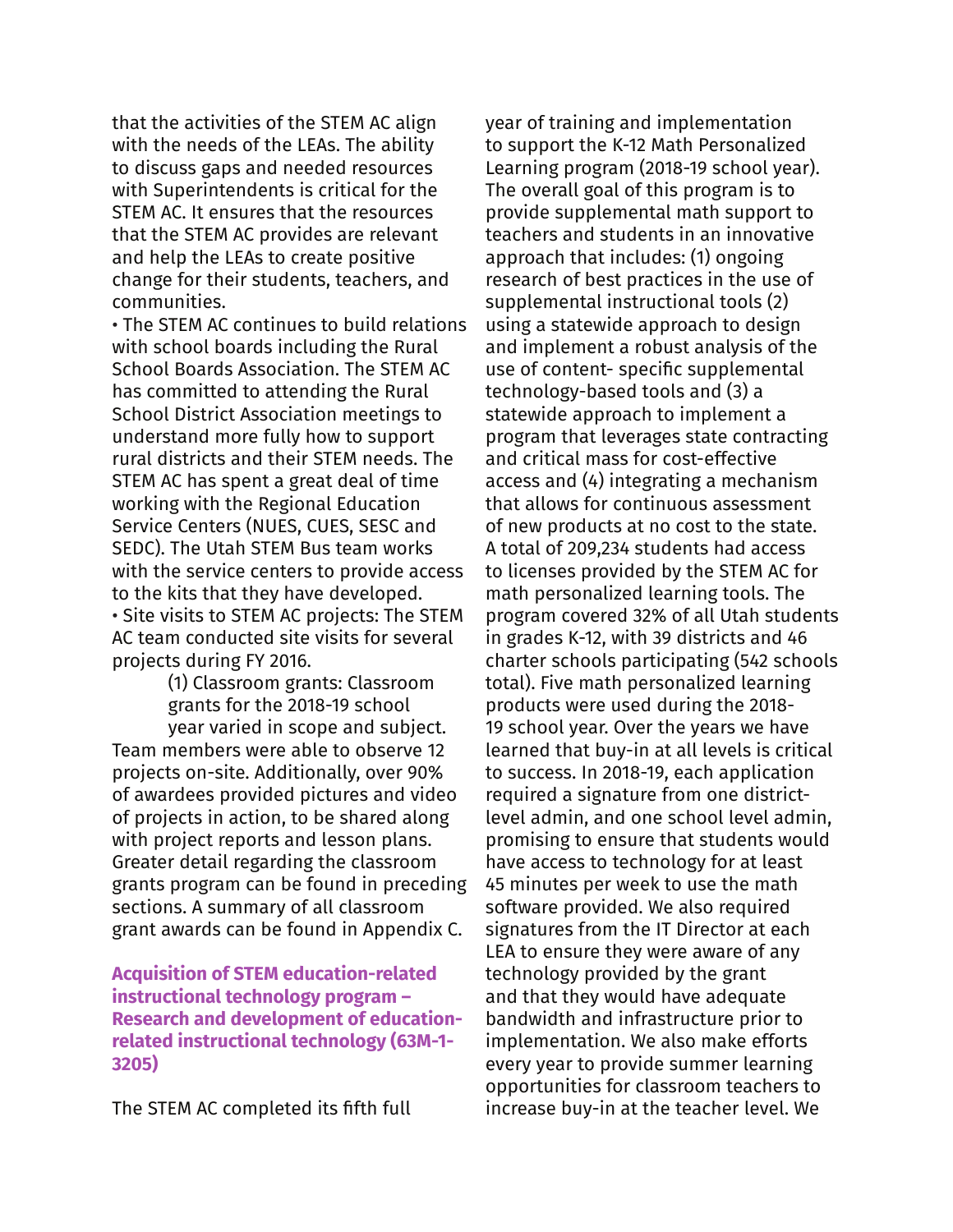that the activities of the STEM AC align with the needs of the LEAs. The ability to discuss gaps and needed resources with Superintendents is critical for the STEM AC. It ensures that the resources that the STEM AC provides are relevant and help the LEAs to create positive change for their students, teachers, and communities.

• The STEM AC continues to build relations with school boards including the Rural School Boards Association. The STEM AC has committed to attending the Rural School District Association meetings to understand more fully how to support rural districts and their STEM needs. The STEM AC has spent a great deal of time working with the Regional Education Service Centers (NUES, CUES, SESC and SEDC). The Utah STEM Bus team works with the service centers to provide access to the kits that they have developed.

• Site visits to STEM AC projects: The STEM AC team conducted site visits for several projects during FY 2016.

(1) Classroom grants: Classroom grants for the 2018-19 school year varied in scope and subject. Team members were able to observe 12 projects on-site. Additionally, over 90% of awardees provided pictures and video of projects in action, to be shared along with project reports and lesson plans. Greater detail regarding the classroom grants program can be found in preceding sections. A summary of all classroom grant awards can be found in Appendix C.

### Acquisition of STEM education-related instructional technology program – Research and development of education-related instructional technology (63M-1-3205)

The STEM AC completed its fifth full year of training and implementation to support the K-12 Math Personalized Learning program (2018-19 school year). The overall goal of this program is to provide supplemental math support to teachers and students in an innovative approach that includes: (1) ongoing research of best practices in the use of supplemental instructional tools (2) using a statewide approach to design and implement a robust analysis of the use of content- specific supplemental technology-based tools and (3) a statewide approach to implement a program that leverages state contracting and critical mass for cost-effective access and (4) integrating a mechanism that allows for continuous assessment of new products at no cost to the state. A total of 209,234 students had access to licenses provided by the STEM AC for math personalized learning tools. The program covered 32% of all Utah students in grades K-12, with 39 districts and 46 charter schools participating (542 schools total). Five math personalized learning products were used during the 2018-19 school year. Over the years we have learned that buy-in at all levels is critical to success. In 2018-19, each application required a signature from one district-level admin, and one school level admin, promising to ensure that students would have access to technology for at least 45 minutes per week to use the math software provided. We also required signatures from the IT Director at each LEA to ensure they were aware of any technology provided by the grant and that they would have adequate bandwidth and infrastructure prior to implementation. We also make efforts every year to provide summer learning opportunities for classroom teachers to increase buy-in at the teacher level. We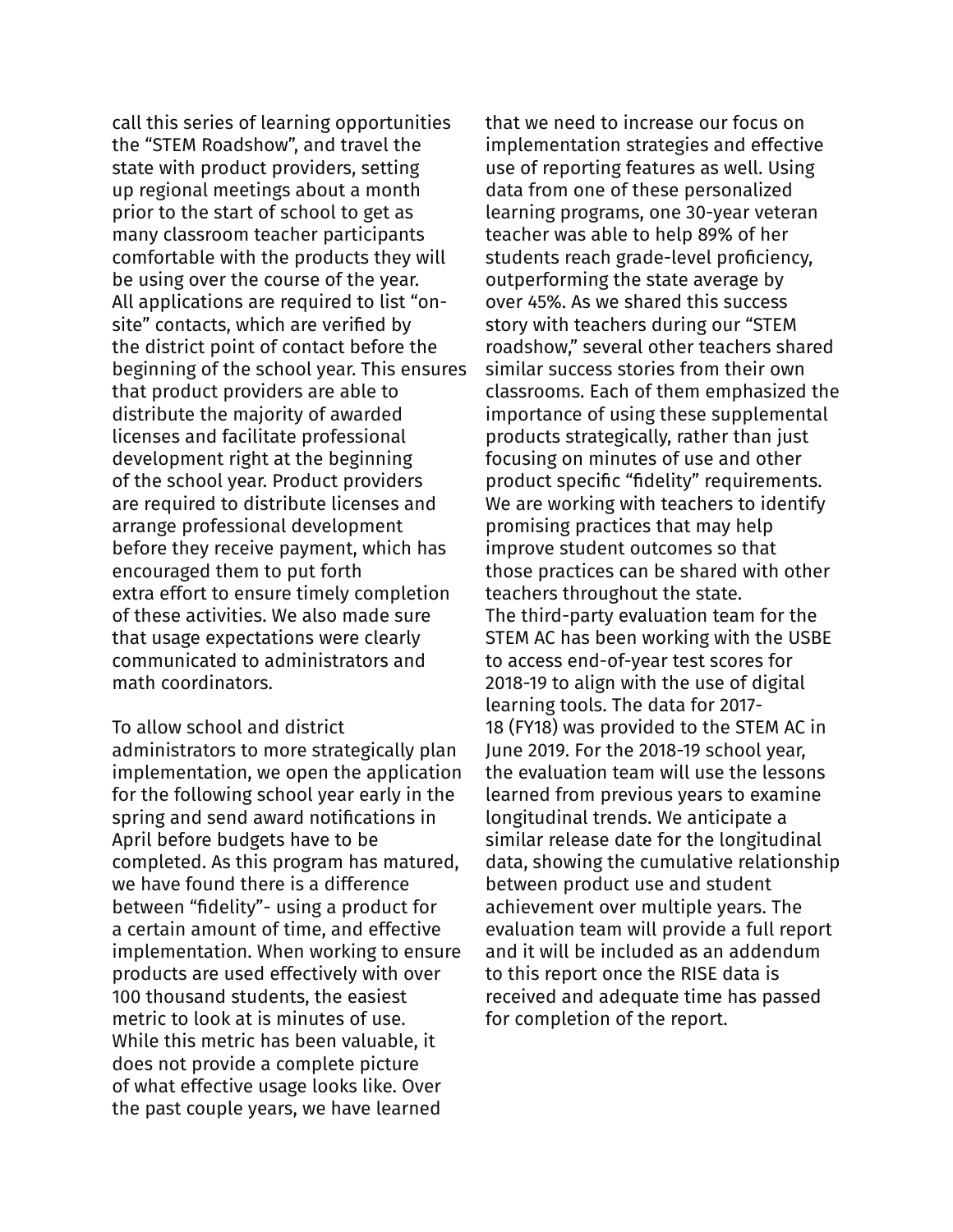call this series of learning opportunities the "STEM Roadshow", and travel the state with product providers, setting up regional meetings about a month prior to the start of school to get as many classroom teacher participants comfortable with the products they will be using over the course of the year. All applications are required to list "on-site" contacts, which are verified by the district point of contact before the beginning of the school year. This ensures that product providers are able to distribute the majority of awarded licenses and facilitate professional development right at the beginning of the school year. Product providers are required to distribute licenses and arrange professional development before they receive payment, which has encouraged them to put forth extra effort to ensure timely completion of these activities. We also made sure that usage expectations were clearly communicated to administrators and math coordinators.

To allow school and district administrators to more strategically plan implementation, we open the application for the following school year early in the spring and send award notifications in April before budgets have to be completed. As this program has matured, we have found there is a difference between "fidelity"- using a product for a certain amount of time, and effective implementation. When working to ensure products are used effectively with over 100 thousand students, the easiest metric to look at is minutes of use. While this metric has been valuable, it does not provide a complete picture of what effective usage looks like. Over the past couple years, we have learned that we need to increase our focus on implementation strategies and effective use of reporting features as well. Using data from one of these personalized learning programs, one 30-year veteran teacher was able to help 89% of her students reach grade-level proficiency, outperforming the state average by over 45%. As we shared this success story with teachers during our "STEM roadshow," several other teachers shared similar success stories from their own classrooms. Each of them emphasized the importance of using these supplemental products strategically, rather than just focusing on minutes of use and other product specific "fidelity" requirements. We are working with teachers to identify promising practices that may help improve student outcomes so that those practices can be shared with other teachers throughout the state.

The third-party evaluation team for the STEM AC has been working with the USBE to access end-of-year test scores for 2018-19 to align with the use of digital learning tools. The data for 2017-18 (FY18) was provided to the STEM AC in June 2019. For the 2018-19 school year, the evaluation team will use the lessons learned from previous years to examine longitudinal trends. We anticipate a similar release date for the longitudinal data, showing the cumulative relationship between product use and student achievement over multiple years. The evaluation team will provide a full report and it will be included as an addendum to this report once the RISE data is received and adequate time has passed for completion of the report.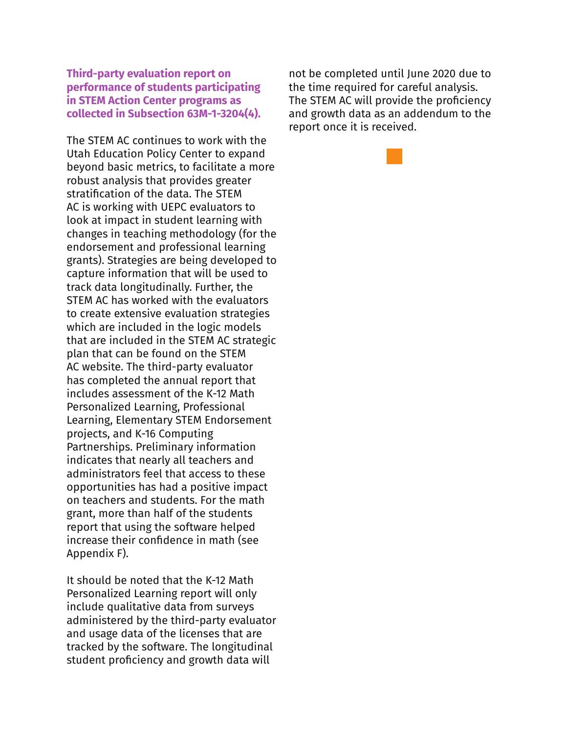### Third-party evaluation report on performance of students participating in STEM Action Center programs as collected in Subsection 63M-1-3204(4).

The STEM AC continues to work with the Utah Education Policy Center to expand beyond basic metrics, to facilitate a more robust analysis that provides greater stratification of the data. The STEM AC is working with UEPC evaluators to look at impact in student learning with changes in teaching methodology (for the endorsement and professional learning grants). Strategies are being developed to capture information that will be used to track data longitudinally. Further, the STEM AC has worked with the evaluators to create extensive evaluation strategies which are included in the logic models that are included in the STEM AC strategic plan that can be found on the STEM AC website. The third-party evaluator has completed the annual report that includes assessment of the K-12 Math Personalized Learning, Professional Learning, Elementary STEM Endorsement projects, and K-16 Computing Partnerships. Preliminary information indicates that nearly all teachers and administrators feel that access to these opportunities has had a positive impact on teachers and students. For the math grant, more than half of the students report that using the software helped increase their confidence in math (see Appendix F).

It should be noted that the K-12 Math Personalized Learning report will only include qualitative data from surveys administered by the third-party evaluator and usage data of the licenses that are tracked by the software. The longitudinal student proficiency and growth data will not be completed until June 2020 due to the time required for careful analysis. The STEM AC will provide the proficiency and growth data as an addendum to the report once it is received.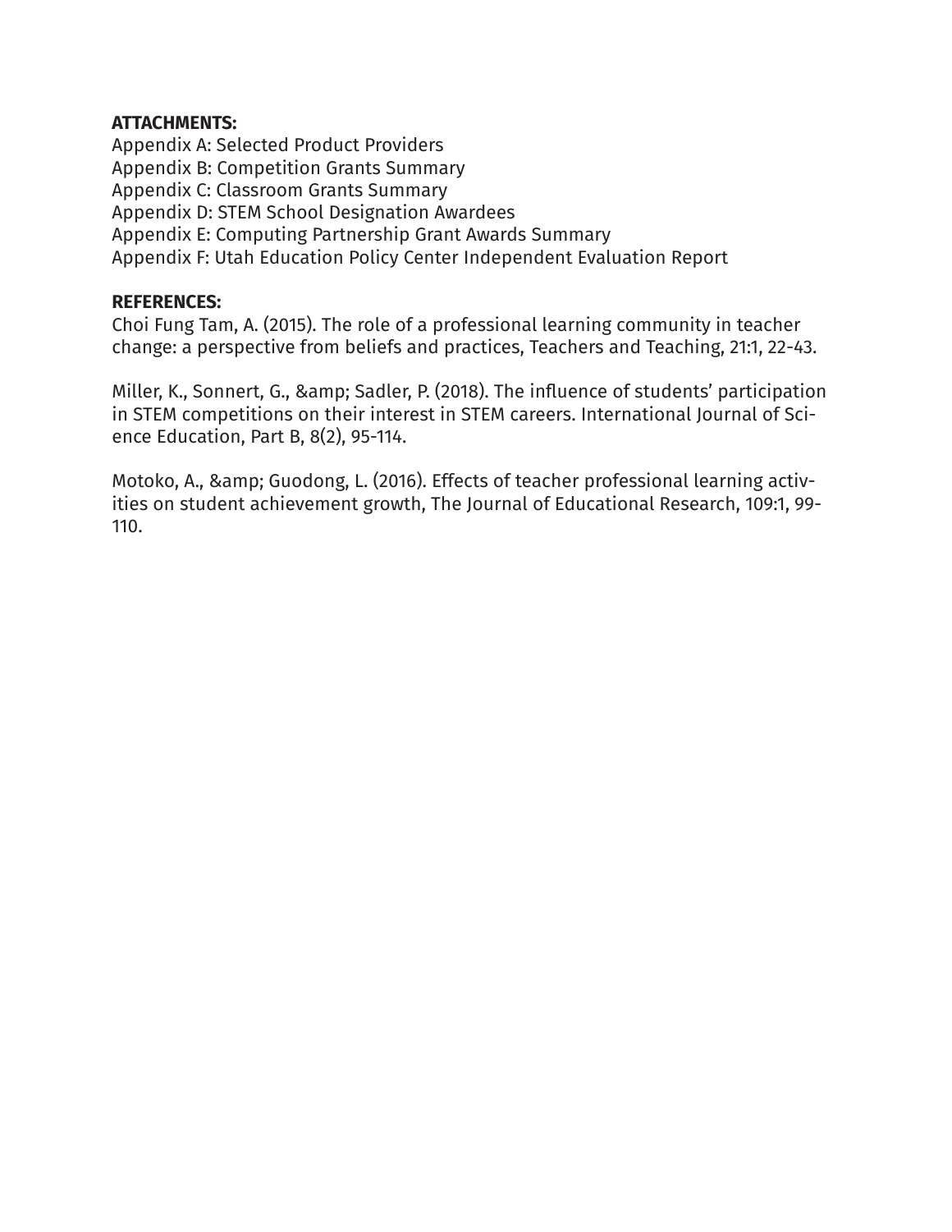**ATTACHMENTS:**

Appendix A: Selected Product Providers
Appendix B: Competition Grants Summary
Appendix C: Classroom Grants Summary
Appendix D: STEM School Designation Awardees
Appendix E: Computing Partnership Grant Awards Summary
Appendix F: Utah Education Policy Center Independent Evaluation Report

**REFERENCES:**

Choi Fung Tam, A. (2015). The role of a professional learning community in teacher change: a perspective from beliefs and practices, Teachers and Teaching, 21:1, 22-43.

Miller, K., Sonnert, G., &amp; Sadler, P. (2018). The influence of students' participation in STEM competitions on their interest in STEM careers. International Journal of Science Education, Part B, 8(2), 95-114.

Motoko, A., &amp; Guodong, L. (2016). Effects of teacher professional learning activities on student achievement growth, The Journal of Educational Research, 109:1, 99-110.